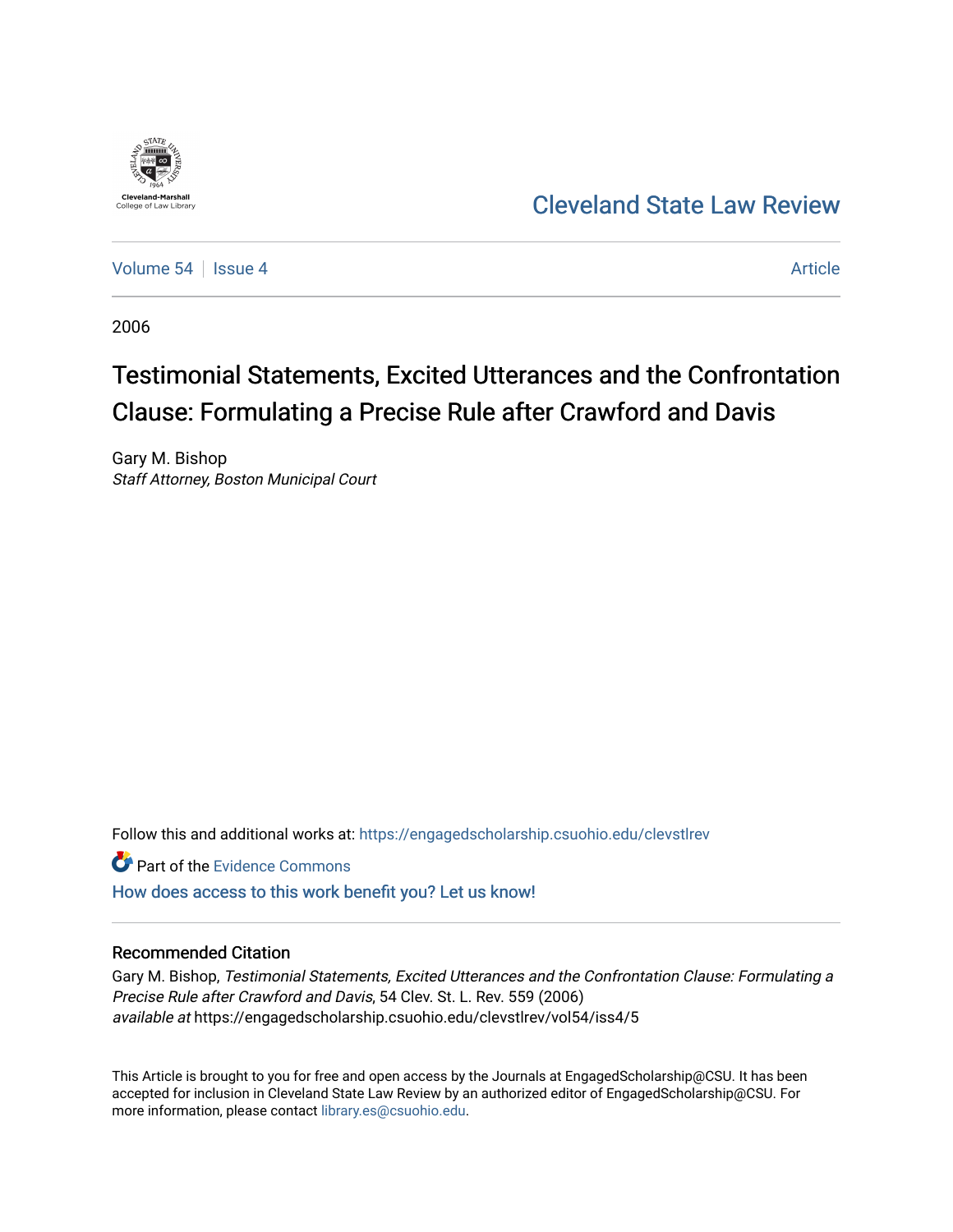Cleveland-Marshall College of Law Library

Cleveland State Law Review

Volume 54 | Issue 4 | Article

2006

# Testimonial Statements, Excited Utterances and the Confrontation Clause: Formulating a Precise Rule after Crawford and Davis

Gary M. Bishop
*Staff Attorney, Boston Municipal Court*

Follow this and additional works at: https://engagedscholarship.csuohio.edu/clevstlrev

Part of the Evidence Commons

How does access to this work benefit you? Let us know!

## Recommended Citation

Gary M. Bishop, *Testimonial Statements, Excited Utterances and the Confrontation Clause: Formulating a Precise Rule after Crawford and Davis*, 54 Clev. St. L. Rev. 559 (2006)
*available at* https://engagedscholarship.csuohio.edu/clevstlrev/vol54/iss4/5

This Article is brought to you for free and open access by the Journals at EngagedScholarship@CSU. It has been accepted for inclusion in Cleveland State Law Review by an authorized editor of EngagedScholarship@CSU. For more information, please contact library.es@csuohio.edu.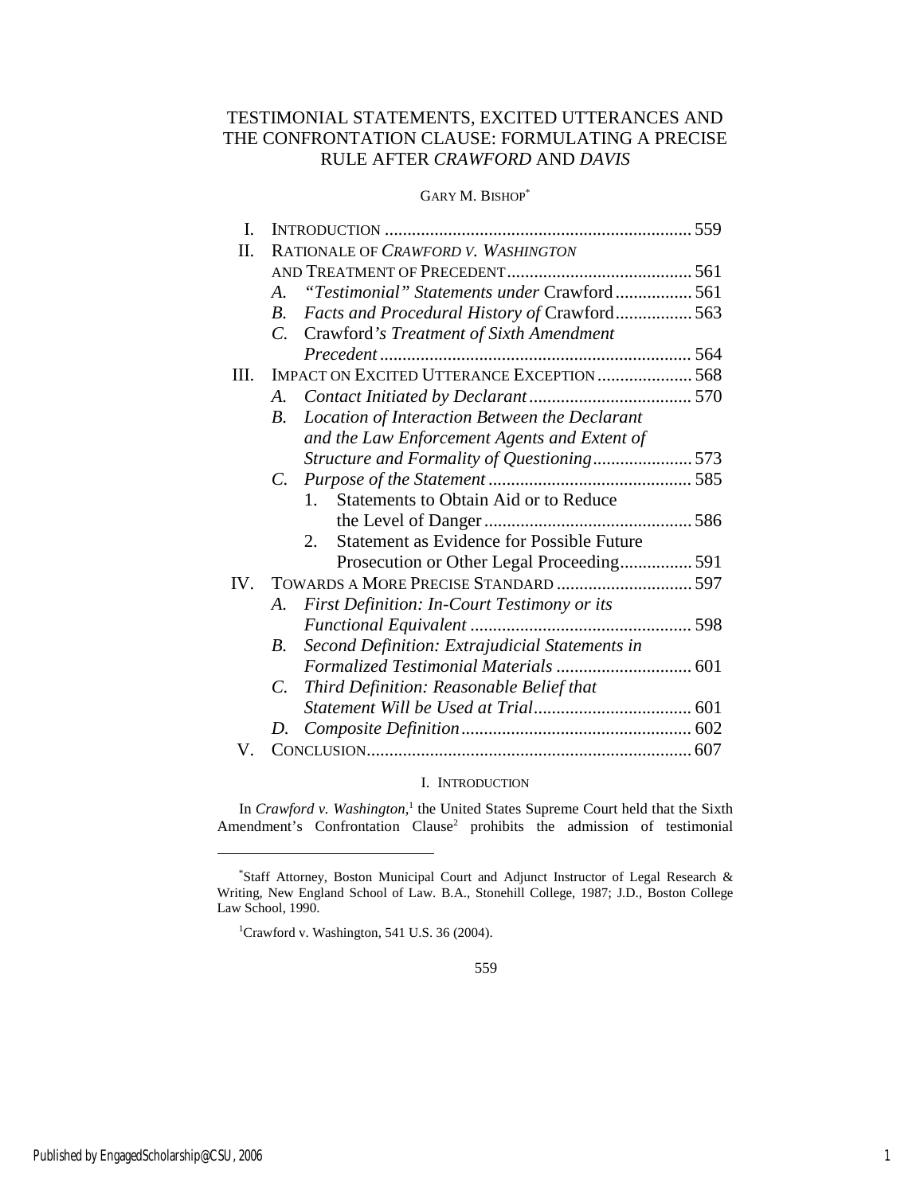# TESTIMONIAL STATEMENTS, EXCITED UTTERANCES AND THE CONFRONTATION CLAUSE: FORMULATING A PRECISE RULE AFTER *CRAWFORD* AND *DAVIS*

GARY M. BISHOP*

I. INTRODUCTION .................................................................... 559
II. RATIONALE OF *CRAWFORD V. WASHINGTON* AND TREATMENT OF PRECEDENT ......................................... 561
  A. *"Testimonial" Statements under* Crawford ................. 561
  B. *Facts and Procedural History of* Crawford ................. 563
  C. Crawford*'s Treatment of Sixth Amendment Precedent* ..................................................................... 564
III. IMPACT ON EXCITED UTTERANCE EXCEPTION ..................... 568
  A. *Contact Initiated by Declarant* .................................... 570
  B. *Location of Interaction Between the Declarant and the Law Enforcement Agents and Extent of Structure and Formality of Questioning* ...................... 573
  C. *Purpose of the Statement* ............................................. 585
    1. Statements to Obtain Aid or to Reduce the Level of Danger ............................................. 586
    2. Statement as Evidence for Possible Future Prosecution or Other Legal Proceeding................ 591
IV. TOWARDS A MORE PRECISE STANDARD .............................. 597
  A. *First Definition: In-Court Testimony or its Functional Equivalent* ................................................. 598
  B. *Second Definition: Extrajudicial Statements in Formalized Testimonial Materials* .............................. 601
  C. *Third Definition: Reasonable Belief that Statement Will be Used at Trial*................................... 601
  D. *Composite Definition*................................................... 602
V. CONCLUSION........................................................................ 607

## I. INTRODUCTION

In *Crawford v. Washington*,[1] the United States Supreme Court held that the Sixth Amendment's Confrontation Clause[2] prohibits the admission of testimonial

---

*Staff Attorney, Boston Municipal Court and Adjunct Instructor of Legal Research & Writing, New England School of Law. B.A., Stonehill College, 1987; J.D., Boston College Law School, 1990.

[1]Crawford v. Washington, 541 U.S. 36 (2004).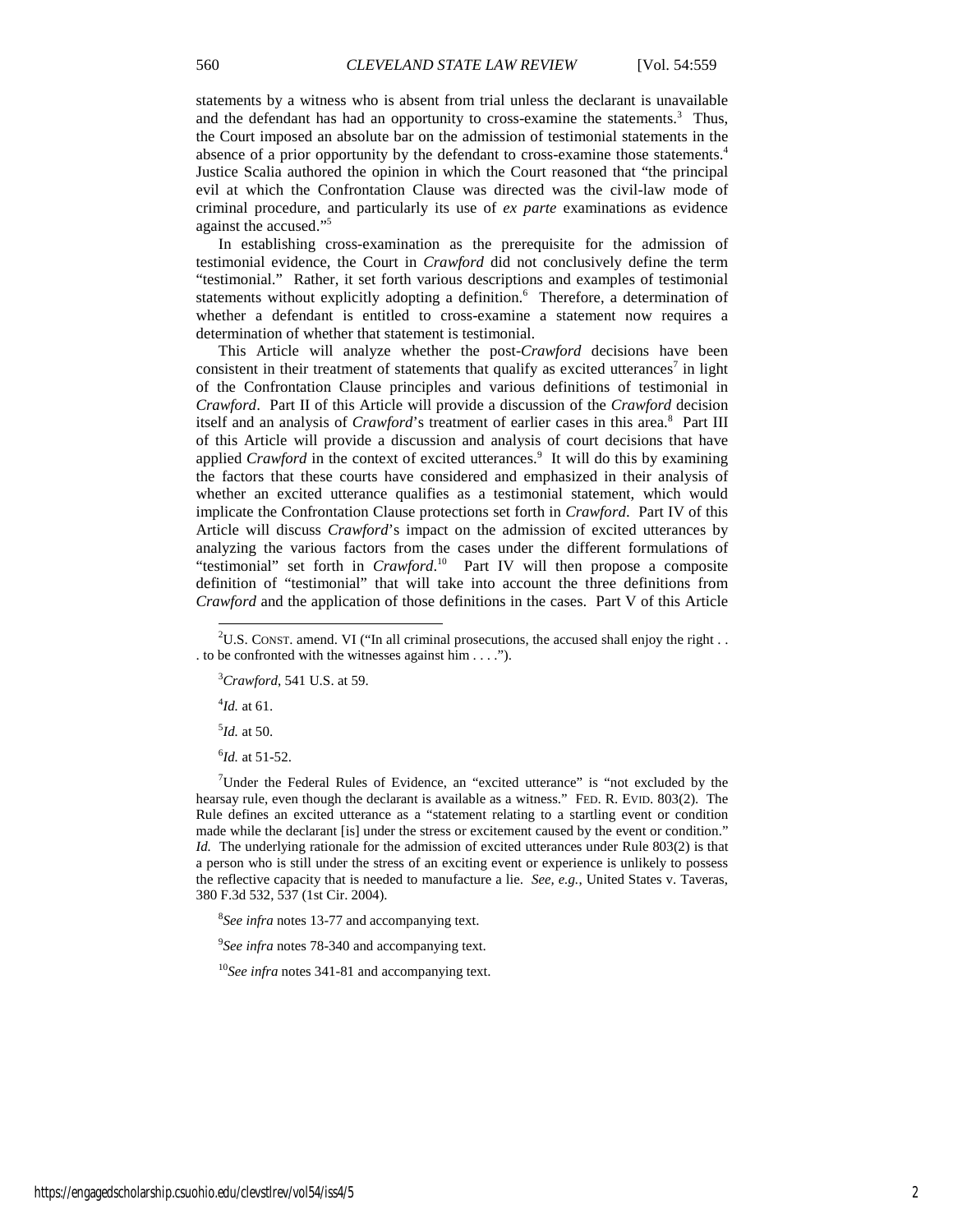statements by a witness who is absent from trial unless the declarant is unavailable and the defendant has had an opportunity to cross-examine the statements.[3] Thus, the Court imposed an absolute bar on the admission of testimonial statements in the absence of a prior opportunity by the defendant to cross-examine those statements.[4] Justice Scalia authored the opinion in which the Court reasoned that "the principal evil at which the Confrontation Clause was directed was the civil-law mode of criminal procedure, and particularly its use of *ex parte* examinations as evidence against the accused."[5]

In establishing cross-examination as the prerequisite for the admission of testimonial evidence, the Court in *Crawford* did not conclusively define the term "testimonial." Rather, it set forth various descriptions and examples of testimonial statements without explicitly adopting a definition.[6] Therefore, a determination of whether a defendant is entitled to cross-examine a statement now requires a determination of whether that statement is testimonial.

This Article will analyze whether the post-*Crawford* decisions have been consistent in their treatment of statements that qualify as excited utterances[7] in light of the Confrontation Clause principles and various definitions of testimonial in *Crawford*. Part II of this Article will provide a discussion of the *Crawford* decision itself and an analysis of *Crawford*'s treatment of earlier cases in this area.[8] Part III of this Article will provide a discussion and analysis of court decisions that have applied *Crawford* in the context of excited utterances.[9] It will do this by examining the factors that these courts have considered and emphasized in their analysis of whether an excited utterance qualifies as a testimonial statement, which would implicate the Confrontation Clause protections set forth in *Crawford*. Part IV of this Article will discuss *Crawford*'s impact on the admission of excited utterances by analyzing the various factors from the cases under the different formulations of "testimonial" set forth in *Crawford*.[10] Part IV will then propose a composite definition of "testimonial" that will take into account the three definitions from *Crawford* and the application of those definitions in the cases. Part V of this Article

---

[2] U.S. CONST. amend. VI ("In all criminal prosecutions, the accused shall enjoy the right . . . to be confronted with the witnesses against him . . . .").

[3] *Crawford*, 541 U.S. at 59.

[4] *Id.* at 61.

[5] *Id.* at 50.

[6] *Id.* at 51-52.

[7] Under the Federal Rules of Evidence, an "excited utterance" is "not excluded by the hearsay rule, even though the declarant is available as a witness." FED. R. EVID. 803(2). The Rule defines an excited utterance as a "statement relating to a startling event or condition made while the declarant [is] under the stress or excitement caused by the event or condition." *Id.* The underlying rationale for the admission of excited utterances under Rule 803(2) is that a person who is still under the stress of an exciting event or experience is unlikely to possess the reflective capacity that is needed to manufacture a lie. *See, e.g.*, United States v. Taveras, 380 F.3d 532, 537 (1st Cir. 2004).

[8] *See infra* notes 13-77 and accompanying text.

[9] *See infra* notes 78-340 and accompanying text.

[10] *See infra* notes 341-81 and accompanying text.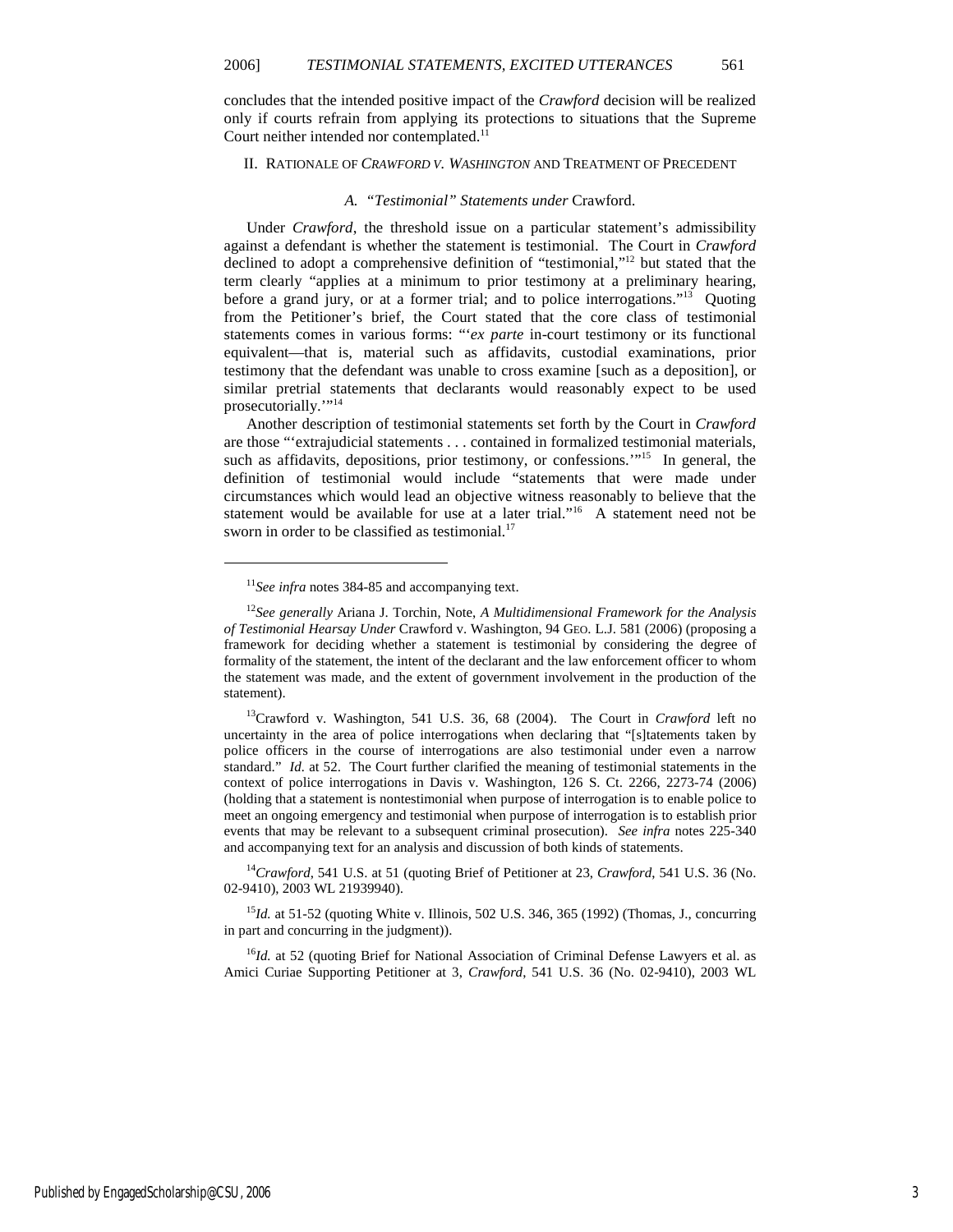concludes that the intended positive impact of the *Crawford* decision will be realized only if courts refrain from applying its protections to situations that the Supreme Court neither intended nor contemplated.[11]

## II. Rationale of *Crawford v. Washington* and Treatment of Precedent

### A. *"Testimonial" Statements under* Crawford.

Under *Crawford*, the threshold issue on a particular statement's admissibility against a defendant is whether the statement is testimonial. The Court in *Crawford* declined to adopt a comprehensive definition of "testimonial,"[12] but stated that the term clearly "applies at a minimum to prior testimony at a preliminary hearing, before a grand jury, or at a former trial; and to police interrogations."[13] Quoting from the Petitioner's brief, the Court stated that the core class of testimonial statements comes in various forms: "'*ex parte* in-court testimony or its functional equivalent—that is, material such as affidavits, custodial examinations, prior testimony that the defendant was unable to cross examine [such as a deposition], or similar pretrial statements that declarants would reasonably expect to be used prosecutorially.'"[14]

Another description of testimonial statements set forth by the Court in *Crawford* are those "'extrajudicial statements . . . contained in formalized testimonial materials, such as affidavits, depositions, prior testimony, or confessions.'"[15] In general, the definition of testimonial would include "statements that were made under circumstances which would lead an objective witness reasonably to believe that the statement would be available for use at a later trial."[16] A statement need not be sworn in order to be classified as testimonial.[17]

---

[11] *See infra* notes 384-85 and accompanying text.

[12] *See generally* Ariana J. Torchin, Note, *A Multidimensional Framework for the Analysis of Testimonial Hearsay Under* Crawford v. Washington, 94 GEO. L.J. 581 (2006) (proposing a framework for deciding whether a statement is testimonial by considering the degree of formality of the statement, the intent of the declarant and the law enforcement officer to whom the statement was made, and the extent of government involvement in the production of the statement).

[13] Crawford v. Washington, 541 U.S. 36, 68 (2004). The Court in *Crawford* left no uncertainty in the area of police interrogations when declaring that "[s]tatements taken by police officers in the course of interrogations are also testimonial under even a narrow standard." *Id.* at 52. The Court further clarified the meaning of testimonial statements in the context of police interrogations in Davis v. Washington, 126 S. Ct. 2266, 2273-74 (2006) (holding that a statement is nontestimonial when purpose of interrogation is to enable police to meet an ongoing emergency and testimonial when purpose of interrogation is to establish prior events that may be relevant to a subsequent criminal prosecution). *See infra* notes 225-340 and accompanying text for an analysis and discussion of both kinds of statements.

[14] *Crawford*, 541 U.S. at 51 (quoting Brief of Petitioner at 23, *Crawford*, 541 U.S. 36 (No. 02-9410), 2003 WL 21939940).

[15] *Id.* at 51-52 (quoting White v. Illinois, 502 U.S. 346, 365 (1992) (Thomas, J., concurring in part and concurring in the judgment)).

[16] *Id.* at 52 (quoting Brief for National Association of Criminal Defense Lawyers et al. as Amici Curiae Supporting Petitioner at 3, *Crawford*, 541 U.S. 36 (No. 02-9410), 2003 WL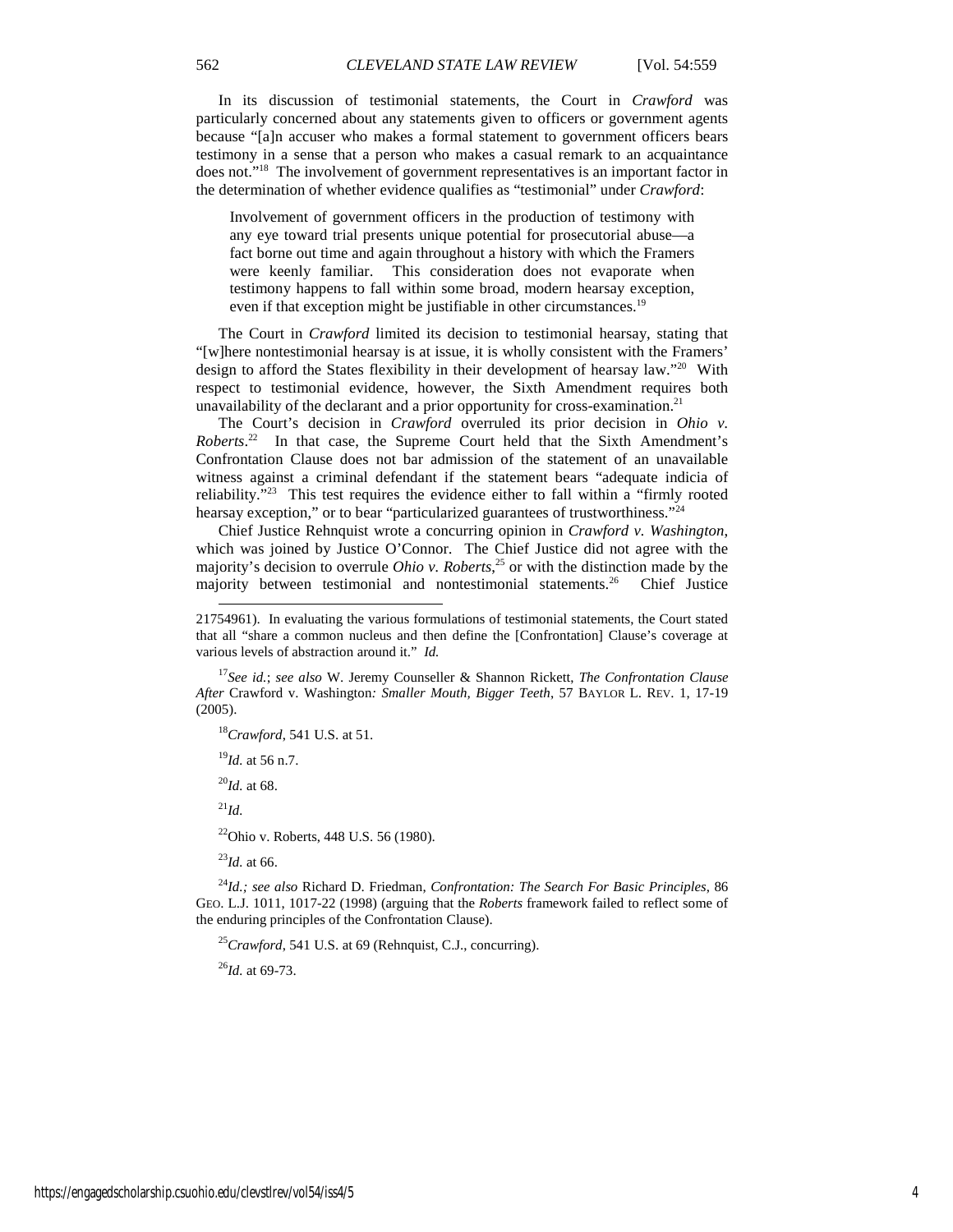In its discussion of testimonial statements, the Court in *Crawford* was particularly concerned about any statements given to officers or government agents because "[a]n accuser who makes a formal statement to government officers bears testimony in a sense that a person who makes a casual remark to an acquaintance does not."[18] The involvement of government representatives is an important factor in the determination of whether evidence qualifies as "testimonial" under *Crawford*:

> Involvement of government officers in the production of testimony with any eye toward trial presents unique potential for prosecutorial abuse—a fact borne out time and again throughout a history with which the Framers were keenly familiar. This consideration does not evaporate when testimony happens to fall within some broad, modern hearsay exception, even if that exception might be justifiable in other circumstances.[19]

The Court in *Crawford* limited its decision to testimonial hearsay, stating that "[w]here nontestimonial hearsay is at issue, it is wholly consistent with the Framers' design to afford the States flexibility in their development of hearsay law."[20] With respect to testimonial evidence, however, the Sixth Amendment requires both unavailability of the declarant and a prior opportunity for cross-examination.[21]

The Court's decision in *Crawford* overruled its prior decision in *Ohio v. Roberts*.[22] In that case, the Supreme Court held that the Sixth Amendment's Confrontation Clause does not bar admission of the statement of an unavailable witness against a criminal defendant if the statement bears "adequate indicia of reliability."[23] This test requires the evidence either to fall within a "firmly rooted hearsay exception," or to bear "particularized guarantees of trustworthiness."[24]

Chief Justice Rehnquist wrote a concurring opinion in *Crawford v. Washington*, which was joined by Justice O'Connor. The Chief Justice did not agree with the majority's decision to overrule *Ohio v. Roberts*,[25] or with the distinction made by the majority between testimonial and nontestimonial statements.[26] Chief Justice

---

21754961). In evaluating the various formulations of testimonial statements, the Court stated that all "share a common nucleus and then define the [Confrontation] Clause's coverage at various levels of abstraction around it." *Id.*

[17] *See id.*; *see also* W. Jeremy Counseller & Shannon Rickett, *The Confrontation Clause After* Crawford v. Washington*: Smaller Mouth, Bigger Teeth*, 57 BAYLOR L. REV. 1, 17-19 (2005).

[18] *Crawford*, 541 U.S. at 51.

[19] *Id.* at 56 n.7.

[20] *Id.* at 68.

[21] *Id.*

[22] Ohio v. Roberts, 448 U.S. 56 (1980).

[23] *Id.* at 66.

[24] *Id.; see also* Richard D. Friedman, *Confrontation: The Search For Basic Principles*, 86 GEO. L.J. 1011, 1017-22 (1998) (arguing that the *Roberts* framework failed to reflect some of the enduring principles of the Confrontation Clause).

[25] *Crawford*, 541 U.S. at 69 (Rehnquist, C.J., concurring).

[26] *Id.* at 69-73.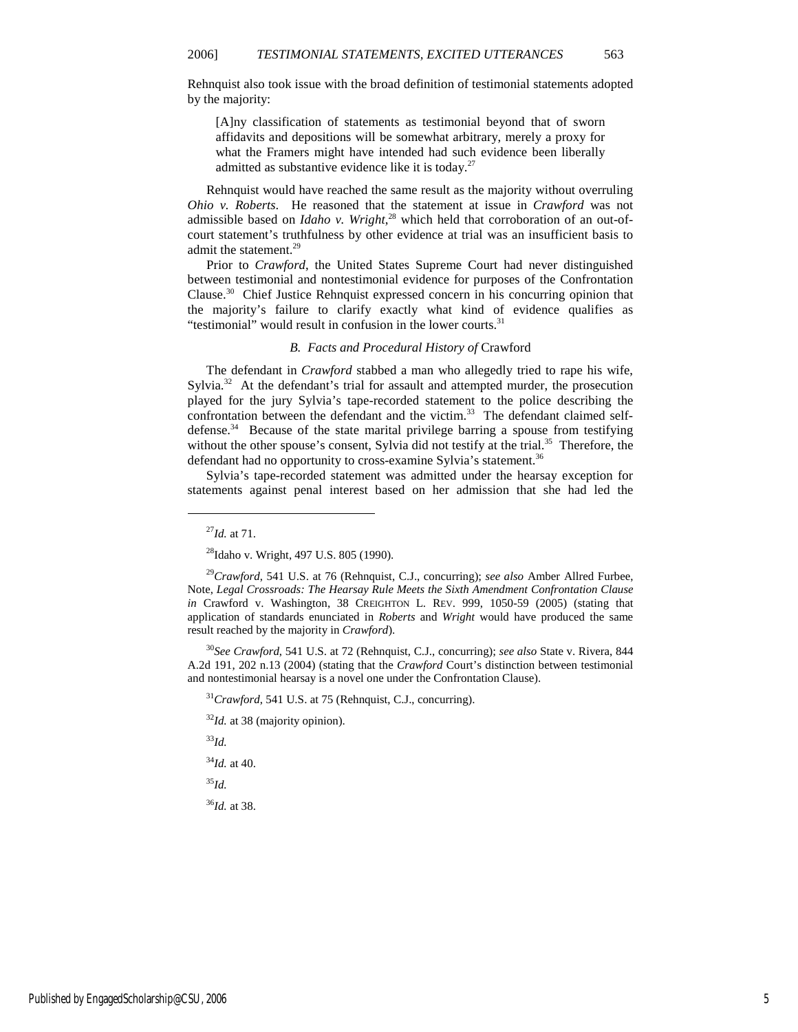Rehnquist also took issue with the broad definition of testimonial statements adopted by the majority:

> [A]ny classification of statements as testimonial beyond that of sworn affidavits and depositions will be somewhat arbitrary, merely a proxy for what the Framers might have intended had such evidence been liberally admitted as substantive evidence like it is today.[27]

Rehnquist would have reached the same result as the majority without overruling *Ohio v. Roberts*. He reasoned that the statement at issue in *Crawford* was not admissible based on *Idaho v. Wright*,[28] which held that corroboration of an out-of-court statement's truthfulness by other evidence at trial was an insufficient basis to admit the statement.[29]

Prior to *Crawford*, the United States Supreme Court had never distinguished between testimonial and nontestimonial evidence for purposes of the Confrontation Clause.[30] Chief Justice Rehnquist expressed concern in his concurring opinion that the majority's failure to clarify exactly what kind of evidence qualifies as "testimonial" would result in confusion in the lower courts.[31]

### *B. Facts and Procedural History of* Crawford

The defendant in *Crawford* stabbed a man who allegedly tried to rape his wife, Sylvia.[32] At the defendant's trial for assault and attempted murder, the prosecution played for the jury Sylvia's tape-recorded statement to the police describing the confrontation between the defendant and the victim.[33] The defendant claimed self-defense.[34] Because of the state marital privilege barring a spouse from testifying without the other spouse's consent, Sylvia did not testify at the trial.[35] Therefore, the defendant had no opportunity to cross-examine Sylvia's statement.[36]

Sylvia's tape-recorded statement was admitted under the hearsay exception for statements against penal interest based on her admission that she had led the

---

[27]*Id.* at 71.

[28]Idaho v. Wright, 497 U.S. 805 (1990).

[29]*Crawford*, 541 U.S. at 76 (Rehnquist, C.J., concurring); *see also* Amber Allred Furbee, Note, *Legal Crossroads: The Hearsay Rule Meets the Sixth Amendment Confrontation Clause in* Crawford v. Washington, 38 CREIGHTON L. REV. 999, 1050-59 (2005) (stating that application of standards enunciated in *Roberts* and *Wright* would have produced the same result reached by the majority in *Crawford*).

[30]*See Crawford*, 541 U.S. at 72 (Rehnquist, C.J., concurring); *see also* State v. Rivera, 844 A.2d 191, 202 n.13 (2004) (stating that the *Crawford* Court's distinction between testimonial and nontestimonial hearsay is a novel one under the Confrontation Clause).

[31]*Crawford*, 541 U.S. at 75 (Rehnquist, C.J., concurring).

[32]*Id.* at 38 (majority opinion).

[33]*Id.*

[34]*Id.* at 40.

[35]*Id.*

[36]*Id.* at 38.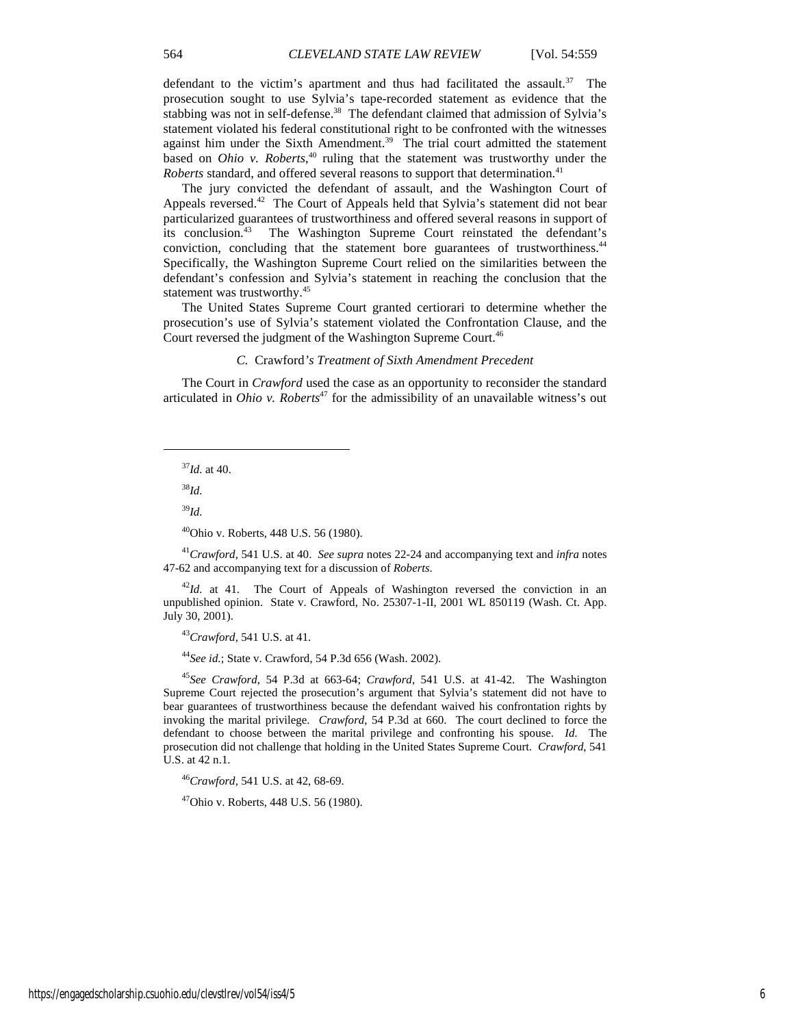defendant to the victim's apartment and thus had facilitated the assault.[37] The prosecution sought to use Sylvia's tape-recorded statement as evidence that the stabbing was not in self-defense.[38] The defendant claimed that admission of Sylvia's statement violated his federal constitutional right to be confronted with the witnesses against him under the Sixth Amendment.[39] The trial court admitted the statement based on *Ohio v. Roberts*,[40] ruling that the statement was trustworthy under the *Roberts* standard, and offered several reasons to support that determination.[41]

The jury convicted the defendant of assault, and the Washington Court of Appeals reversed.[42] The Court of Appeals held that Sylvia's statement did not bear particularized guarantees of trustworthiness and offered several reasons in support of its conclusion.[43] The Washington Supreme Court reinstated the defendant's conviction, concluding that the statement bore guarantees of trustworthiness.[44] Specifically, the Washington Supreme Court relied on the similarities between the defendant's confession and Sylvia's statement in reaching the conclusion that the statement was trustworthy.[45]

The United States Supreme Court granted certiorari to determine whether the prosecution's use of Sylvia's statement violated the Confrontation Clause, and the Court reversed the judgment of the Washington Supreme Court.[46]

### *C.* Crawford*'s Treatment of Sixth Amendment Precedent*

The Court in *Crawford* used the case as an opportunity to reconsider the standard articulated in *Ohio v. Roberts*[47] for the admissibility of an unavailable witness's out

---

[37] *Id.* at 40.

[38] *Id.*

[39] *Id.*

[40] Ohio v. Roberts, 448 U.S. 56 (1980).

[41] *Crawford*, 541 U.S. at 40. *See supra* notes 22-24 and accompanying text and *infra* notes 47-62 and accompanying text for a discussion of *Roberts*.

[42] *Id.* at 41. The Court of Appeals of Washington reversed the conviction in an unpublished opinion. State v. Crawford, No. 25307-1-II, 2001 WL 850119 (Wash. Ct. App. July 30, 2001).

[43] *Crawford*, 541 U.S. at 41.

[44] *See id.*; State v. Crawford, 54 P.3d 656 (Wash. 2002).

[45] *See Crawford*, 54 P.3d at 663-64; *Crawford*, 541 U.S. at 41-42. The Washington Supreme Court rejected the prosecution's argument that Sylvia's statement did not have to bear guarantees of trustworthiness because the defendant waived his confrontation rights by invoking the marital privilege. *Crawford*, 54 P.3d at 660. The court declined to force the defendant to choose between the marital privilege and confronting his spouse. *Id.* The prosecution did not challenge that holding in the United States Supreme Court. *Crawford*, 541 U.S. at 42 n.1.

[46] *Crawford*, 541 U.S. at 42, 68-69.

[47] Ohio v. Roberts, 448 U.S. 56 (1980).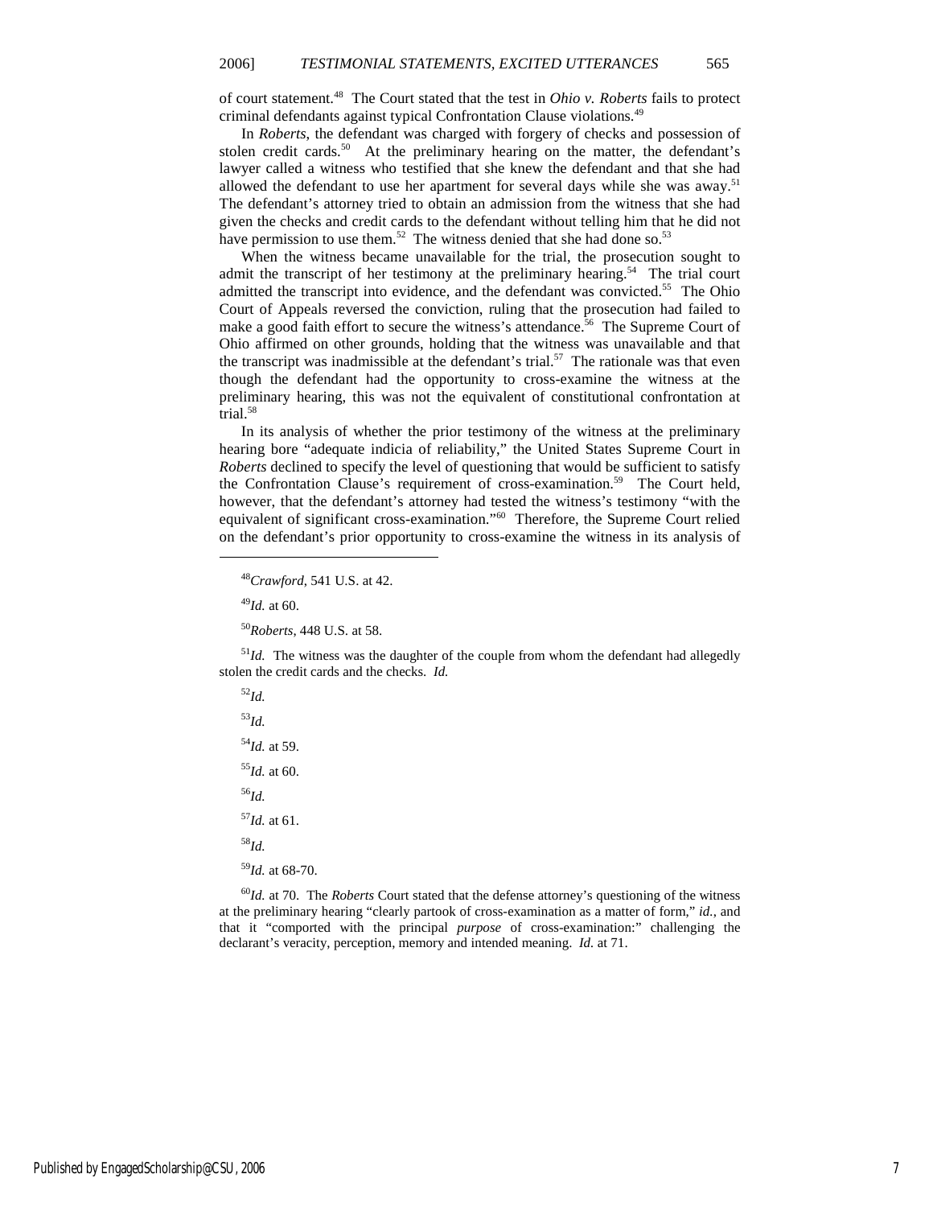of court statement.[48] The Court stated that the test in *Ohio v. Roberts* fails to protect criminal defendants against typical Confrontation Clause violations.[49]

In *Roberts*, the defendant was charged with forgery of checks and possession of stolen credit cards.[50] At the preliminary hearing on the matter, the defendant's lawyer called a witness who testified that she knew the defendant and that she had allowed the defendant to use her apartment for several days while she was away.[51] The defendant's attorney tried to obtain an admission from the witness that she had given the checks and credit cards to the defendant without telling him that he did not have permission to use them.[52] The witness denied that she had done so.[53]

When the witness became unavailable for the trial, the prosecution sought to admit the transcript of her testimony at the preliminary hearing.[54] The trial court admitted the transcript into evidence, and the defendant was convicted.[55] The Ohio Court of Appeals reversed the conviction, ruling that the prosecution had failed to make a good faith effort to secure the witness's attendance.[56] The Supreme Court of Ohio affirmed on other grounds, holding that the witness was unavailable and that the transcript was inadmissible at the defendant's trial.[57] The rationale was that even though the defendant had the opportunity to cross-examine the witness at the preliminary hearing, this was not the equivalent of constitutional confrontation at trial.[58]

In its analysis of whether the prior testimony of the witness at the preliminary hearing bore "adequate indicia of reliability," the United States Supreme Court in *Roberts* declined to specify the level of questioning that would be sufficient to satisfy the Confrontation Clause's requirement of cross-examination.[59] The Court held, however, that the defendant's attorney had tested the witness's testimony "with the equivalent of significant cross-examination."[60] Therefore, the Supreme Court relied on the defendant's prior opportunity to cross-examine the witness in its analysis of

---

[48]*Crawford*, 541 U.S. at 42.

[49]*Id.* at 60.

[50]*Roberts*, 448 U.S. at 58.

[51]*Id.* The witness was the daughter of the couple from whom the defendant had allegedly stolen the credit cards and the checks. *Id.*

[52]*Id.*

[53]*Id.*

[54]*Id.* at 59.

[55]*Id.* at 60.

[56]*Id.*

[57]*Id.* at 61.

[58]*Id.*

[59]*Id.* at 68-70.

[60]*Id.* at 70. The *Roberts* Court stated that the defense attorney's questioning of the witness at the preliminary hearing "clearly partook of cross-examination as a matter of form," *id.*, and that it "comported with the principal *purpose* of cross-examination:" challenging the declarant's veracity, perception, memory and intended meaning. *Id.* at 71.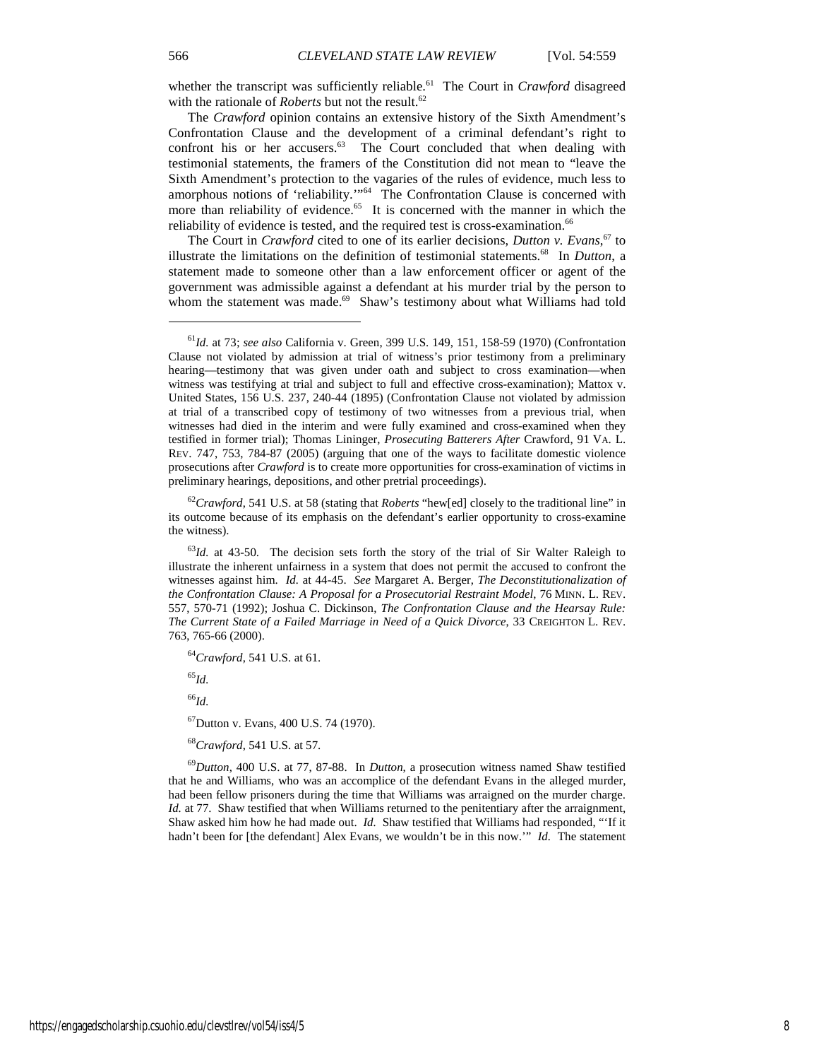whether the transcript was sufficiently reliable.[61] The Court in *Crawford* disagreed with the rationale of *Roberts* but not the result.[62]

The *Crawford* opinion contains an extensive history of the Sixth Amendment's Confrontation Clause and the development of a criminal defendant's right to confront his or her accusers.[63] The Court concluded that when dealing with testimonial statements, the framers of the Constitution did not mean to "leave the Sixth Amendment's protection to the vagaries of the rules of evidence, much less to amorphous notions of 'reliability.'"[64] The Confrontation Clause is concerned with more than reliability of evidence.[65] It is concerned with the manner in which the reliability of evidence is tested, and the required test is cross-examination.[66]

The Court in *Crawford* cited to one of its earlier decisions, *Dutton v. Evans*,[67] to illustrate the limitations on the definition of testimonial statements.[68] In *Dutton*, a statement made to someone other than a law enforcement officer or agent of the government was admissible against a defendant at his murder trial by the person to whom the statement was made.[69] Shaw's testimony about what Williams had told

---

[61] *Id.* at 73; *see also* California v. Green, 399 U.S. 149, 151, 158-59 (1970) (Confrontation Clause not violated by admission at trial of witness's prior testimony from a preliminary hearing—testimony that was given under oath and subject to cross examination—when witness was testifying at trial and subject to full and effective cross-examination); Mattox v. United States, 156 U.S. 237, 240-44 (1895) (Confrontation Clause not violated by admission at trial of a transcribed copy of testimony of two witnesses from a previous trial, when witnesses had died in the interim and were fully examined and cross-examined when they testified in former trial); Thomas Lininger, *Prosecuting Batterers After* Crawford, 91 VA. L. REV. 747, 753, 784-87 (2005) (arguing that one of the ways to facilitate domestic violence prosecutions after *Crawford* is to create more opportunities for cross-examination of victims in preliminary hearings, depositions, and other pretrial proceedings).

[62] *Crawford*, 541 U.S. at 58 (stating that *Roberts* "hew[ed] closely to the traditional line" in its outcome because of its emphasis on the defendant's earlier opportunity to cross-examine the witness).

[63] *Id.* at 43-50. The decision sets forth the story of the trial of Sir Walter Raleigh to illustrate the inherent unfairness in a system that does not permit the accused to confront the witnesses against him. *Id.* at 44-45. *See* Margaret A. Berger, *The Deconstitutionalization of the Confrontation Clause: A Proposal for a Prosecutorial Restraint Model*, 76 MINN. L. REV. 557, 570-71 (1992); Joshua C. Dickinson, *The Confrontation Clause and the Hearsay Rule: The Current State of a Failed Marriage in Need of a Quick Divorce*, 33 CREIGHTON L. REV. 763, 765-66 (2000).

[64] *Crawford*, 541 U.S. at 61.

[65] *Id.*

[66] *Id.*

[67] Dutton v. Evans, 400 U.S. 74 (1970).

[68] *Crawford*, 541 U.S. at 57.

[69] *Dutton*, 400 U.S. at 77, 87-88. In *Dutton*, a prosecution witness named Shaw testified that he and Williams, who was an accomplice of the defendant Evans in the alleged murder, had been fellow prisoners during the time that Williams was arraigned on the murder charge. *Id.* at 77. Shaw testified that when Williams returned to the penitentiary after the arraignment, Shaw asked him how he had made out. *Id.* Shaw testified that Williams had responded, "'If it hadn't been for [the defendant] Alex Evans, we wouldn't be in this now.'" *Id.* The statement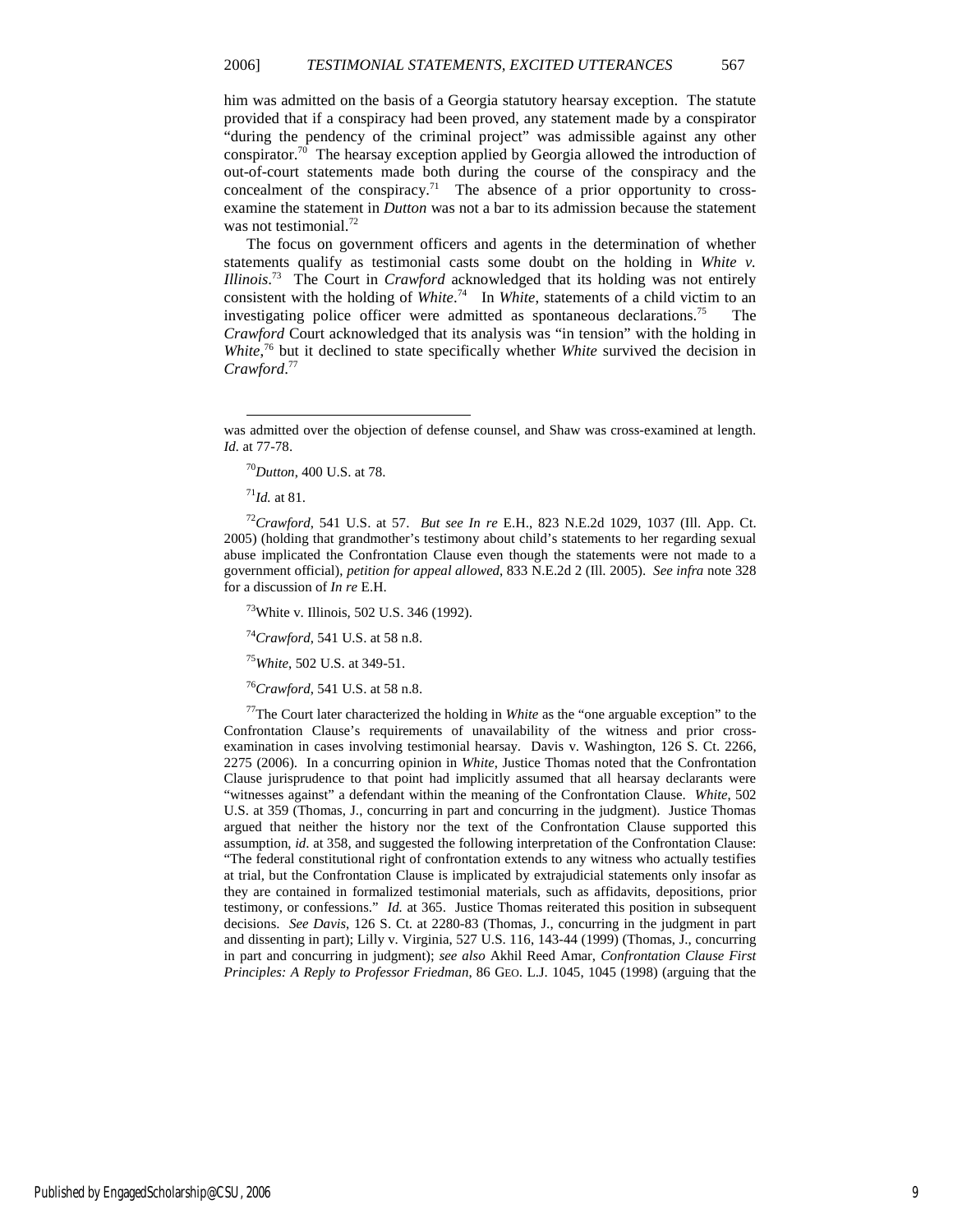him was admitted on the basis of a Georgia statutory hearsay exception. The statute provided that if a conspiracy had been proved, any statement made by a conspirator "during the pendency of the criminal project" was admissible against any other conspirator.[70] The hearsay exception applied by Georgia allowed the introduction of out-of-court statements made both during the course of the conspiracy and the concealment of the conspiracy.[71] The absence of a prior opportunity to cross-examine the statement in *Dutton* was not a bar to its admission because the statement was not testimonial.[72]

The focus on government officers and agents in the determination of whether statements qualify as testimonial casts some doubt on the holding in *White v. Illinois*.[73] The Court in *Crawford* acknowledged that its holding was not entirely consistent with the holding of *White*.[74] In *White*, statements of a child victim to an investigating police officer were admitted as spontaneous declarations.[75] The *Crawford* Court acknowledged that its analysis was "in tension" with the holding in *White*,[76] but it declined to state specifically whether *White* survived the decision in *Crawford*.[77]

---

was admitted over the objection of defense counsel, and Shaw was cross-examined at length. *Id.* at 77-78.

[70] *Dutton*, 400 U.S. at 78.

[71] *Id.* at 81.

[72] *Crawford*, 541 U.S. at 57. *But see In re* E.H., 823 N.E.2d 1029, 1037 (Ill. App. Ct. 2005) (holding that grandmother's testimony about child's statements to her regarding sexual abuse implicated the Confrontation Clause even though the statements were not made to a government official), *petition for appeal allowed*, 833 N.E.2d 2 (Ill. 2005). *See infra* note 328 for a discussion of *In re* E.H.

[73] White v. Illinois, 502 U.S. 346 (1992).

[74] *Crawford*, 541 U.S. at 58 n.8.

[75] *White*, 502 U.S. at 349-51.

[76] *Crawford*, 541 U.S. at 58 n.8.

[77] The Court later characterized the holding in *White* as the "one arguable exception" to the Confrontation Clause's requirements of unavailability of the witness and prior cross-examination in cases involving testimonial hearsay. Davis v. Washington, 126 S. Ct. 2266, 2275 (2006). In a concurring opinion in *White*, Justice Thomas noted that the Confrontation Clause jurisprudence to that point had implicitly assumed that all hearsay declarants were "witnesses against" a defendant within the meaning of the Confrontation Clause. *White*, 502 U.S. at 359 (Thomas, J., concurring in part and concurring in the judgment). Justice Thomas argued that neither the history nor the text of the Confrontation Clause supported this assumption, *id.* at 358, and suggested the following interpretation of the Confrontation Clause: "The federal constitutional right of confrontation extends to any witness who actually testifies at trial, but the Confrontation Clause is implicated by extrajudicial statements only insofar as they are contained in formalized testimonial materials, such as affidavits, depositions, prior testimony, or confessions." *Id.* at 365. Justice Thomas reiterated this position in subsequent decisions. *See Davis*, 126 S. Ct. at 2280-83 (Thomas, J., concurring in the judgment in part and dissenting in part); Lilly v. Virginia, 527 U.S. 116, 143-44 (1999) (Thomas, J., concurring in part and concurring in judgment); *see also* Akhil Reed Amar, *Confrontation Clause First Principles: A Reply to Professor Friedman*, 86 GEO. L.J. 1045, 1045 (1998) (arguing that the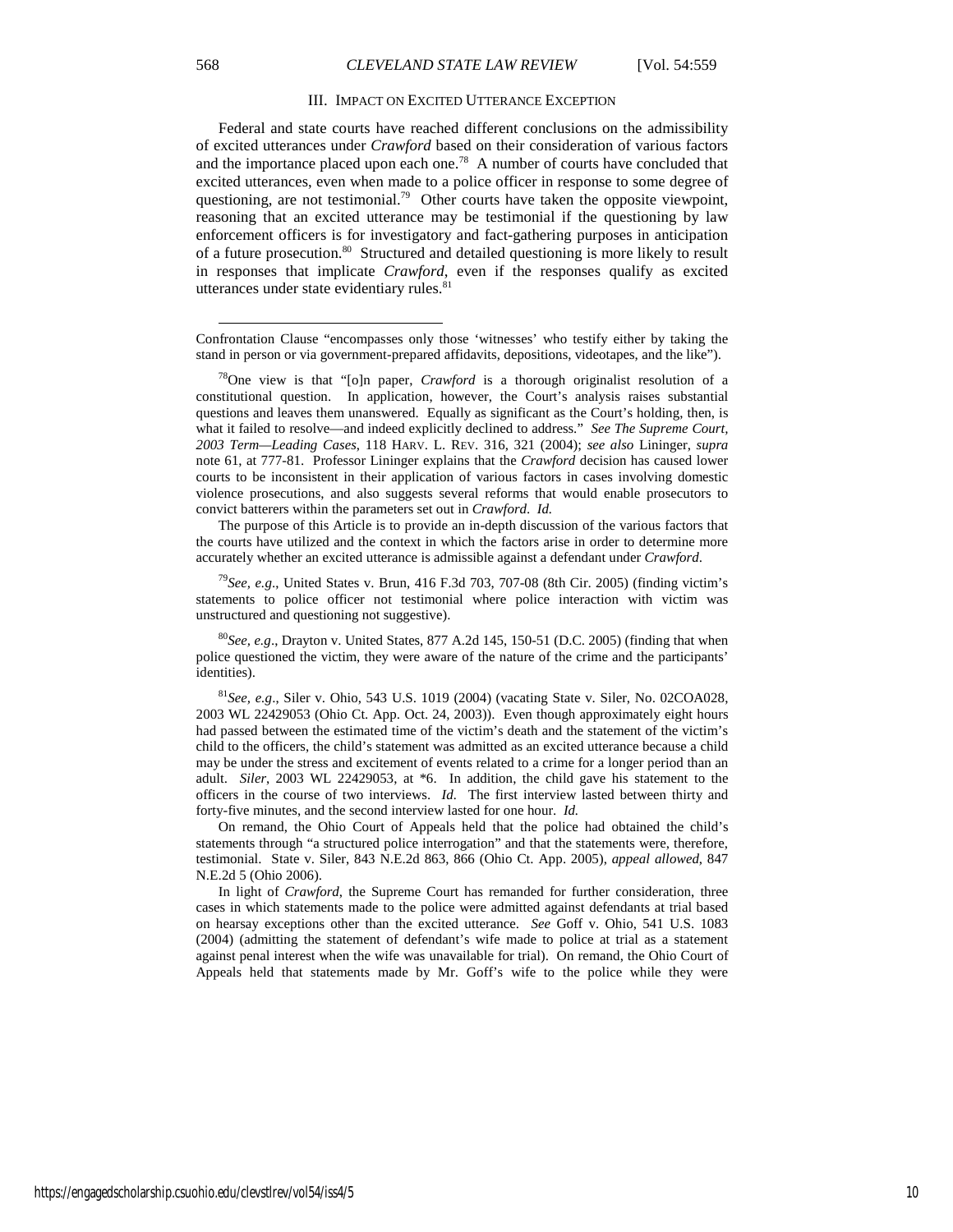### III. IMPACT ON EXCITED UTTERANCE EXCEPTION

Federal and state courts have reached different conclusions on the admissibility of excited utterances under *Crawford* based on their consideration of various factors and the importance placed upon each one.[78] A number of courts have concluded that excited utterances, even when made to a police officer in response to some degree of questioning, are not testimonial.[79] Other courts have taken the opposite viewpoint, reasoning that an excited utterance may be testimonial if the questioning by law enforcement officers is for investigatory and fact-gathering purposes in anticipation of a future prosecution.[80] Structured and detailed questioning is more likely to result in responses that implicate *Crawford*, even if the responses qualify as excited utterances under state evidentiary rules.[81]

---

Confrontation Clause "encompasses only those 'witnesses' who testify either by taking the stand in person or via government-prepared affidavits, depositions, videotapes, and the like").

[78]One view is that "[o]n paper, *Crawford* is a thorough originalist resolution of a constitutional question. In application, however, the Court's analysis raises substantial questions and leaves them unanswered. Equally as significant as the Court's holding, then, is what it failed to resolve—and indeed explicitly declined to address." *See The Supreme Court, 2003 Term—Leading Cases*, 118 HARV. L. REV. 316, 321 (2004); *see also* Lininger, *supra* note 61, at 777-81. Professor Lininger explains that the *Crawford* decision has caused lower courts to be inconsistent in their application of various factors in cases involving domestic violence prosecutions, and also suggests several reforms that would enable prosecutors to convict batterers within the parameters set out in *Crawford*. *Id.*

The purpose of this Article is to provide an in-depth discussion of the various factors that the courts have utilized and the context in which the factors arise in order to determine more accurately whether an excited utterance is admissible against a defendant under *Crawford*.

[79]*See, e.g.*, United States v. Brun, 416 F.3d 703, 707-08 (8th Cir. 2005) (finding victim's statements to police officer not testimonial where police interaction with victim was unstructured and questioning not suggestive).

[80]*See, e.g*., Drayton v. United States, 877 A.2d 145, 150-51 (D.C. 2005) (finding that when police questioned the victim, they were aware of the nature of the crime and the participants' identities).

[81]*See, e.g*., Siler v. Ohio, 543 U.S. 1019 (2004) (vacating State v. Siler, No. 02COA028, 2003 WL 22429053 (Ohio Ct. App. Oct. 24, 2003)). Even though approximately eight hours had passed between the estimated time of the victim's death and the statement of the victim's child to the officers, the child's statement was admitted as an excited utterance because a child may be under the stress and excitement of events related to a crime for a longer period than an adult. *Siler*, 2003 WL 22429053, at *6. In addition, the child gave his statement to the officers in the course of two interviews. *Id*. The first interview lasted between thirty and forty-five minutes, and the second interview lasted for one hour. *Id.*

On remand, the Ohio Court of Appeals held that the police had obtained the child's statements through "a structured police interrogation" and that the statements were, therefore, testimonial. State v. Siler, 843 N.E.2d 863, 866 (Ohio Ct. App. 2005), *appeal allowed*, 847 N.E.2d 5 (Ohio 2006).

In light of *Crawford*, the Supreme Court has remanded for further consideration, three cases in which statements made to the police were admitted against defendants at trial based on hearsay exceptions other than the excited utterance. *See* Goff v. Ohio, 541 U.S. 1083 (2004) (admitting the statement of defendant's wife made to police at trial as a statement against penal interest when the wife was unavailable for trial). On remand, the Ohio Court of Appeals held that statements made by Mr. Goff's wife to the police while they were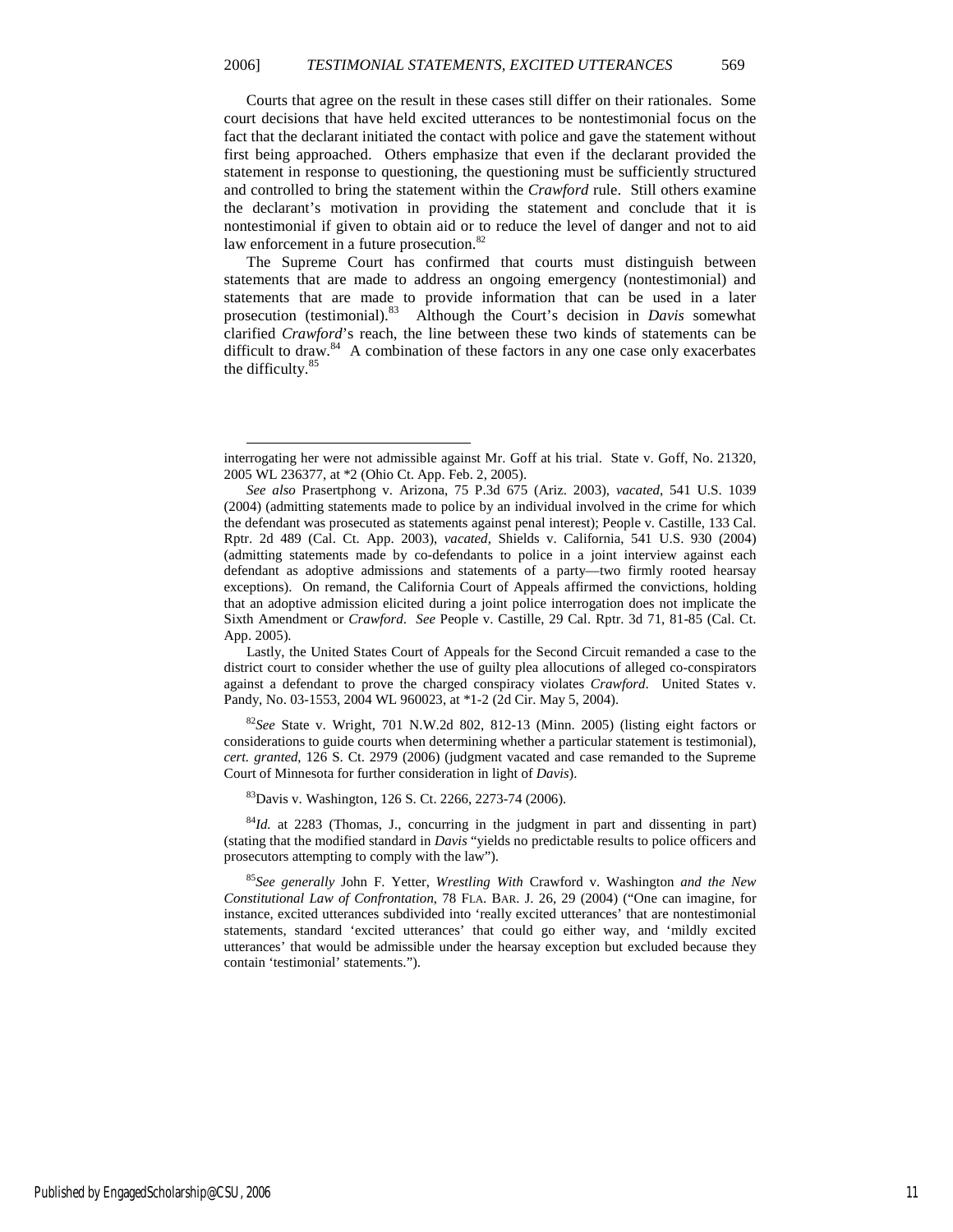Courts that agree on the result in these cases still differ on their rationales. Some court decisions that have held excited utterances to be nontestimonial focus on the fact that the declarant initiated the contact with police and gave the statement without first being approached. Others emphasize that even if the declarant provided the statement in response to questioning, the questioning must be sufficiently structured and controlled to bring the statement within the *Crawford* rule. Still others examine the declarant's motivation in providing the statement and conclude that it is nontestimonial if given to obtain aid or to reduce the level of danger and not to aid law enforcement in a future prosecution.[82]

The Supreme Court has confirmed that courts must distinguish between statements that are made to address an ongoing emergency (nontestimonial) and statements that are made to provide information that can be used in a later prosecution (testimonial).[83] Although the Court's decision in *Davis* somewhat clarified *Crawford*'s reach, the line between these two kinds of statements can be difficult to draw.[84] A combination of these factors in any one case only exacerbates the difficulty.[85]

---

interrogating her were not admissible against Mr. Goff at his trial. State v. Goff, No. 21320, 2005 WL 236377, at *2 (Ohio Ct. App. Feb. 2, 2005).

*See also* Prasertphong v. Arizona, 75 P.3d 675 (Ariz. 2003), *vacated*, 541 U.S. 1039 (2004) (admitting statements made to police by an individual involved in the crime for which the defendant was prosecuted as statements against penal interest); People v. Castille, 133 Cal. Rptr. 2d 489 (Cal. Ct. App. 2003), *vacated*, Shields v. California, 541 U.S. 930 (2004) (admitting statements made by co-defendants to police in a joint interview against each defendant as adoptive admissions and statements of a party—two firmly rooted hearsay exceptions). On remand, the California Court of Appeals affirmed the convictions, holding that an adoptive admission elicited during a joint police interrogation does not implicate the Sixth Amendment or *Crawford*. *See* People v. Castille, 29 Cal. Rptr. 3d 71, 81-85 (Cal. Ct. App. 2005).

Lastly, the United States Court of Appeals for the Second Circuit remanded a case to the district court to consider whether the use of guilty plea allocutions of alleged co-conspirators against a defendant to prove the charged conspiracy violates *Crawford*. United States v. Pandy, No. 03-1553, 2004 WL 960023, at *1-2 (2d Cir. May 5, 2004).

[82]*See* State v. Wright, 701 N.W.2d 802, 812-13 (Minn. 2005) (listing eight factors or considerations to guide courts when determining whether a particular statement is testimonial), *cert. granted*, 126 S. Ct. 2979 (2006) (judgment vacated and case remanded to the Supreme Court of Minnesota for further consideration in light of *Davis*).

[83]Davis v. Washington, 126 S. Ct. 2266, 2273-74 (2006).

[84]*Id.* at 2283 (Thomas, J., concurring in the judgment in part and dissenting in part) (stating that the modified standard in *Davis* "yields no predictable results to police officers and prosecutors attempting to comply with the law").

[85]*See generally* John F. Yetter, *Wrestling With* Crawford v. Washington *and the New Constitutional Law of Confrontation*, 78 FLA. BAR. J. 26, 29 (2004) ("One can imagine, for instance, excited utterances subdivided into 'really excited utterances' that are nontestimonial statements, standard 'excited utterances' that could go either way, and 'mildly excited utterances' that would be admissible under the hearsay exception but excluded because they contain 'testimonial' statements.").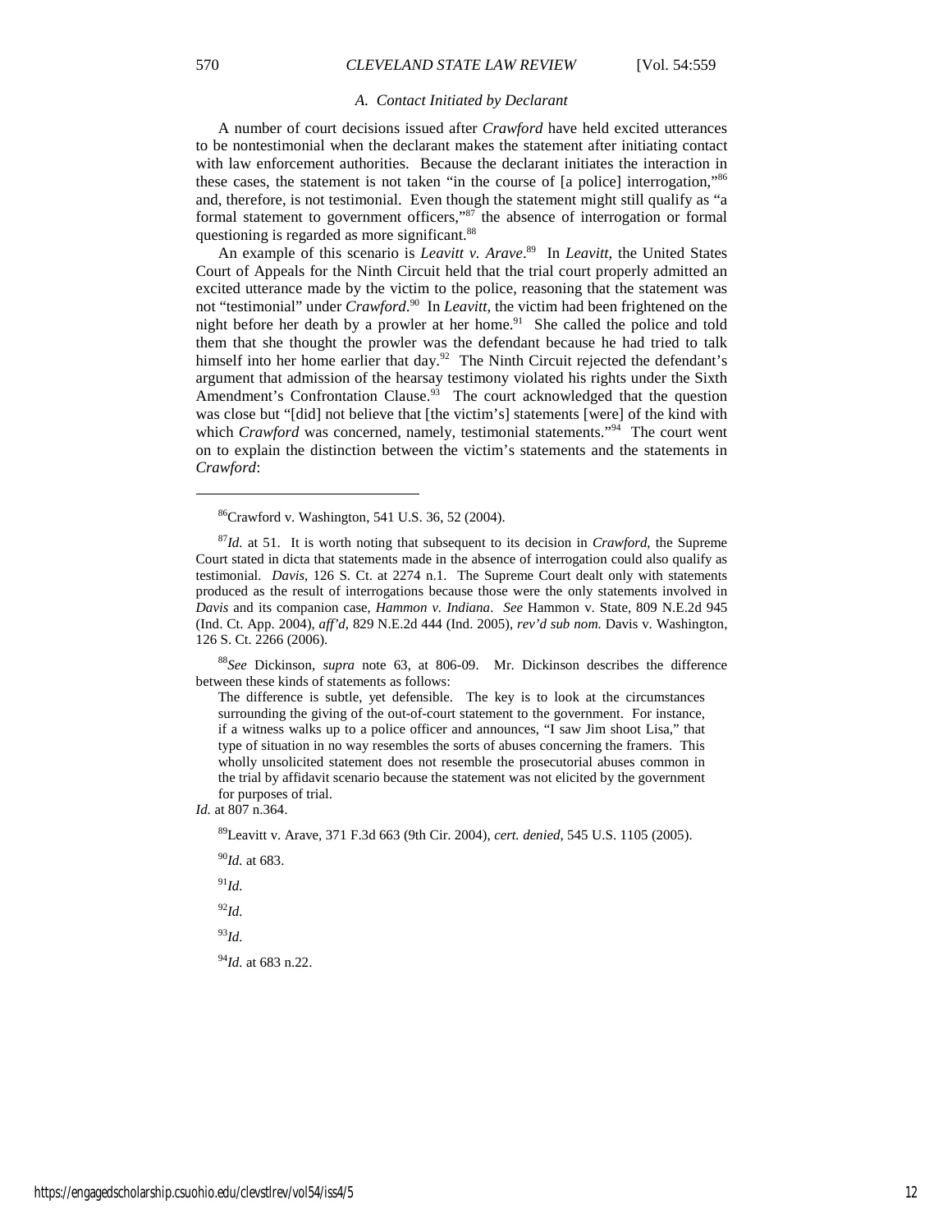### A. Contact Initiated by Declarant

A number of court decisions issued after *Crawford* have held excited utterances to be nontestimonial when the declarant makes the statement after initiating contact with law enforcement authorities. Because the declarant initiates the interaction in these cases, the statement is not taken "in the course of [a police] interrogation,"[86] and, therefore, is not testimonial. Even though the statement might still qualify as "a formal statement to government officers,"[87] the absence of interrogation or formal questioning is regarded as more significant.[88]

An example of this scenario is *Leavitt v. Arave*.[89] In *Leavitt*, the United States Court of Appeals for the Ninth Circuit held that the trial court properly admitted an excited utterance made by the victim to the police, reasoning that the statement was not "testimonial" under *Crawford*.[90] In *Leavitt*, the victim had been frightened on the night before her death by a prowler at her home.[91] She called the police and told them that she thought the prowler was the defendant because he had tried to talk himself into her home earlier that day.[92] The Ninth Circuit rejected the defendant's argument that admission of the hearsay testimony violated his rights under the Sixth Amendment's Confrontation Clause.[93] The court acknowledged that the question was close but "[did] not believe that [the victim's] statements [were] of the kind with which *Crawford* was concerned, namely, testimonial statements."[94] The court went on to explain the distinction between the victim's statements and the statements in *Crawford*:

---

[86] Crawford v. Washington, 541 U.S. 36, 52 (2004).

[87] *Id.* at 51. It is worth noting that subsequent to its decision in *Crawford*, the Supreme Court stated in dicta that statements made in the absence of interrogation could also qualify as testimonial. *Davis*, 126 S. Ct. at 2274 n.1. The Supreme Court dealt only with statements produced as the result of interrogations because those were the only statements involved in *Davis* and its companion case, *Hammon v. Indiana*. *See* Hammon v. State, 809 N.E.2d 945 (Ind. Ct. App. 2004), *aff'd*, 829 N.E.2d 444 (Ind. 2005), *rev'd sub nom.* Davis v. Washington, 126 S. Ct. 2266 (2006).

[88] *See* Dickinson, *supra* note 63, at 806-09. Mr. Dickinson describes the difference between these kinds of statements as follows:

> The difference is subtle, yet defensible. The key is to look at the circumstances surrounding the giving of the out-of-court statement to the government. For instance, if a witness walks up to a police officer and announces, "I saw Jim shoot Lisa," that type of situation in no way resembles the sorts of abuses concerning the framers. This wholly unsolicited statement does not resemble the prosecutorial abuses common in the trial by affidavit scenario because the statement was not elicited by the government for purposes of trial.

*Id.* at 807 n.364.

[89] Leavitt v. Arave, 371 F.3d 663 (9th Cir. 2004), *cert. denied*, 545 U.S. 1105 (2005).

[90] *Id.* at 683.

[91] *Id.*

[92] *Id.*

[93] *Id.*

[94] *Id.* at 683 n.22.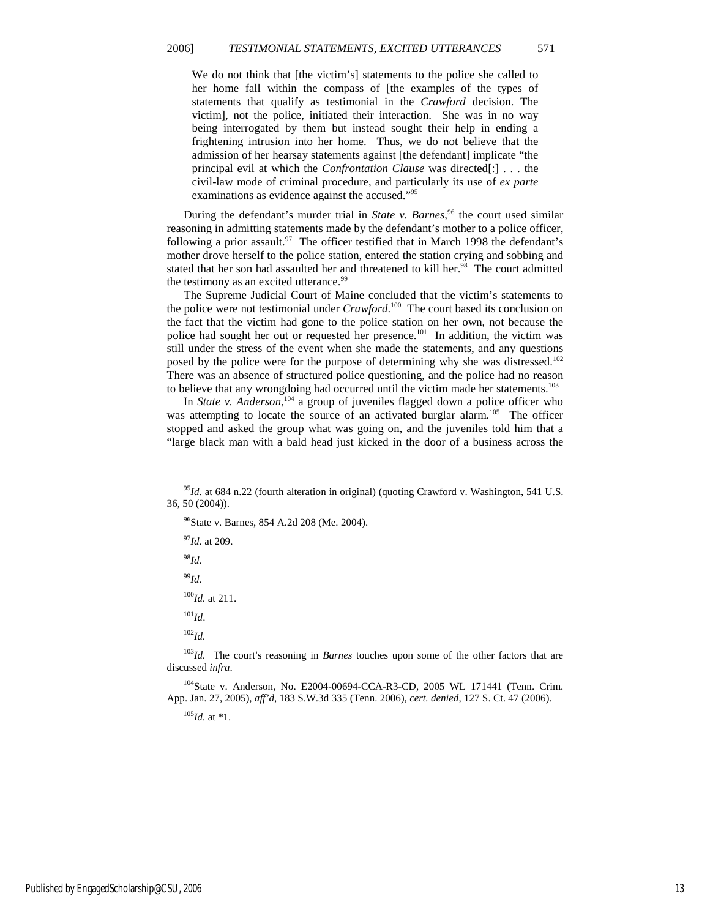> We do not think that [the victim's] statements to the police she called to her home fall within the compass of [the examples of the types of statements that qualify as testimonial in the *Crawford* decision. The victim], not the police, initiated their interaction. She was in no way being interrogated by them but instead sought their help in ending a frightening intrusion into her home. Thus, we do not believe that the admission of her hearsay statements against [the defendant] implicate "the principal evil at which the *Confrontation Clause* was directed[:] . . . the civil-law mode of criminal procedure, and particularly its use of *ex parte* examinations as evidence against the accused."[95]

During the defendant's murder trial in *State v. Barnes*,[96] the court used similar reasoning in admitting statements made by the defendant's mother to a police officer, following a prior assault.[97] The officer testified that in March 1998 the defendant's mother drove herself to the police station, entered the station crying and sobbing and stated that her son had assaulted her and threatened to kill her.[98] The court admitted the testimony as an excited utterance.[99]

The Supreme Judicial Court of Maine concluded that the victim's statements to the police were not testimonial under *Crawford*.[100] The court based its conclusion on the fact that the victim had gone to the police station on her own, not because the police had sought her out or requested her presence.[101] In addition, the victim was still under the stress of the event when she made the statements, and any questions posed by the police were for the purpose of determining why she was distressed.[102] There was an absence of structured police questioning, and the police had no reason to believe that any wrongdoing had occurred until the victim made her statements.[103]

In *State v. Anderson*,[104] a group of juveniles flagged down a police officer who was attempting to locate the source of an activated burglar alarm.[105] The officer stopped and asked the group what was going on, and the juveniles told him that a "large black man with a bald head just kicked in the door of a business across the

---

[95] *Id.* at 684 n.22 (fourth alteration in original) (quoting Crawford v. Washington, 541 U.S. 36, 50 (2004)).

[96] State v. Barnes, 854 A.2d 208 (Me. 2004).

[97] *Id.* at 209.

[98] *Id.*

[99] *Id.*

[100] *Id.* at 211.

[101] *Id*.

[102] *Id*.

[103] *Id*. The court's reasoning in *Barnes* touches upon some of the other factors that are discussed *infra*.

[104] State v. Anderson, No. E2004-00694-CCA-R3-CD, 2005 WL 171441 (Tenn. Crim. App. Jan. 27, 2005), *aff'd*, 183 S.W.3d 335 (Tenn. 2006), *cert. denied*, 127 S. Ct. 47 (2006).

[105] *Id.* at *1.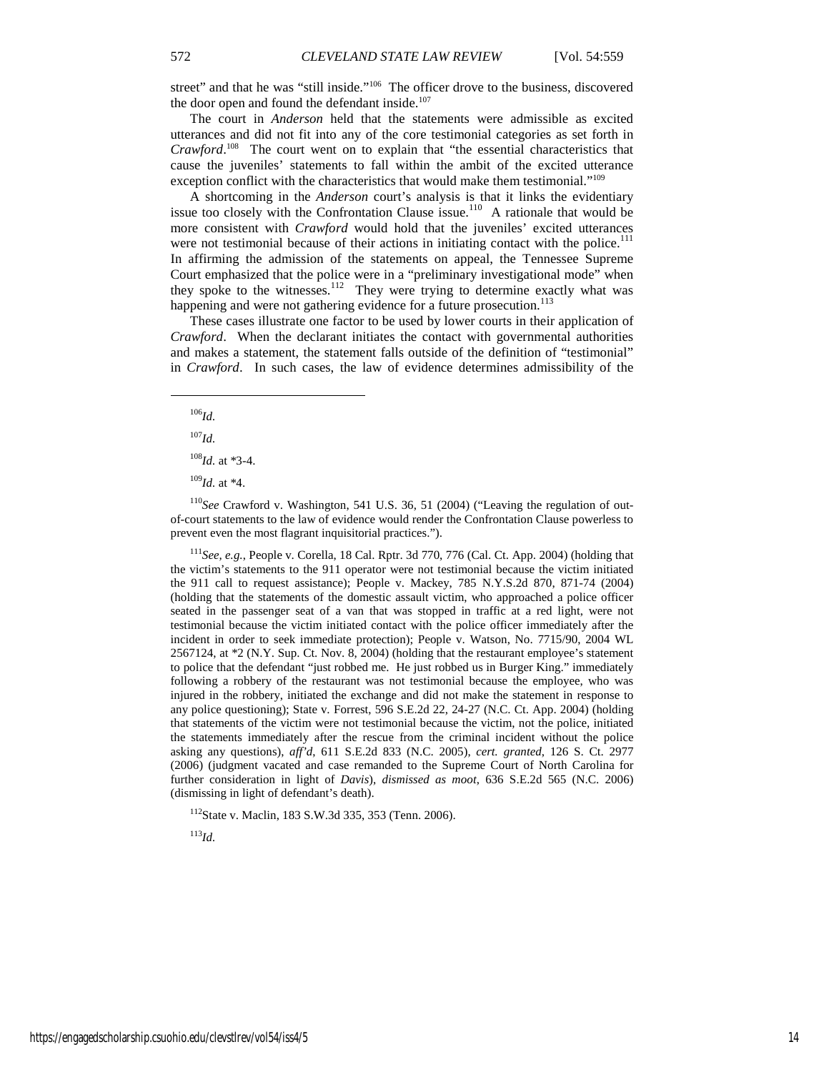street" and that he was "still inside."[106] The officer drove to the business, discovered the door open and found the defendant inside.[107]

The court in *Anderson* held that the statements were admissible as excited utterances and did not fit into any of the core testimonial categories as set forth in *Crawford*.[108] The court went on to explain that "the essential characteristics that cause the juveniles' statements to fall within the ambit of the excited utterance exception conflict with the characteristics that would make them testimonial."[109]

A shortcoming in the *Anderson* court's analysis is that it links the evidentiary issue too closely with the Confrontation Clause issue.[110] A rationale that would be more consistent with *Crawford* would hold that the juveniles' excited utterances were not testimonial because of their actions in initiating contact with the police.[111] In affirming the admission of the statements on appeal, the Tennessee Supreme Court emphasized that the police were in a "preliminary investigational mode" when they spoke to the witnesses.[112] They were trying to determine exactly what was happening and were not gathering evidence for a future prosecution.[113]

These cases illustrate one factor to be used by lower courts in their application of *Crawford*. When the declarant initiates the contact with governmental authorities and makes a statement, the statement falls outside of the definition of "testimonial" in *Crawford*. In such cases, the law of evidence determines admissibility of the

---

[106] *Id.*

[107] *Id.*

[108] *Id.* at *3-4.

[109] *Id.* at *4.

[110] *See* Crawford v. Washington, 541 U.S. 36, 51 (2004) ("Leaving the regulation of out-of-court statements to the law of evidence would render the Confrontation Clause powerless to prevent even the most flagrant inquisitorial practices.").

[111] *See, e.g.*, People v. Corella, 18 Cal. Rptr. 3d 770, 776 (Cal. Ct. App. 2004) (holding that the victim's statements to the 911 operator were not testimonial because the victim initiated the 911 call to request assistance); People v. Mackey, 785 N.Y.S.2d 870, 871-74 (2004) (holding that the statements of the domestic assault victim, who approached a police officer seated in the passenger seat of a van that was stopped in traffic at a red light, were not testimonial because the victim initiated contact with the police officer immediately after the incident in order to seek immediate protection); People v. Watson, No. 7715/90, 2004 WL 2567124, at *2 (N.Y. Sup. Ct. Nov. 8, 2004) (holding that the restaurant employee's statement to police that the defendant "just robbed me. He just robbed us in Burger King." immediately following a robbery of the restaurant was not testimonial because the employee, who was injured in the robbery, initiated the exchange and did not make the statement in response to any police questioning); State v. Forrest, 596 S.E.2d 22, 24-27 (N.C. Ct. App. 2004) (holding that statements of the victim were not testimonial because the victim, not the police, initiated the statements immediately after the rescue from the criminal incident without the police asking any questions), *aff'd*, 611 S.E.2d 833 (N.C. 2005), *cert. granted*, 126 S. Ct. 2977 (2006) (judgment vacated and case remanded to the Supreme Court of North Carolina for further consideration in light of *Davis*), *dismissed as moot*, 636 S.E.2d 565 (N.C. 2006) (dismissing in light of defendant's death).

[112] State v. Maclin, 183 S.W.3d 335, 353 (Tenn. 2006).

[113] *Id.*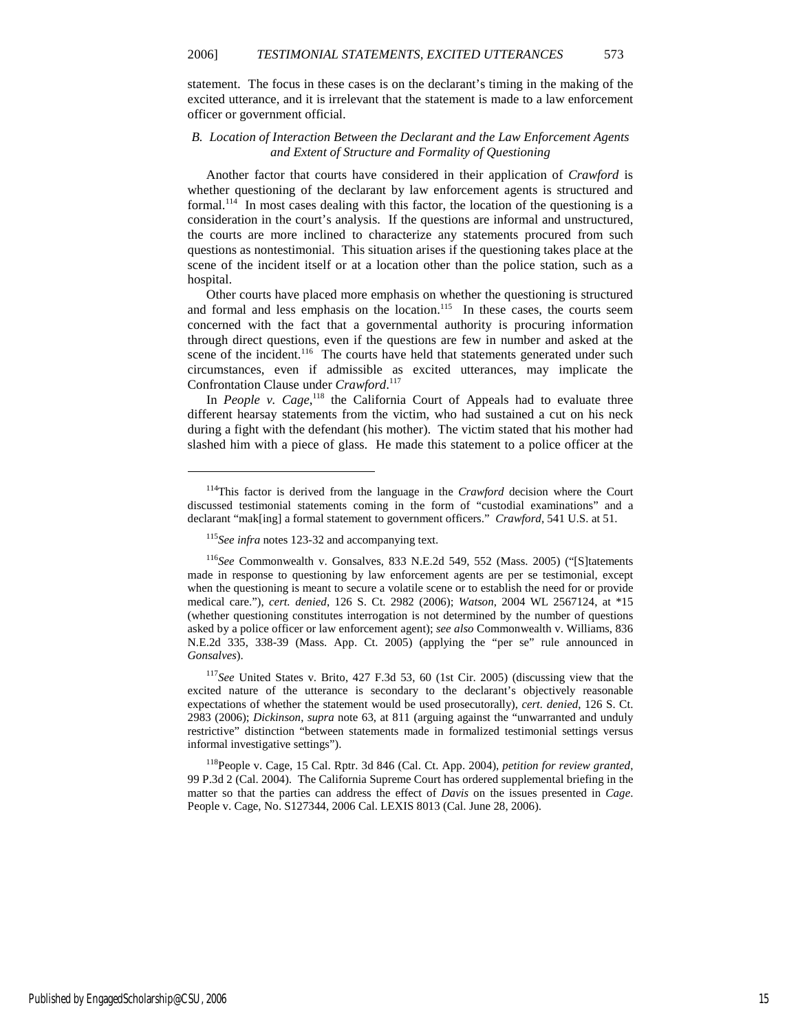statement. The focus in these cases is on the declarant's timing in the making of the excited utterance, and it is irrelevant that the statement is made to a law enforcement officer or government official.

### *B. Location of Interaction Between the Declarant and the Law Enforcement Agents and Extent of Structure and Formality of Questioning*

Another factor that courts have considered in their application of *Crawford* is whether questioning of the declarant by law enforcement agents is structured and formal.[114] In most cases dealing with this factor, the location of the questioning is a consideration in the court's analysis. If the questions are informal and unstructured, the courts are more inclined to characterize any statements procured from such questions as nontestimonial. This situation arises if the questioning takes place at the scene of the incident itself or at a location other than the police station, such as a hospital.

Other courts have placed more emphasis on whether the questioning is structured and formal and less emphasis on the location.[115] In these cases, the courts seem concerned with the fact that a governmental authority is procuring information through direct questions, even if the questions are few in number and asked at the scene of the incident.[116] The courts have held that statements generated under such circumstances, even if admissible as excited utterances, may implicate the Confrontation Clause under *Crawford*.[117]

In *People v. Cage*,[118] the California Court of Appeals had to evaluate three different hearsay statements from the victim, who had sustained a cut on his neck during a fight with the defendant (his mother). The victim stated that his mother had slashed him with a piece of glass. He made this statement to a police officer at the

---

[114] This factor is derived from the language in the *Crawford* decision where the Court discussed testimonial statements coming in the form of "custodial examinations" and a declarant "mak[ing] a formal statement to government officers." *Crawford*, 541 U.S. at 51.

[115] *See infra* notes 123-32 and accompanying text.

[116] *See* Commonwealth v. Gonsalves, 833 N.E.2d 549, 552 (Mass. 2005) ("[S]tatements made in response to questioning by law enforcement agents are per se testimonial, except when the questioning is meant to secure a volatile scene or to establish the need for or provide medical care."), *cert. denied*, 126 S. Ct. 2982 (2006); *Watson*, 2004 WL 2567124, at *15 (whether questioning constitutes interrogation is not determined by the number of questions asked by a police officer or law enforcement agent); *see also* Commonwealth v. Williams, 836 N.E.2d 335, 338-39 (Mass. App. Ct. 2005) (applying the "per se" rule announced in *Gonsalves*).

[117] *See* United States v. Brito, 427 F.3d 53, 60 (1st Cir. 2005) (discussing view that the excited nature of the utterance is secondary to the declarant's objectively reasonable expectations of whether the statement would be used prosecutorally), *cert. denied*, 126 S. Ct. 2983 (2006); *Dickinson*, *supra* note 63, at 811 (arguing against the "unwarranted and unduly restrictive" distinction "between statements made in formalized testimonial settings versus informal investigative settings").

[118] People v. Cage, 15 Cal. Rptr. 3d 846 (Cal. Ct. App. 2004), *petition for review granted*, 99 P.3d 2 (Cal. 2004). The California Supreme Court has ordered supplemental briefing in the matter so that the parties can address the effect of *Davis* on the issues presented in *Cage*. People v. Cage, No. S127344, 2006 Cal. LEXIS 8013 (Cal. June 28, 2006).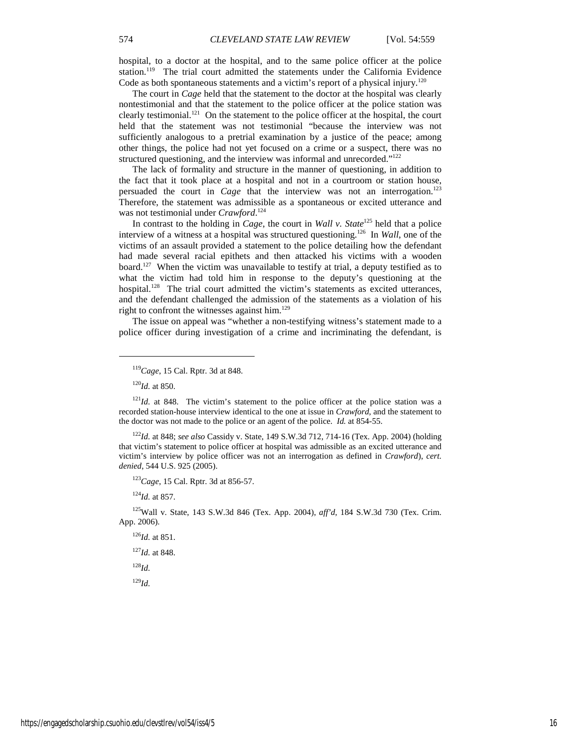hospital, to a doctor at the hospital, and to the same police officer at the police station.[119] The trial court admitted the statements under the California Evidence Code as both spontaneous statements and a victim's report of a physical injury.[120]

The court in *Cage* held that the statement to the doctor at the hospital was clearly nontestimonial and that the statement to the police officer at the police station was clearly testimonial.[121] On the statement to the police officer at the hospital, the court held that the statement was not testimonial "because the interview was not sufficiently analogous to a pretrial examination by a justice of the peace; among other things, the police had not yet focused on a crime or a suspect, there was no structured questioning, and the interview was informal and unrecorded."[122]

The lack of formality and structure in the manner of questioning, in addition to the fact that it took place at a hospital and not in a courtroom or station house, persuaded the court in *Cage* that the interview was not an interrogation.[123] Therefore, the statement was admissible as a spontaneous or excited utterance and was not testimonial under *Crawford*.[124]

In contrast to the holding in *Cage*, the court in *Wall v. State*[125] held that a police interview of a witness at a hospital was structured questioning.[126] In *Wall*, one of the victims of an assault provided a statement to the police detailing how the defendant had made several racial epithets and then attacked his victims with a wooden board.[127] When the victim was unavailable to testify at trial, a deputy testified as to what the victim had told him in response to the deputy's questioning at the hospital.[128] The trial court admitted the victim's statements as excited utterances, and the defendant challenged the admission of the statements as a violation of his right to confront the witnesses against him.[129]

The issue on appeal was "whether a non-testifying witness's statement made to a police officer during investigation of a crime and incriminating the defendant, is

---

[119]*Cage*, 15 Cal. Rptr. 3d at 848.

[120]*Id.* at 850.

[121]*Id.* at 848. The victim's statement to the police officer at the police station was a recorded station-house interview identical to the one at issue in *Crawford*, and the statement to the doctor was not made to the police or an agent of the police. *Id.* at 854-55.

[122]*Id.* at 848; *see also* Cassidy v. State, 149 S.W.3d 712, 714-16 (Tex. App. 2004) (holding that victim's statement to police officer at hospital was admissible as an excited utterance and victim's interview by police officer was not an interrogation as defined in *Crawford*), *cert. denied*, 544 U.S. 925 (2005).

[123]*Cage*, 15 Cal. Rptr. 3d at 856-57.

[124]*Id.* at 857.

[125]Wall v. State, 143 S.W.3d 846 (Tex. App. 2004), *aff'd*, 184 S.W.3d 730 (Tex. Crim. App. 2006).

[126]*Id.* at 851.

[127]*Id.* at 848.

[128]*Id.*

[129]*Id.*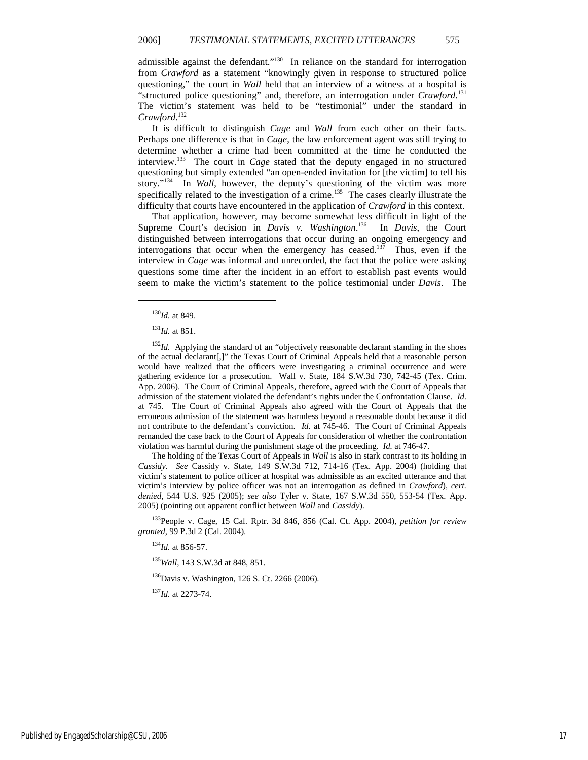admissible against the defendant."[130] In reliance on the standard for interrogation from *Crawford* as a statement "knowingly given in response to structured police questioning," the court in *Wall* held that an interview of a witness at a hospital is "structured police questioning" and, therefore, an interrogation under *Crawford*.[131] The victim's statement was held to be "testimonial" under the standard in *Crawford*.[132]

It is difficult to distinguish *Cage* and *Wall* from each other on their facts. Perhaps one difference is that in *Cage*, the law enforcement agent was still trying to determine whether a crime had been committed at the time he conducted the interview.[133] The court in *Cage* stated that the deputy engaged in no structured questioning but simply extended "an open-ended invitation for [the victim] to tell his story."[134] In *Wall*, however, the deputy's questioning of the victim was more specifically related to the investigation of a crime.[135] The cases clearly illustrate the difficulty that courts have encountered in the application of *Crawford* in this context.

That application, however, may become somewhat less difficult in light of the Supreme Court's decision in *Davis v. Washington*.[136] In *Davis*, the Court distinguished between interrogations that occur during an ongoing emergency and interrogations that occur when the emergency has ceased.[137] Thus, even if the interview in *Cage* was informal and unrecorded, the fact that the police were asking questions some time after the incident in an effort to establish past events would seem to make the victim's statement to the police testimonial under *Davis*. The

---

[130] *Id.* at 849.

[131] *Id.* at 851.

[132] *Id.* Applying the standard of an "objectively reasonable declarant standing in the shoes of the actual declarant[,]" the Texas Court of Criminal Appeals held that a reasonable person would have realized that the officers were investigating a criminal occurrence and were gathering evidence for a prosecution. Wall v. State, 184 S.W.3d 730, 742-45 (Tex. Crim. App. 2006). The Court of Criminal Appeals, therefore, agreed with the Court of Appeals that admission of the statement violated the defendant's rights under the Confrontation Clause. *Id.* at 745. The Court of Criminal Appeals also agreed with the Court of Appeals that the erroneous admission of the statement was harmless beyond a reasonable doubt because it did not contribute to the defendant's conviction. *Id.* at 745-46. The Court of Criminal Appeals remanded the case back to the Court of Appeals for consideration of whether the confrontation violation was harmful during the punishment stage of the proceeding. *Id.* at 746-47.

The holding of the Texas Court of Appeals in *Wall* is also in stark contrast to its holding in *Cassidy*. *See* Cassidy v. State, 149 S.W.3d 712, 714-16 (Tex. App. 2004) (holding that victim's statement to police officer at hospital was admissible as an excited utterance and that victim's interview by police officer was not an interrogation as defined in *Crawford*), *cert. denied*, 544 U.S. 925 (2005); *see also* Tyler v. State, 167 S.W.3d 550, 553-54 (Tex. App. 2005) (pointing out apparent conflict between *Wall* and *Cassidy*).

[133] People v. Cage, 15 Cal. Rptr. 3d 846, 856 (Cal. Ct. App. 2004), *petition for review granted*, 99 P.3d 2 (Cal. 2004).

[134] *Id.* at 856-57.

[135] *Wall*, 143 S.W.3d at 848, 851.

[136] Davis v. Washington, 126 S. Ct. 2266 (2006).

[137] *Id.* at 2273-74.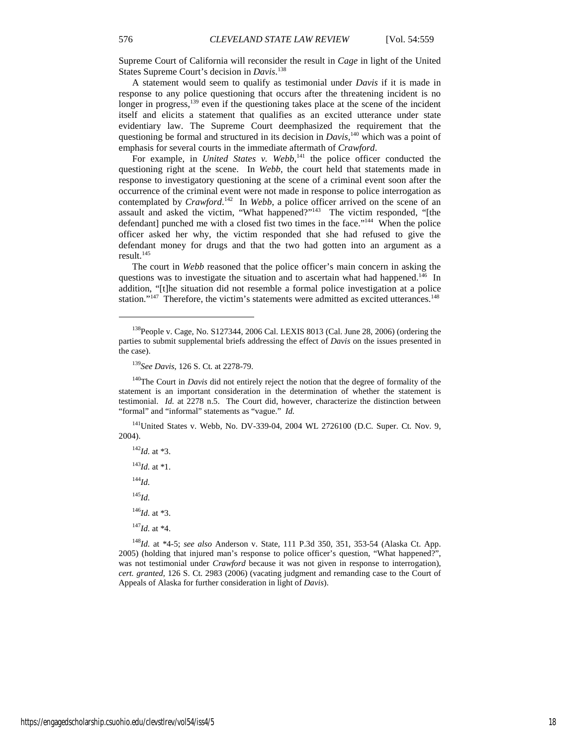Supreme Court of California will reconsider the result in *Cage* in light of the United States Supreme Court's decision in *Davis*.[138]

A statement would seem to qualify as testimonial under *Davis* if it is made in response to any police questioning that occurs after the threatening incident is no longer in progress,[139] even if the questioning takes place at the scene of the incident itself and elicits a statement that qualifies as an excited utterance under state evidentiary law. The Supreme Court deemphasized the requirement that the questioning be formal and structured in its decision in *Davis*,[140] which was a point of emphasis for several courts in the immediate aftermath of *Crawford*.

For example, in *United States v. Webb*,[141] the police officer conducted the questioning right at the scene. In *Webb*, the court held that statements made in response to investigatory questioning at the scene of a criminal event soon after the occurrence of the criminal event were not made in response to police interrogation as contemplated by *Crawford*.[142] In *Webb*, a police officer arrived on the scene of an assault and asked the victim, "What happened?"[143] The victim responded, "[the defendant] punched me with a closed fist two times in the face."[144] When the police officer asked her why, the victim responded that she had refused to give the defendant money for drugs and that the two had gotten into an argument as a result.[145]

The court in *Webb* reasoned that the police officer's main concern in asking the questions was to investigate the situation and to ascertain what had happened.[146] In addition, "[t]he situation did not resemble a formal police investigation at a police station."[147] Therefore, the victim's statements were admitted as excited utterances.[148]

---

[138] People v. Cage, No. S127344, 2006 Cal. LEXIS 8013 (Cal. June 28, 2006) (ordering the parties to submit supplemental briefs addressing the effect of *Davis* on the issues presented in the case).

[139] *See Davis*, 126 S. Ct. at 2278-79.

[140] The Court in *Davis* did not entirely reject the notion that the degree of formality of the statement is an important consideration in the determination of whether the statement is testimonial. *Id.* at 2278 n.5. The Court did, however, characterize the distinction between "formal" and "informal" statements as "vague." *Id.*

[141] United States v. Webb, No. DV-339-04, 2004 WL 2726100 (D.C. Super. Ct. Nov. 9, 2004).

[142] *Id.* at *3.

[143] *Id.* at *1.

[144] *Id.*

[145] *Id.*

[146] *Id.* at *3.

[147] *Id.* at *4.

[148] *Id.* at *4-5; *see also* Anderson v. State, 111 P.3d 350, 351, 353-54 (Alaska Ct. App. 2005) (holding that injured man's response to police officer's question, "What happened?", was not testimonial under *Crawford* because it was not given in response to interrogation), *cert. granted*, 126 S. Ct. 2983 (2006) (vacating judgment and remanding case to the Court of Appeals of Alaska for further consideration in light of *Davis*).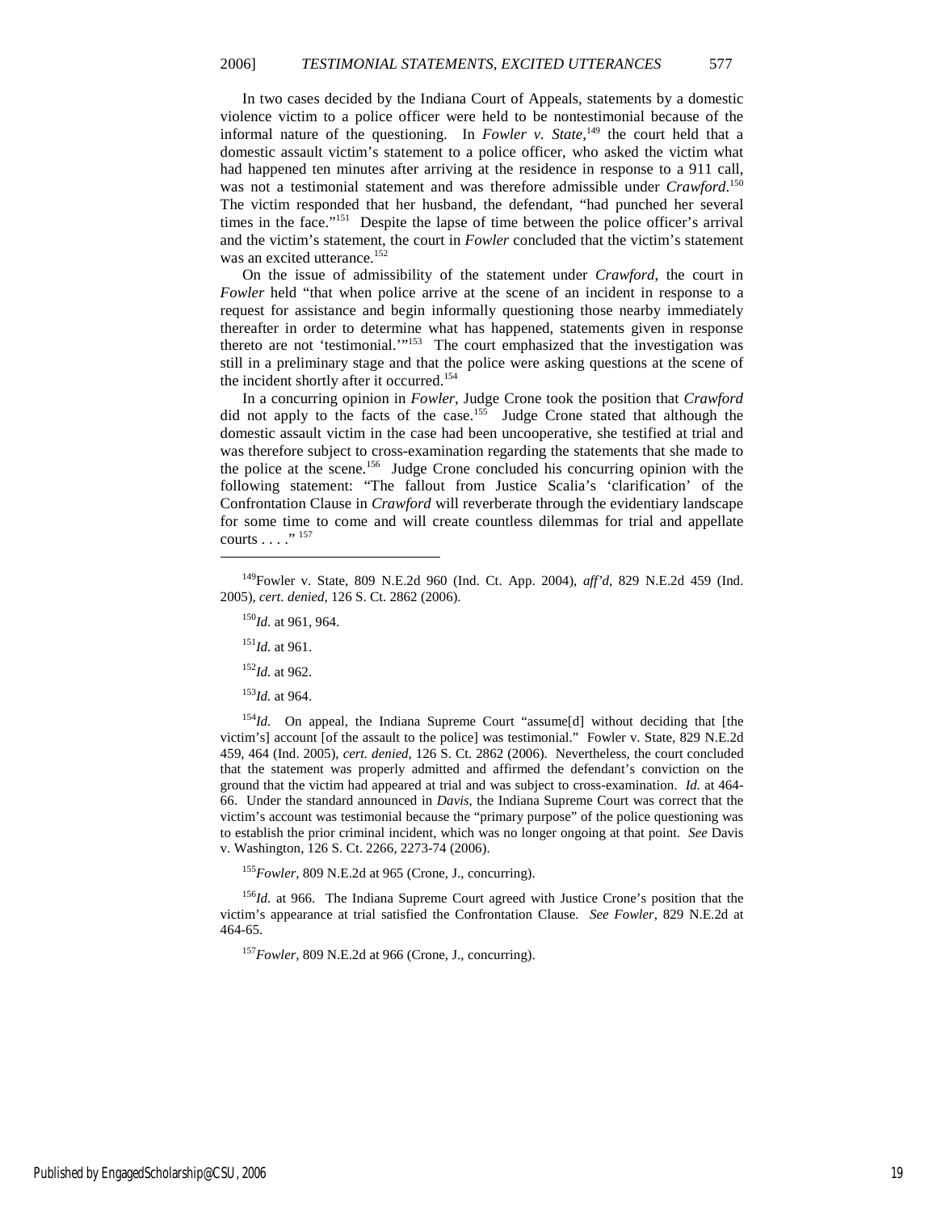In two cases decided by the Indiana Court of Appeals, statements by a domestic violence victim to a police officer were held to be nontestimonial because of the informal nature of the questioning. In *Fowler v. State*,[149] the court held that a domestic assault victim's statement to a police officer, who asked the victim what had happened ten minutes after arriving at the residence in response to a 911 call, was not a testimonial statement and was therefore admissible under *Crawford*.[150] The victim responded that her husband, the defendant, "had punched her several times in the face."[151] Despite the lapse of time between the police officer's arrival and the victim's statement, the court in *Fowler* concluded that the victim's statement was an excited utterance.[152]

On the issue of admissibility of the statement under *Crawford*, the court in *Fowler* held "that when police arrive at the scene of an incident in response to a request for assistance and begin informally questioning those nearby immediately thereafter in order to determine what has happened, statements given in response thereto are not 'testimonial.'"[153] The court emphasized that the investigation was still in a preliminary stage and that the police were asking questions at the scene of the incident shortly after it occurred.[154]

In a concurring opinion in *Fowler*, Judge Crone took the position that *Crawford* did not apply to the facts of the case.[155] Judge Crone stated that although the domestic assault victim in the case had been uncooperative, she testified at trial and was therefore subject to cross-examination regarding the statements that she made to the police at the scene.[156] Judge Crone concluded his concurring opinion with the following statement: "The fallout from Justice Scalia's 'clarification' of the Confrontation Clause in *Crawford* will reverberate through the evidentiary landscape for some time to come and will create countless dilemmas for trial and appellate courts . . . ."[157]

---

[149]Fowler v. State, 809 N.E.2d 960 (Ind. Ct. App. 2004), *aff'd*, 829 N.E.2d 459 (Ind. 2005), *cert. denied*, 126 S. Ct. 2862 (2006).

[150]*Id.* at 961, 964.

[151]*Id.* at 961.

[152]*Id.* at 962.

[153]*Id.* at 964.

[154]*Id.* On appeal, the Indiana Supreme Court "assume[d] without deciding that [the victim's] account [of the assault to the police] was testimonial." Fowler v. State, 829 N.E.2d 459, 464 (Ind. 2005), *cert. denied*, 126 S. Ct. 2862 (2006). Nevertheless, the court concluded that the statement was properly admitted and affirmed the defendant's conviction on the ground that the victim had appeared at trial and was subject to cross-examination. *Id.* at 464-66. Under the standard announced in *Davis*, the Indiana Supreme Court was correct that the victim's account was testimonial because the "primary purpose" of the police questioning was to establish the prior criminal incident, which was no longer ongoing at that point. *See* Davis v. Washington, 126 S. Ct. 2266, 2273-74 (2006).

[155]*Fowler*, 809 N.E.2d at 965 (Crone, J., concurring).

[156]*Id.* at 966. The Indiana Supreme Court agreed with Justice Crone's position that the victim's appearance at trial satisfied the Confrontation Clause. *See Fowler*, 829 N.E.2d at 464-65.

[157]*Fowler*, 809 N.E.2d at 966 (Crone, J., concurring).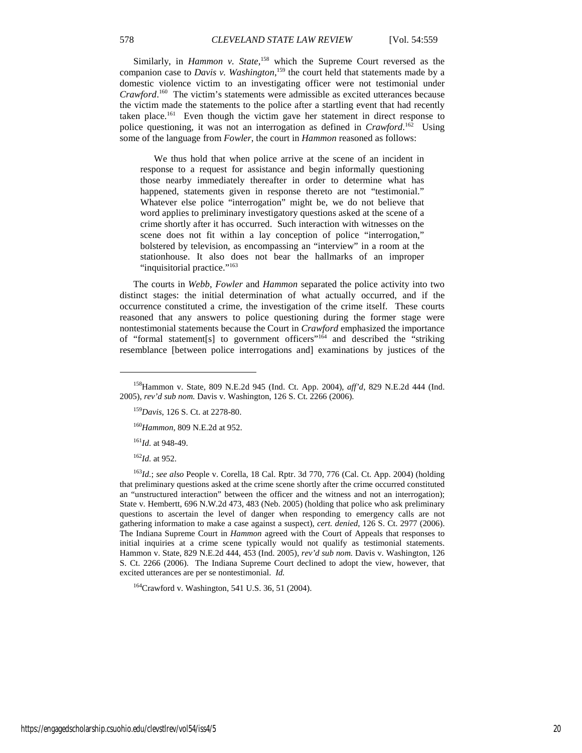Similarly, in *Hammon v. State*,[158] which the Supreme Court reversed as the companion case to *Davis v. Washington*,[159] the court held that statements made by a domestic violence victim to an investigating officer were not testimonial under *Crawford*.[160] The victim's statements were admissible as excited utterances because the victim made the statements to the police after a startling event that had recently taken place.[161] Even though the victim gave her statement in direct response to police questioning, it was not an interrogation as defined in *Crawford*.[162] Using some of the language from *Fowler*, the court in *Hammon* reasoned as follows:

> We thus hold that when police arrive at the scene of an incident in response to a request for assistance and begin informally questioning those nearby immediately thereafter in order to determine what has happened, statements given in response thereto are not "testimonial." Whatever else police "interrogation" might be, we do not believe that word applies to preliminary investigatory questions asked at the scene of a crime shortly after it has occurred. Such interaction with witnesses on the scene does not fit within a lay conception of police "interrogation," bolstered by television, as encompassing an "interview" in a room at the stationhouse. It also does not bear the hallmarks of an improper "inquisitorial practice."[163]

The courts in *Webb*, *Fowler* and *Hammon* separated the police activity into two distinct stages: the initial determination of what actually occurred, and if the occurrence constituted a crime, the investigation of the crime itself. These courts reasoned that any answers to police questioning during the former stage were nontestimonial statements because the Court in *Crawford* emphasized the importance of "formal statement[s] to government officers"[164] and described the "striking resemblance [between police interrogations and] examinations by justices of the

---

[158] Hammon v. State, 809 N.E.2d 945 (Ind. Ct. App. 2004), *aff'd*, 829 N.E.2d 444 (Ind. 2005), *rev'd sub nom.* Davis v. Washington, 126 S. Ct. 2266 (2006).

[159] *Davis*, 126 S. Ct. at 2278-80.

[160] *Hammon*, 809 N.E.2d at 952.

[161] *Id.* at 948-49.

[162] *Id.* at 952.

[163] *Id.*; *see also* People v. Corella, 18 Cal. Rptr. 3d 770, 776 (Cal. Ct. App. 2004) (holding that preliminary questions asked at the crime scene shortly after the crime occurred constituted an "unstructured interaction" between the officer and the witness and not an interrogation); State v. Hembertt, 696 N.W.2d 473, 483 (Neb. 2005) (holding that police who ask preliminary questions to ascertain the level of danger when responding to emergency calls are not gathering information to make a case against a suspect), *cert. denied*, 126 S. Ct. 2977 (2006). The Indiana Supreme Court in *Hammon* agreed with the Court of Appeals that responses to initial inquiries at a crime scene typically would not qualify as testimonial statements. Hammon v. State, 829 N.E.2d 444, 453 (Ind. 2005), *rev'd sub nom.* Davis v. Washington, 126 S. Ct. 2266 (2006). The Indiana Supreme Court declined to adopt the view, however, that excited utterances are per se nontestimonial. *Id.*

[164] Crawford v. Washington, 541 U.S. 36, 51 (2004).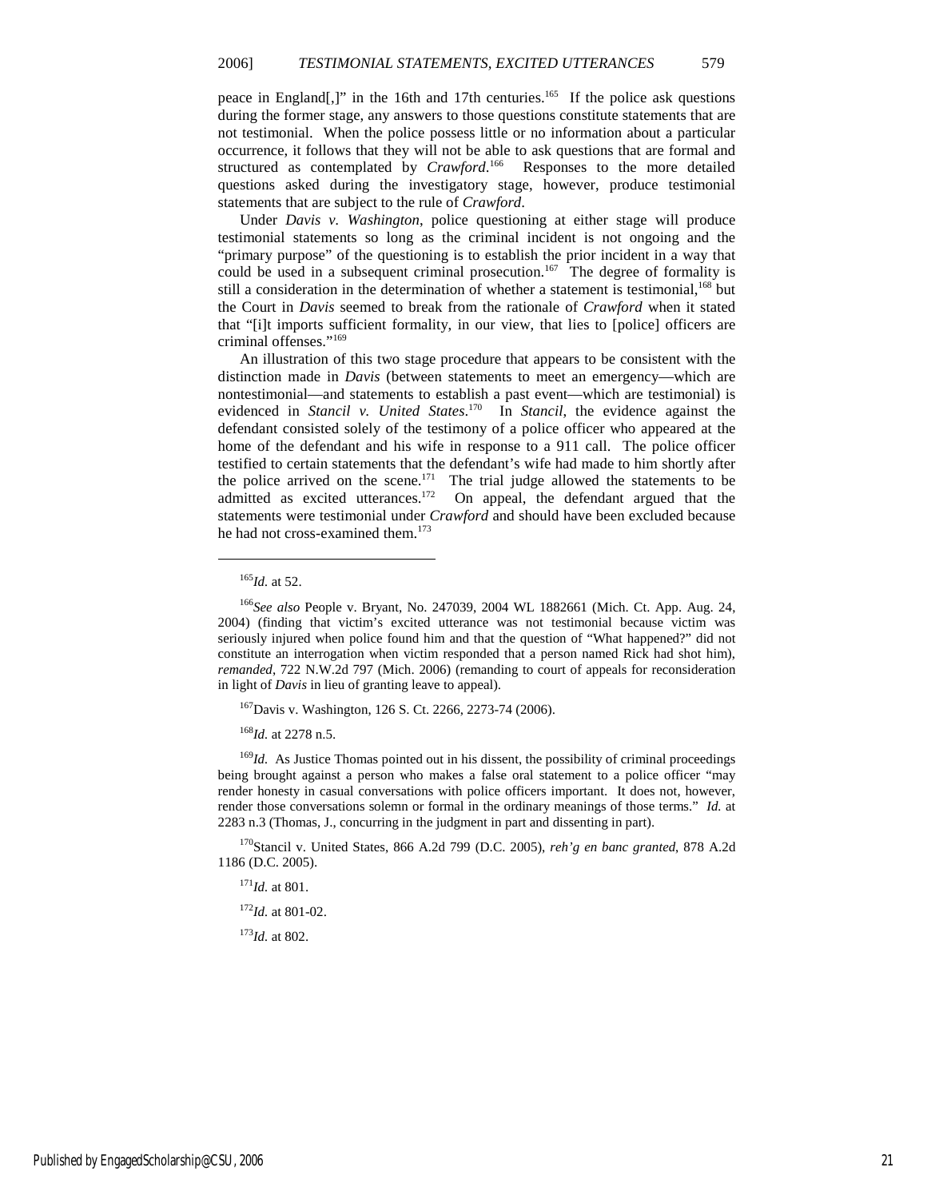peace in England[,]" in the 16th and 17th centuries.[165] If the police ask questions during the former stage, any answers to those questions constitute statements that are not testimonial. When the police possess little or no information about a particular occurrence, it follows that they will not be able to ask questions that are formal and structured as contemplated by *Crawford*.[166] Responses to the more detailed questions asked during the investigatory stage, however, produce testimonial statements that are subject to the rule of *Crawford*.

Under *Davis v. Washington*, police questioning at either stage will produce testimonial statements so long as the criminal incident is not ongoing and the "primary purpose" of the questioning is to establish the prior incident in a way that could be used in a subsequent criminal prosecution.[167] The degree of formality is still a consideration in the determination of whether a statement is testimonial,[168] but the Court in *Davis* seemed to break from the rationale of *Crawford* when it stated that "[i]t imports sufficient formality, in our view, that lies to [police] officers are criminal offenses."[169]

An illustration of this two stage procedure that appears to be consistent with the distinction made in *Davis* (between statements to meet an emergency—which are nontestimonial—and statements to establish a past event—which are testimonial) is evidenced in *Stancil v. United States*.[170] In *Stancil*, the evidence against the defendant consisted solely of the testimony of a police officer who appeared at the home of the defendant and his wife in response to a 911 call. The police officer testified to certain statements that the defendant's wife had made to him shortly after the police arrived on the scene.[171] The trial judge allowed the statements to be admitted as excited utterances.[172] On appeal, the defendant argued that the statements were testimonial under *Crawford* and should have been excluded because he had not cross-examined them.[173]

---

[165] *Id.* at 52.

[166] *See also* People v. Bryant, No. 247039, 2004 WL 1882661 (Mich. Ct. App. Aug. 24, 2004) (finding that victim's excited utterance was not testimonial because victim was seriously injured when police found him and that the question of "What happened?" did not constitute an interrogation when victim responded that a person named Rick had shot him), *remanded*, 722 N.W.2d 797 (Mich. 2006) (remanding to court of appeals for reconsideration in light of *Davis* in lieu of granting leave to appeal).

[167] Davis v. Washington, 126 S. Ct. 2266, 2273-74 (2006).

[168] *Id.* at 2278 n.5.

[169] *Id.* As Justice Thomas pointed out in his dissent, the possibility of criminal proceedings being brought against a person who makes a false oral statement to a police officer "may render honesty in casual conversations with police officers important. It does not, however, render those conversations solemn or formal in the ordinary meanings of those terms." *Id.* at 2283 n.3 (Thomas, J., concurring in the judgment in part and dissenting in part).

[170] Stancil v. United States, 866 A.2d 799 (D.C. 2005), *reh'g en banc granted*, 878 A.2d 1186 (D.C. 2005).

[171] *Id.* at 801.

[172] *Id.* at 801-02.

[173] *Id.* at 802.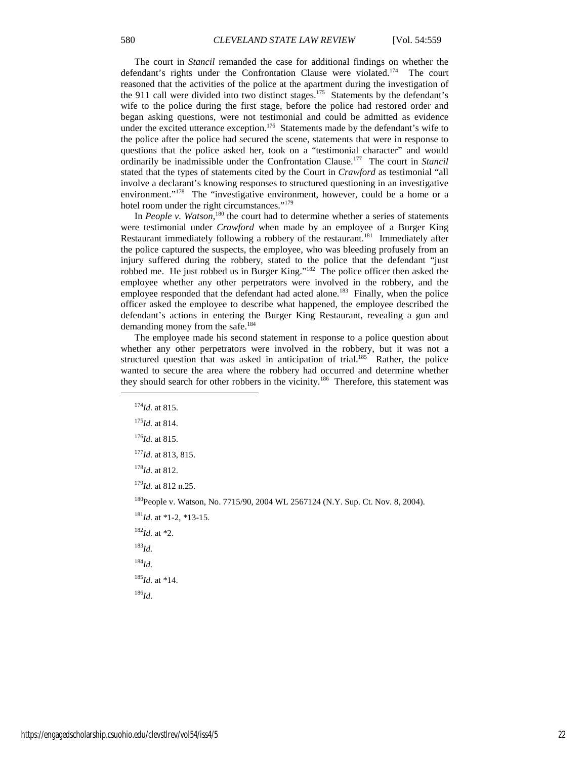The court in *Stancil* remanded the case for additional findings on whether the defendant's rights under the Confrontation Clause were violated.[174] The court reasoned that the activities of the police at the apartment during the investigation of the 911 call were divided into two distinct stages.[175] Statements by the defendant's wife to the police during the first stage, before the police had restored order and began asking questions, were not testimonial and could be admitted as evidence under the excited utterance exception.[176] Statements made by the defendant's wife to the police after the police had secured the scene, statements that were in response to questions that the police asked her, took on a "testimonial character" and would ordinarily be inadmissible under the Confrontation Clause.[177] The court in *Stancil* stated that the types of statements cited by the Court in *Crawford* as testimonial "all involve a declarant's knowing responses to structured questioning in an investigative environment."[178] The "investigative environment, however, could be a home or a hotel room under the right circumstances."[179]

In *People v. Watson*,[180] the court had to determine whether a series of statements were testimonial under *Crawford* when made by an employee of a Burger King Restaurant immediately following a robbery of the restaurant.[181] Immediately after the police captured the suspects, the employee, who was bleeding profusely from an injury suffered during the robbery, stated to the police that the defendant "just robbed me. He just robbed us in Burger King."[182] The police officer then asked the employee whether any other perpetrators were involved in the robbery, and the employee responded that the defendant had acted alone.[183] Finally, when the police officer asked the employee to describe what happened, the employee described the defendant's actions in entering the Burger King Restaurant, revealing a gun and demanding money from the safe.[184]

The employee made his second statement in response to a police question about whether any other perpetrators were involved in the robbery, but it was not a structured question that was asked in anticipation of trial.[185] Rather, the police wanted to secure the area where the robbery had occurred and determine whether they should search for other robbers in the vicinity.[186] Therefore, this statement was

---

[174] *Id.* at 815.

[175] *Id.* at 814.

[176] *Id.* at 815.

[177] *Id.* at 813, 815.

[178] *Id.* at 812.

[179] *Id.* at 812 n.25.

[180] People v. Watson, No. 7715/90, 2004 WL 2567124 (N.Y. Sup. Ct. Nov. 8, 2004).

[181] *Id.* at *1-2, *13-15.

[182] *Id.* at *2.

[183] *Id.*

[184] *Id.*

[185] *Id.* at *14.

[186] *Id.*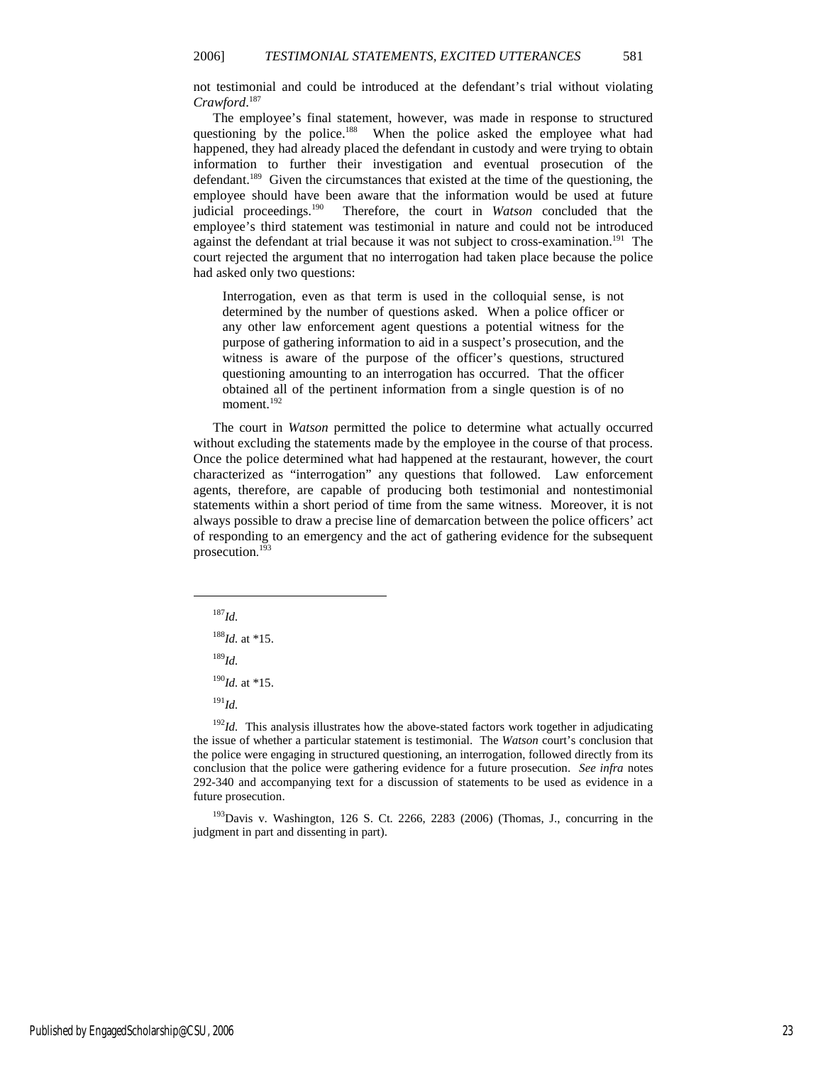not testimonial and could be introduced at the defendant's trial without violating *Crawford*.[187]

The employee's final statement, however, was made in response to structured questioning by the police.[188] When the police asked the employee what had happened, they had already placed the defendant in custody and were trying to obtain information to further their investigation and eventual prosecution of the defendant.[189] Given the circumstances that existed at the time of the questioning, the employee should have been aware that the information would be used at future judicial proceedings.[190] Therefore, the court in *Watson* concluded that the employee's third statement was testimonial in nature and could not be introduced against the defendant at trial because it was not subject to cross-examination.[191] The court rejected the argument that no interrogation had taken place because the police had asked only two questions:

> Interrogation, even as that term is used in the colloquial sense, is not determined by the number of questions asked. When a police officer or any other law enforcement agent questions a potential witness for the purpose of gathering information to aid in a suspect's prosecution, and the witness is aware of the purpose of the officer's questions, structured questioning amounting to an interrogation has occurred. That the officer obtained all of the pertinent information from a single question is of no moment.[192]

The court in *Watson* permitted the police to determine what actually occurred without excluding the statements made by the employee in the course of that process. Once the police determined what had happened at the restaurant, however, the court characterized as "interrogation" any questions that followed. Law enforcement agents, therefore, are capable of producing both testimonial and nontestimonial statements within a short period of time from the same witness. Moreover, it is not always possible to draw a precise line of demarcation between the police officers' act of responding to an emergency and the act of gathering evidence for the subsequent prosecution.[193]

---

[187] *Id.*

[188] *Id.* at *15.

[189] *Id.*

[190] *Id.* at *15.

[191] *Id.*

[192] *Id.* This analysis illustrates how the above-stated factors work together in adjudicating the issue of whether a particular statement is testimonial. The *Watson* court's conclusion that the police were engaging in structured questioning, an interrogation, followed directly from its conclusion that the police were gathering evidence for a future prosecution. *See infra* notes 292-340 and accompanying text for a discussion of statements to be used as evidence in a future prosecution.

[193] Davis v. Washington, 126 S. Ct. 2266, 2283 (2006) (Thomas, J., concurring in the judgment in part and dissenting in part).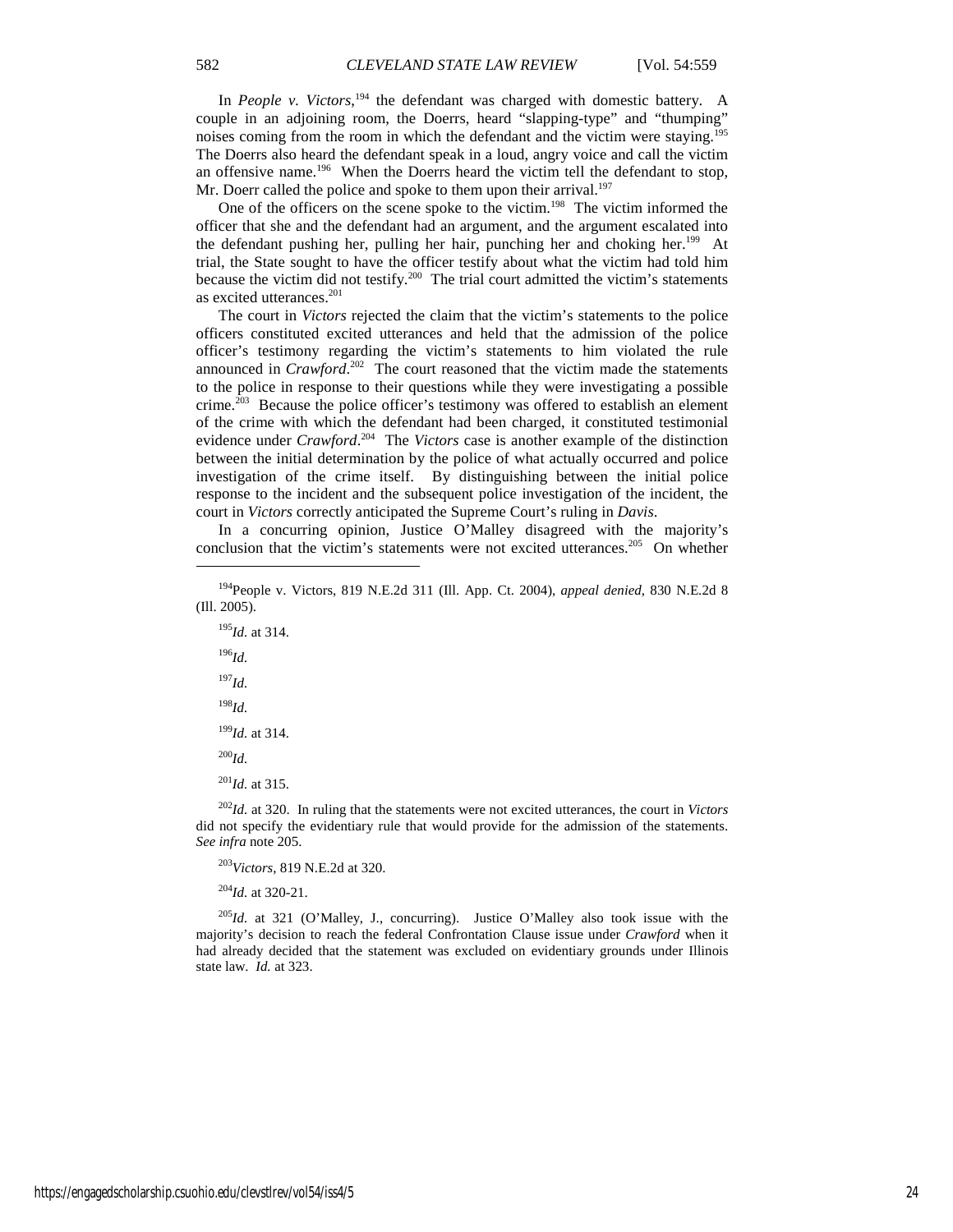In *People v. Victors*,[194] the defendant was charged with domestic battery. A couple in an adjoining room, the Doerrs, heard "slapping-type" and "thumping" noises coming from the room in which the defendant and the victim were staying.[195] The Doerrs also heard the defendant speak in a loud, angry voice and call the victim an offensive name.[196] When the Doerrs heard the victim tell the defendant to stop, Mr. Doerr called the police and spoke to them upon their arrival.[197]

One of the officers on the scene spoke to the victim.[198] The victim informed the officer that she and the defendant had an argument, and the argument escalated into the defendant pushing her, pulling her hair, punching her and choking her.[199] At trial, the State sought to have the officer testify about what the victim had told him because the victim did not testify.[200] The trial court admitted the victim's statements as excited utterances.[201]

The court in *Victors* rejected the claim that the victim's statements to the police officers constituted excited utterances and held that the admission of the police officer's testimony regarding the victim's statements to him violated the rule announced in *Crawford*.[202] The court reasoned that the victim made the statements to the police in response to their questions while they were investigating a possible crime.[203] Because the police officer's testimony was offered to establish an element of the crime with which the defendant had been charged, it constituted testimonial evidence under *Crawford*.[204] The *Victors* case is another example of the distinction between the initial determination by the police of what actually occurred and police investigation of the crime itself. By distinguishing between the initial police response to the incident and the subsequent police investigation of the incident, the court in *Victors* correctly anticipated the Supreme Court's ruling in *Davis*.

In a concurring opinion, Justice O'Malley disagreed with the majority's conclusion that the victim's statements were not excited utterances.[205] On whether

---

[194] People v. Victors, 819 N.E.2d 311 (Ill. App. Ct. 2004), *appeal denied*, 830 N.E.2d 8 (Ill. 2005).

[195] *Id.* at 314.

[196] *Id.*

[197] *Id.*

[198] *Id.*

[199] *Id.* at 314.

[200] *Id.*

[201] *Id.* at 315.

[202] *Id.* at 320. In ruling that the statements were not excited utterances, the court in *Victors* did not specify the evidentiary rule that would provide for the admission of the statements. *See infra* note 205.

[203] *Victors*, 819 N.E.2d at 320.

[204] *Id.* at 320-21.

[205] *Id.* at 321 (O'Malley, J., concurring). Justice O'Malley also took issue with the majority's decision to reach the federal Confrontation Clause issue under *Crawford* when it had already decided that the statement was excluded on evidentiary grounds under Illinois state law. *Id.* at 323.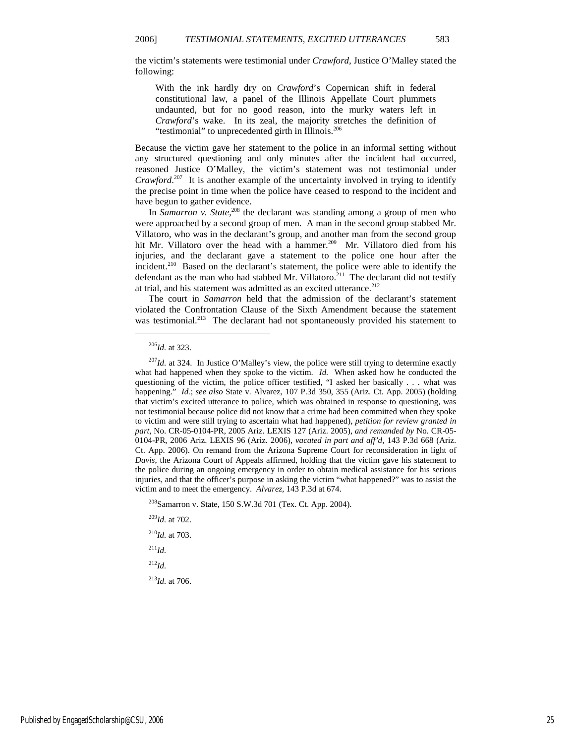the victim's statements were testimonial under *Crawford*, Justice O'Malley stated the following:

> With the ink hardly dry on *Crawford*'s Copernican shift in federal constitutional law, a panel of the Illinois Appellate Court plummets undaunted, but for no good reason, into the murky waters left in *Crawford*'s wake. In its zeal, the majority stretches the definition of "testimonial" to unprecedented girth in Illinois.[206]

Because the victim gave her statement to the police in an informal setting without any structured questioning and only minutes after the incident had occurred, reasoned Justice O'Malley, the victim's statement was not testimonial under *Crawford*.[207] It is another example of the uncertainty involved in trying to identify the precise point in time when the police have ceased to respond to the incident and have begun to gather evidence.

In *Samarron v. State*,[208] the declarant was standing among a group of men who were approached by a second group of men. A man in the second group stabbed Mr. Villatoro, who was in the declarant's group, and another man from the second group hit Mr. Villatoro over the head with a hammer.[209] Mr. Villatoro died from his injuries, and the declarant gave a statement to the police one hour after the incident.[210] Based on the declarant's statement, the police were able to identify the defendant as the man who had stabbed Mr. Villatoro.[211] The declarant did not testify at trial, and his statement was admitted as an excited utterance.[212]

The court in *Samarron* held that the admission of the declarant's statement violated the Confrontation Clause of the Sixth Amendment because the statement was testimonial.[213] The declarant had not spontaneously provided his statement to

---

[206] *Id.* at 323.

[207] *Id.* at 324. In Justice O'Malley's view, the police were still trying to determine exactly what had happened when they spoke to the victim. *Id.* When asked how he conducted the questioning of the victim, the police officer testified, "I asked her basically . . . what was happening." *Id.*; *see also* State v. Alvarez, 107 P.3d 350, 355 (Ariz. Ct. App. 2005) (holding that victim's excited utterance to police, which was obtained in response to questioning, was not testimonial because police did not know that a crime had been committed when they spoke to victim and were still trying to ascertain what had happened), *petition for review granted in part*, No. CR-05-0104-PR, 2005 Ariz. LEXIS 127 (Ariz. 2005), *and remanded by* No. CR-05-0104-PR, 2006 Ariz. LEXIS 96 (Ariz. 2006), *vacated in part and aff'd*, 143 P.3d 668 (Ariz. Ct. App. 2006). On remand from the Arizona Supreme Court for reconsideration in light of *Davis*, the Arizona Court of Appeals affirmed, holding that the victim gave his statement to the police during an ongoing emergency in order to obtain medical assistance for his serious injuries, and that the officer's purpose in asking the victim "what happened?" was to assist the victim and to meet the emergency. *Alvarez*, 143 P.3d at 674.

[208] Samarron v. State, 150 S.W.3d 701 (Tex. Ct. App. 2004).

[209] *Id.* at 702.

[210] *Id.* at 703.

[211] *Id.*

[212] *Id.*

[213] *Id.* at 706.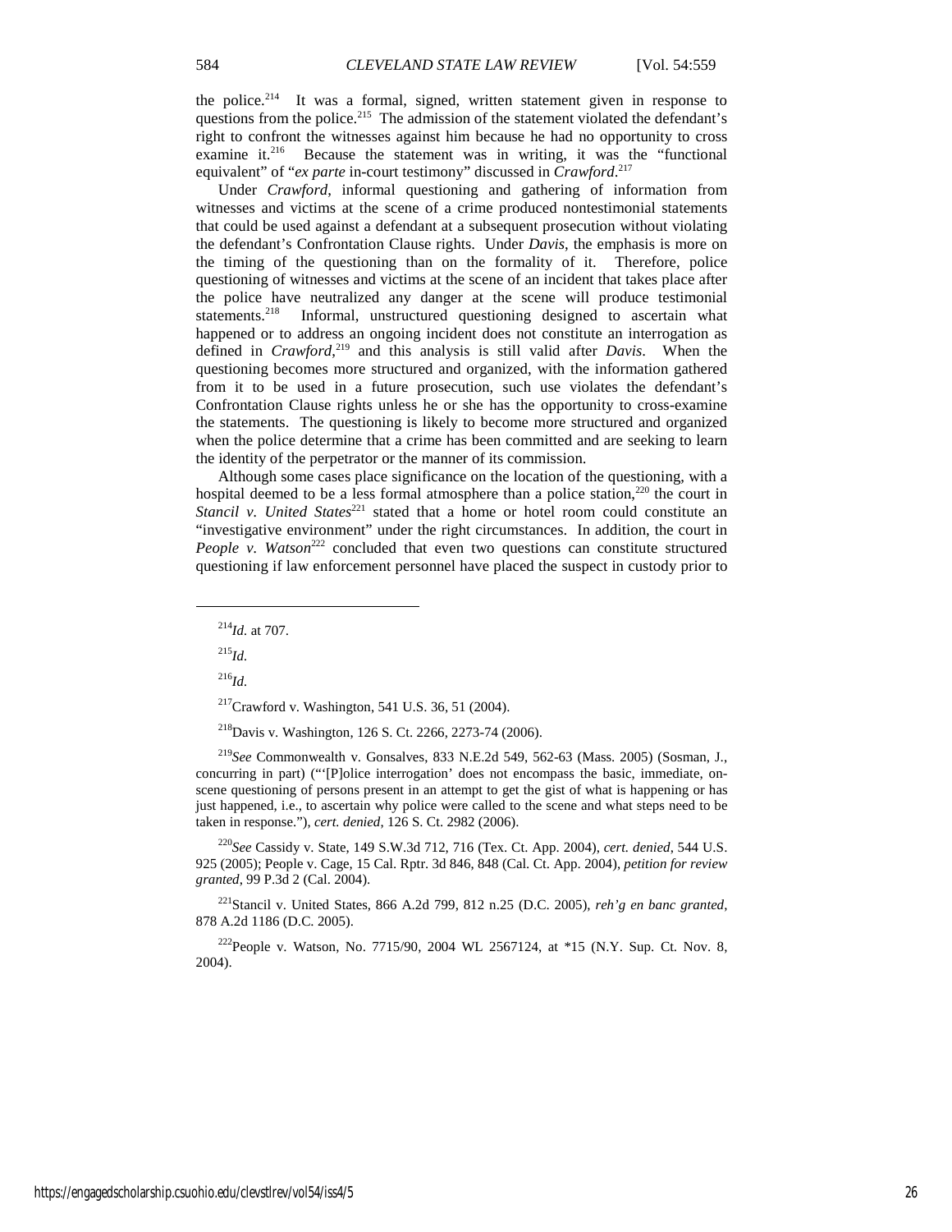the police.[214] It was a formal, signed, written statement given in response to questions from the police.[215] The admission of the statement violated the defendant's right to confront the witnesses against him because he had no opportunity to cross examine it.[216] Because the statement was in writing, it was the "functional equivalent" of "*ex parte* in-court testimony" discussed in *Crawford*.[217]

Under *Crawford*, informal questioning and gathering of information from witnesses and victims at the scene of a crime produced nontestimonial statements that could be used against a defendant at a subsequent prosecution without violating the defendant's Confrontation Clause rights. Under *Davis*, the emphasis is more on the timing of the questioning than on the formality of it. Therefore, police questioning of witnesses and victims at the scene of an incident that takes place after the police have neutralized any danger at the scene will produce testimonial statements.[218] Informal, unstructured questioning designed to ascertain what happened or to address an ongoing incident does not constitute an interrogation as defined in *Crawford*,[219] and this analysis is still valid after *Davis*. When the questioning becomes more structured and organized, with the information gathered from it to be used in a future prosecution, such use violates the defendant's Confrontation Clause rights unless he or she has the opportunity to cross-examine the statements. The questioning is likely to become more structured and organized when the police determine that a crime has been committed and are seeking to learn the identity of the perpetrator or the manner of its commission.

Although some cases place significance on the location of the questioning, with a hospital deemed to be a less formal atmosphere than a police station,[220] the court in *Stancil v. United States*[221] stated that a home or hotel room could constitute an "investigative environment" under the right circumstances. In addition, the court in *People v. Watson*[222] concluded that even two questions can constitute structured questioning if law enforcement personnel have placed the suspect in custody prior to

---

[214] *Id.* at 707.

[215] *Id.*

[216] *Id.*

[217] Crawford v. Washington, 541 U.S. 36, 51 (2004).

[218] Davis v. Washington, 126 S. Ct. 2266, 2273-74 (2006).

[219] *See* Commonwealth v. Gonsalves, 833 N.E.2d 549, 562-63 (Mass. 2005) (Sosman, J., concurring in part) ("'[P]olice interrogation' does not encompass the basic, immediate, on-scene questioning of persons present in an attempt to get the gist of what is happening or has just happened, i.e., to ascertain why police were called to the scene and what steps need to be taken in response."), *cert. denied*, 126 S. Ct. 2982 (2006).

[220] *See* Cassidy v. State, 149 S.W.3d 712, 716 (Tex. Ct. App. 2004), *cert. denied*, 544 U.S. 925 (2005); People v. Cage, 15 Cal. Rptr. 3d 846, 848 (Cal. Ct. App. 2004), *petition for review granted*, 99 P.3d 2 (Cal. 2004).

[221] Stancil v. United States, 866 A.2d 799, 812 n.25 (D.C. 2005), *reh'g en banc granted*, 878 A.2d 1186 (D.C. 2005).

[222] People v. Watson, No. 7715/90, 2004 WL 2567124, at *15 (N.Y. Sup. Ct. Nov. 8, 2004).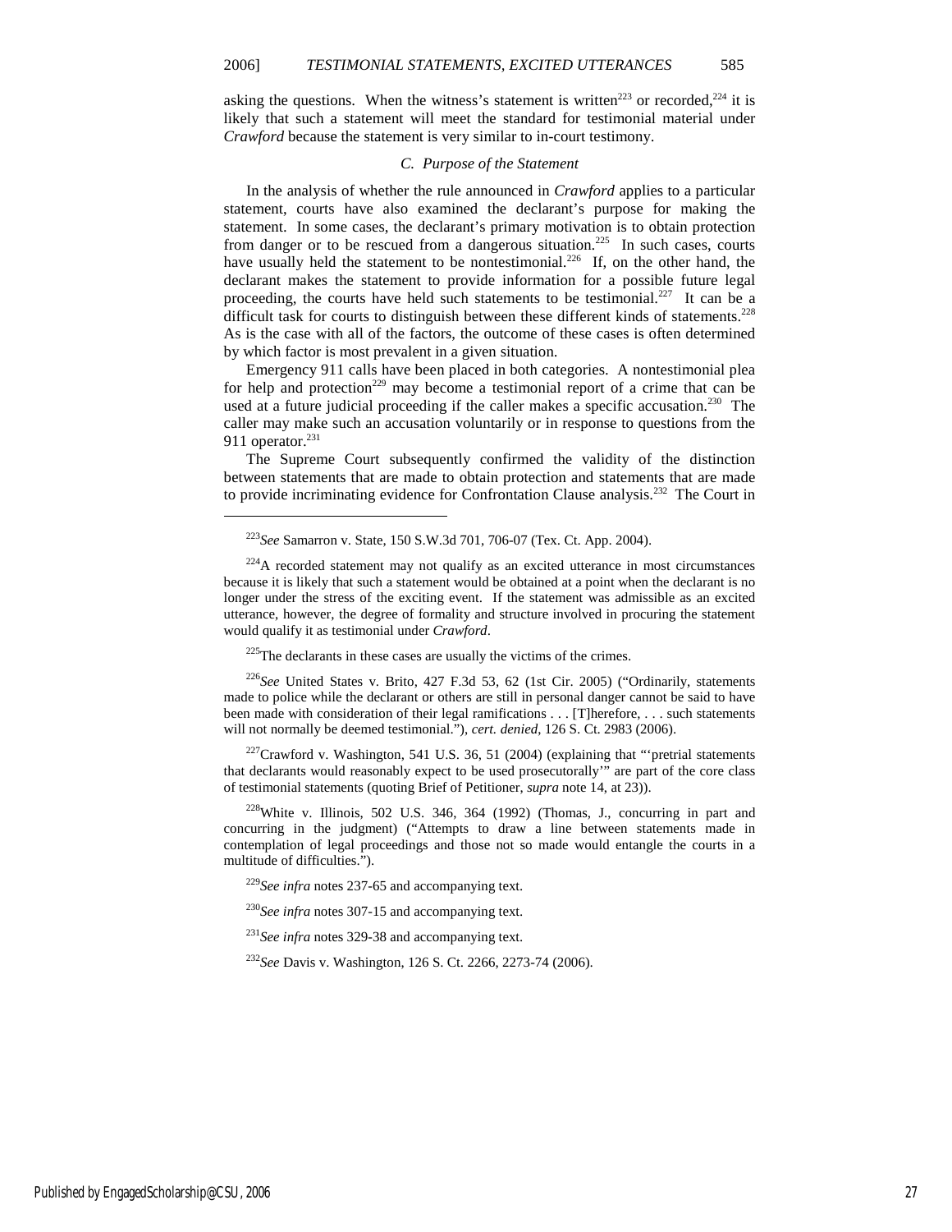asking the questions. When the witness's statement is written[223] or recorded,[224] it is likely that such a statement will meet the standard for testimonial material under *Crawford* because the statement is very similar to in-court testimony.

### *C. Purpose of the Statement*

In the analysis of whether the rule announced in *Crawford* applies to a particular statement, courts have also examined the declarant's purpose for making the statement. In some cases, the declarant's primary motivation is to obtain protection from danger or to be rescued from a dangerous situation.[225] In such cases, courts have usually held the statement to be nontestimonial.[226] If, on the other hand, the declarant makes the statement to provide information for a possible future legal proceeding, the courts have held such statements to be testimonial.[227] It can be a difficult task for courts to distinguish between these different kinds of statements.[228] As is the case with all of the factors, the outcome of these cases is often determined by which factor is most prevalent in a given situation.

Emergency 911 calls have been placed in both categories. A nontestimonial plea for help and protection[229] may become a testimonial report of a crime that can be used at a future judicial proceeding if the caller makes a specific accusation.[230] The caller may make such an accusation voluntarily or in response to questions from the 911 operator.[231]

The Supreme Court subsequently confirmed the validity of the distinction between statements that are made to obtain protection and statements that are made to provide incriminating evidence for Confrontation Clause analysis.[232] The Court in

---

[223]*See* Samarron v. State, 150 S.W.3d 701, 706-07 (Tex. Ct. App. 2004).

[224]A recorded statement may not qualify as an excited utterance in most circumstances because it is likely that such a statement would be obtained at a point when the declarant is no longer under the stress of the exciting event. If the statement was admissible as an excited utterance, however, the degree of formality and structure involved in procuring the statement would qualify it as testimonial under *Crawford*.

[225]The declarants in these cases are usually the victims of the crimes.

[226]*See* United States v. Brito, 427 F.3d 53, 62 (1st Cir. 2005) ("Ordinarily, statements made to police while the declarant or others are still in personal danger cannot be said to have been made with consideration of their legal ramifications . . . [T]herefore, . . . such statements will not normally be deemed testimonial."), *cert. denied*, 126 S. Ct. 2983 (2006).

[227]Crawford v. Washington, 541 U.S. 36, 51 (2004) (explaining that "'pretrial statements that declarants would reasonably expect to be used prosecutorally'" are part of the core class of testimonial statements (quoting Brief of Petitioner, *supra* note 14, at 23)).

[228]White v. Illinois, 502 U.S. 346, 364 (1992) (Thomas, J., concurring in part and concurring in the judgment) ("Attempts to draw a line between statements made in contemplation of legal proceedings and those not so made would entangle the courts in a multitude of difficulties.").

[229]*See infra* notes 237-65 and accompanying text.

[230]*See infra* notes 307-15 and accompanying text.

[231]*See infra* notes 329-38 and accompanying text.

[232]*See* Davis v. Washington, 126 S. Ct. 2266, 2273-74 (2006).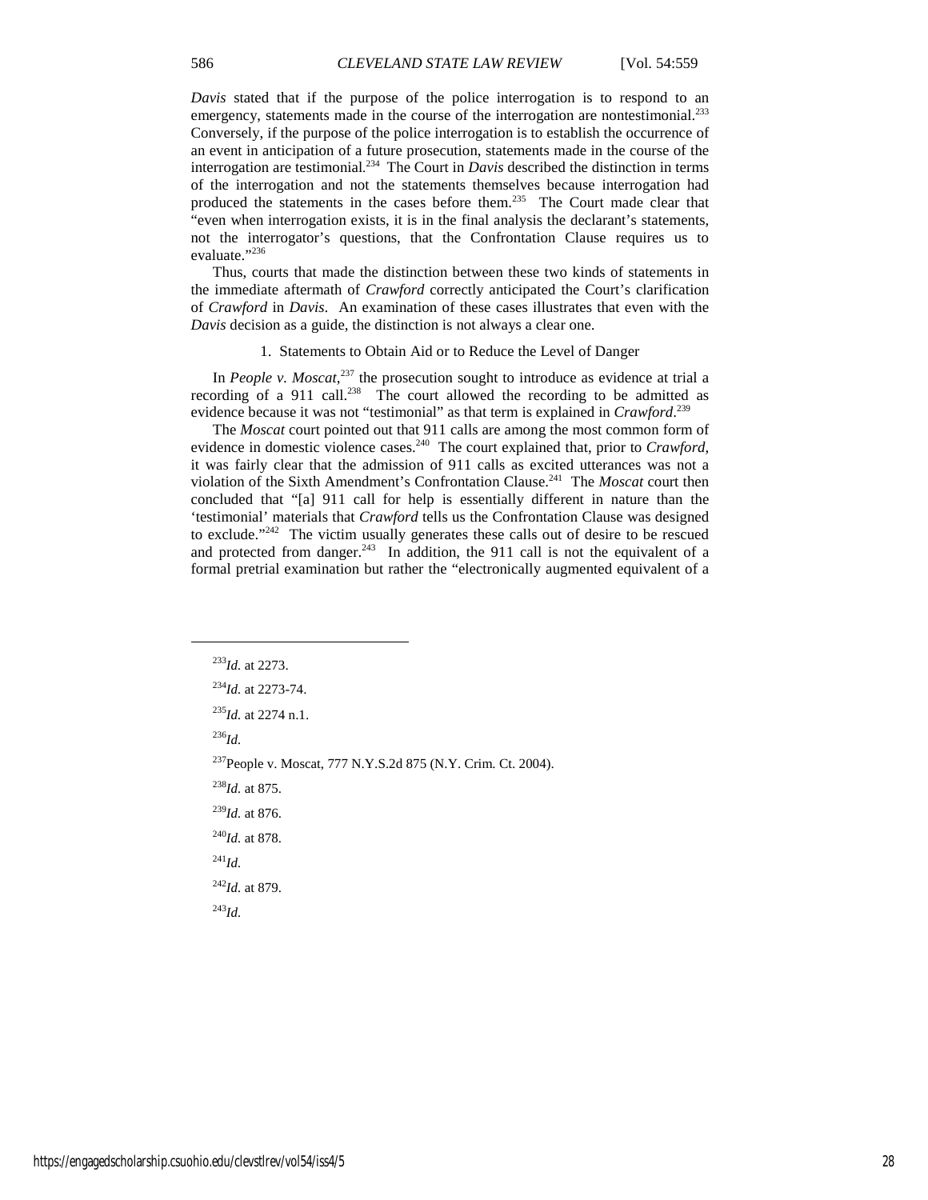*Davis* stated that if the purpose of the police interrogation is to respond to an emergency, statements made in the course of the interrogation are nontestimonial.[233] Conversely, if the purpose of the police interrogation is to establish the occurrence of an event in anticipation of a future prosecution, statements made in the course of the interrogation are testimonial.[234] The Court in *Davis* described the distinction in terms of the interrogation and not the statements themselves because interrogation had produced the statements in the cases before them.[235] The Court made clear that "even when interrogation exists, it is in the final analysis the declarant's statements, not the interrogator's questions, that the Confrontation Clause requires us to evaluate."[236]

Thus, courts that made the distinction between these two kinds of statements in the immediate aftermath of *Crawford* correctly anticipated the Court's clarification of *Crawford* in *Davis*. An examination of these cases illustrates that even with the *Davis* decision as a guide, the distinction is not always a clear one.

### 1. Statements to Obtain Aid or to Reduce the Level of Danger

In *People v. Moscat*,[237] the prosecution sought to introduce as evidence at trial a recording of a 911 call.[238] The court allowed the recording to be admitted as evidence because it was not "testimonial" as that term is explained in *Crawford*.[239]

The *Moscat* court pointed out that 911 calls are among the most common form of evidence in domestic violence cases.[240] The court explained that, prior to *Crawford*, it was fairly clear that the admission of 911 calls as excited utterances was not a violation of the Sixth Amendment's Confrontation Clause.[241] The *Moscat* court then concluded that "[a] 911 call for help is essentially different in nature than the 'testimonial' materials that *Crawford* tells us the Confrontation Clause was designed to exclude."[242] The victim usually generates these calls out of desire to be rescued and protected from danger.[243] In addition, the 911 call is not the equivalent of a formal pretrial examination but rather the "electronically augmented equivalent of a

---

[233] *Id.* at 2273.

[234] *Id.* at 2273-74.

[235] *Id.* at 2274 n.1.

[236] *Id.*

[237] People v. Moscat, 777 N.Y.S.2d 875 (N.Y. Crim. Ct. 2004).

[238] *Id.* at 875.

[239] *Id.* at 876.

[240] *Id.* at 878.

[241] *Id.*

[242] *Id.* at 879.

[243] *Id.*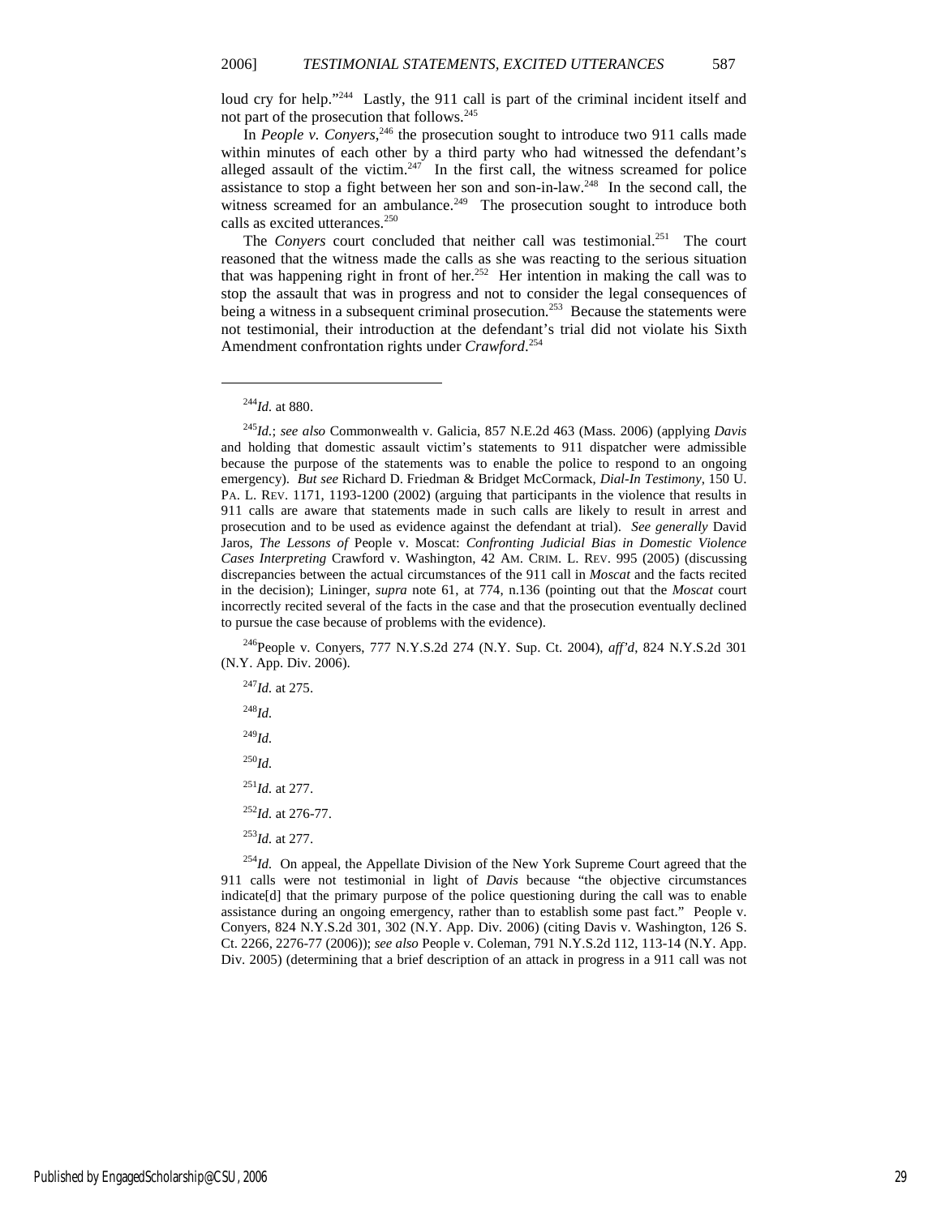loud cry for help."[244] Lastly, the 911 call is part of the criminal incident itself and not part of the prosecution that follows.[245]

In *People v. Conyers*,[246] the prosecution sought to introduce two 911 calls made within minutes of each other by a third party who had witnessed the defendant's alleged assault of the victim.[247] In the first call, the witness screamed for police assistance to stop a fight between her son and son-in-law.[248] In the second call, the witness screamed for an ambulance.[249] The prosecution sought to introduce both calls as excited utterances.[250]

The *Conyers* court concluded that neither call was testimonial.[251] The court reasoned that the witness made the calls as she was reacting to the serious situation that was happening right in front of her.[252] Her intention in making the call was to stop the assault that was in progress and not to consider the legal consequences of being a witness in a subsequent criminal prosecution.[253] Because the statements were not testimonial, their introduction at the defendant's trial did not violate his Sixth Amendment confrontation rights under *Crawford*.[254]

---

[244]*Id.* at 880.

[245]*Id.*; *see also* Commonwealth v. Galicia, 857 N.E.2d 463 (Mass. 2006) (applying *Davis* and holding that domestic assault victim's statements to 911 dispatcher were admissible because the purpose of the statements was to enable the police to respond to an ongoing emergency). *But see* Richard D. Friedman & Bridget McCormack, *Dial-In Testimony*, 150 U. PA. L. REV. 1171, 1193-1200 (2002) (arguing that participants in the violence that results in 911 calls are aware that statements made in such calls are likely to result in arrest and prosecution and to be used as evidence against the defendant at trial). *See generally* David Jaros, *The Lessons of* People v. Moscat: *Confronting Judicial Bias in Domestic Violence Cases Interpreting* Crawford v. Washington, 42 AM. CRIM. L. REV. 995 (2005) (discussing discrepancies between the actual circumstances of the 911 call in *Moscat* and the facts recited in the decision); Lininger, *supra* note 61, at 774, n.136 (pointing out that the *Moscat* court incorrectly recited several of the facts in the case and that the prosecution eventually declined to pursue the case because of problems with the evidence).

[246]People v. Conyers, 777 N.Y.S.2d 274 (N.Y. Sup. Ct. 2004), *aff'd*, 824 N.Y.S.2d 301 (N.Y. App. Div. 2006).

[247]*Id.* at 275.

[248]*Id.*

[249]*Id.*

[250]*Id.*

[251]*Id.* at 277.

[252]*Id.* at 276-77.

[253]*Id.* at 277.

[254]*Id.* On appeal, the Appellate Division of the New York Supreme Court agreed that the 911 calls were not testimonial in light of *Davis* because "the objective circumstances indicate[d] that the primary purpose of the police questioning during the call was to enable assistance during an ongoing emergency, rather than to establish some past fact." People v. Conyers, 824 N.Y.S.2d 301, 302 (N.Y. App. Div. 2006) (citing Davis v. Washington, 126 S. Ct. 2266, 2276-77 (2006)); *see also* People v. Coleman, 791 N.Y.S.2d 112, 113-14 (N.Y. App. Div. 2005) (determining that a brief description of an attack in progress in a 911 call was not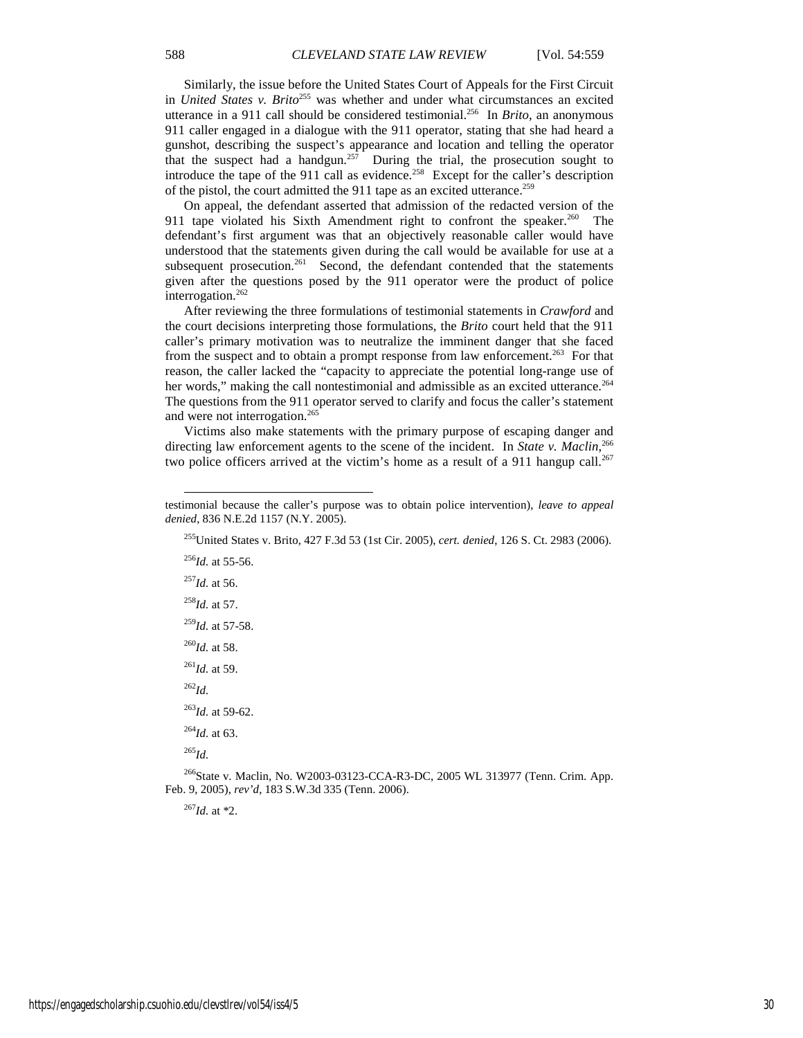Similarly, the issue before the United States Court of Appeals for the First Circuit in *United States v. Brito*[255] was whether and under what circumstances an excited utterance in a 911 call should be considered testimonial.[256] In *Brito*, an anonymous 911 caller engaged in a dialogue with the 911 operator, stating that she had heard a gunshot, describing the suspect's appearance and location and telling the operator that the suspect had a handgun.[257] During the trial, the prosecution sought to introduce the tape of the 911 call as evidence.[258] Except for the caller's description of the pistol, the court admitted the 911 tape as an excited utterance.[259]

On appeal, the defendant asserted that admission of the redacted version of the 911 tape violated his Sixth Amendment right to confront the speaker.[260] The defendant's first argument was that an objectively reasonable caller would have understood that the statements given during the call would be available for use at a subsequent prosecution.[261] Second, the defendant contended that the statements given after the questions posed by the 911 operator were the product of police interrogation.[262]

After reviewing the three formulations of testimonial statements in *Crawford* and the court decisions interpreting those formulations, the *Brito* court held that the 911 caller's primary motivation was to neutralize the imminent danger that she faced from the suspect and to obtain a prompt response from law enforcement.[263] For that reason, the caller lacked the "capacity to appreciate the potential long-range use of her words," making the call nontestimonial and admissible as an excited utterance.[264] The questions from the 911 operator served to clarify and focus the caller's statement and were not interrogation.[265]

Victims also make statements with the primary purpose of escaping danger and directing law enforcement agents to the scene of the incident. In *State v. Maclin*,[266] two police officers arrived at the victim's home as a result of a 911 hangup call.[267]

---

testimonial because the caller's purpose was to obtain police intervention), *leave to appeal denied*, 836 N.E.2d 1157 (N.Y. 2005).

[255] United States v. Brito, 427 F.3d 53 (1st Cir. 2005), *cert. denied*, 126 S. Ct. 2983 (2006).

[256] *Id.* at 55-56.

[257] *Id.* at 56.

[258] *Id.* at 57.

[259] *Id.* at 57-58.

[260] *Id.* at 58.

[261] *Id.* at 59.

[262] *Id.*

[263] *Id.* at 59-62.

[264] *Id.* at 63.

[265] *Id.*

[266] State v. Maclin, No. W2003-03123-CCA-R3-DC, 2005 WL 313977 (Tenn. Crim. App. Feb. 9, 2005), *rev'd*, 183 S.W.3d 335 (Tenn. 2006).

[267] *Id.* at *2.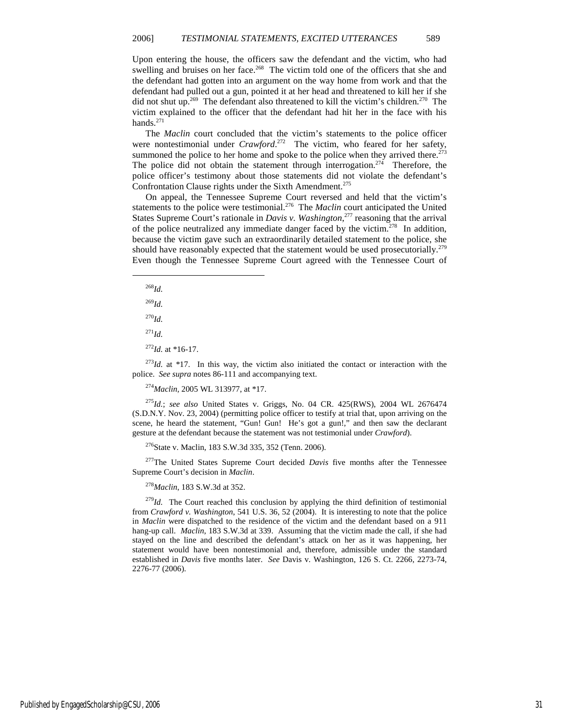Upon entering the house, the officers saw the defendant and the victim, who had swelling and bruises on her face.[268] The victim told one of the officers that she and the defendant had gotten into an argument on the way home from work and that the defendant had pulled out a gun, pointed it at her head and threatened to kill her if she did not shut up.[269] The defendant also threatened to kill the victim's children.[270] The victim explained to the officer that the defendant had hit her in the face with his hands.[271]

The *Maclin* court concluded that the victim's statements to the police officer were nontestimonial under *Crawford*.[272] The victim, who feared for her safety, summoned the police to her home and spoke to the police when they arrived there.[273] The police did not obtain the statement through interrogation.[274] Therefore, the police officer's testimony about those statements did not violate the defendant's Confrontation Clause rights under the Sixth Amendment.[275]

On appeal, the Tennessee Supreme Court reversed and held that the victim's statements to the police were testimonial.[276] The *Maclin* court anticipated the United States Supreme Court's rationale in *Davis v. Washington*,[277] reasoning that the arrival of the police neutralized any immediate danger faced by the victim.[278] In addition, because the victim gave such an extraordinarily detailed statement to the police, she should have reasonably expected that the statement would be used prosecutorially.[279] Even though the Tennessee Supreme Court agreed with the Tennessee Court of

---

[268] *Id.*

[269] *Id.*

[270] *Id.*

[271] *Id.*

[272] *Id.* at *16-17.

[273] *Id.* at *17. In this way, the victim also initiated the contact or interaction with the police. *See supra* notes 86-111 and accompanying text.

[274] *Maclin*, 2005 WL 313977, at *17.

[275] *Id.*; *see also* United States v. Griggs, No. 04 CR. 425(RWS), 2004 WL 2676474 (S.D.N.Y. Nov. 23, 2004) (permitting police officer to testify at trial that, upon arriving on the scene, he heard the statement, "Gun! Gun! He's got a gun!," and then saw the declarant gesture at the defendant because the statement was not testimonial under *Crawford*).

[276] State v. Maclin, 183 S.W.3d 335, 352 (Tenn. 2006).

[277] The United States Supreme Court decided *Davis* five months after the Tennessee Supreme Court's decision in *Maclin*.

[278] *Maclin*, 183 S.W.3d at 352.

[279] *Id.* The Court reached this conclusion by applying the third definition of testimonial from *Crawford v. Washington*, 541 U.S. 36, 52 (2004). It is interesting to note that the police in *Maclin* were dispatched to the residence of the victim and the defendant based on a 911 hang-up call. *Maclin*, 183 S.W.3d at 339. Assuming that the victim made the call, if she had stayed on the line and described the defendant's attack on her as it was happening, her statement would have been nontestimonial and, therefore, admissible under the standard established in *Davis* five months later. *See* Davis v. Washington, 126 S. Ct. 2266, 2273-74, 2276-77 (2006).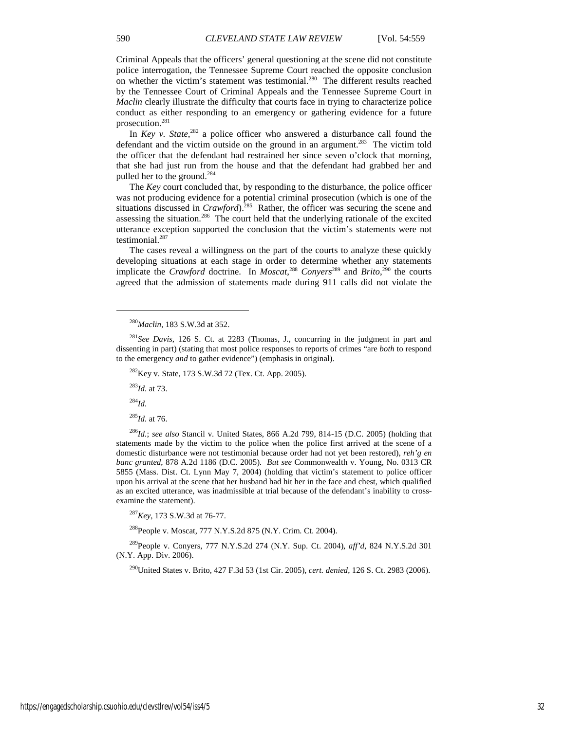Criminal Appeals that the officers' general questioning at the scene did not constitute police interrogation, the Tennessee Supreme Court reached the opposite conclusion on whether the victim's statement was testimonial.[280] The different results reached by the Tennessee Court of Criminal Appeals and the Tennessee Supreme Court in *Maclin* clearly illustrate the difficulty that courts face in trying to characterize police conduct as either responding to an emergency or gathering evidence for a future prosecution.[281]

In *Key v. State*,[282] a police officer who answered a disturbance call found the defendant and the victim outside on the ground in an argument.[283] The victim told the officer that the defendant had restrained her since seven o'clock that morning, that she had just run from the house and that the defendant had grabbed her and pulled her to the ground.[284]

The *Key* court concluded that, by responding to the disturbance, the police officer was not producing evidence for a potential criminal prosecution (which is one of the situations discussed in *Crawford*).[285] Rather, the officer was securing the scene and assessing the situation.[286] The court held that the underlying rationale of the excited utterance exception supported the conclusion that the victim's statements were not testimonial.[287]

The cases reveal a willingness on the part of the courts to analyze these quickly developing situations at each stage in order to determine whether any statements implicate the *Crawford* doctrine. In *Moscat*,[288] *Conyers*[289] and *Brito*,[290] the courts agreed that the admission of statements made during 911 calls did not violate the

---

[280] *Maclin*, 183 S.W.3d at 352.

[281] *See Davis*, 126 S. Ct. at 2283 (Thomas, J., concurring in the judgment in part and dissenting in part) (stating that most police responses to reports of crimes "are *both* to respond to the emergency *and* to gather evidence") (emphasis in original).

[282] Key v. State, 173 S.W.3d 72 (Tex. Ct. App. 2005).

[283] *Id.* at 73.

[284] *Id.*

[285] *Id.* at 76.

[286] *Id.*; *see also* Stancil v. United States, 866 A.2d 799, 814-15 (D.C. 2005) (holding that statements made by the victim to the police when the police first arrived at the scene of a domestic disturbance were not testimonial because order had not yet been restored), *reh'g en banc granted*, 878 A.2d 1186 (D.C. 2005). *But see* Commonwealth v. Young, No. 0313 CR 5855 (Mass. Dist. Ct. Lynn May 7, 2004) (holding that victim's statement to police officer upon his arrival at the scene that her husband had hit her in the face and chest, which qualified as an excited utterance, was inadmissible at trial because of the defendant's inability to cross-examine the statement).

[287] *Key*, 173 S.W.3d at 76-77.

[288] People v. Moscat, 777 N.Y.S.2d 875 (N.Y. Crim. Ct. 2004).

[289] People v. Conyers, 777 N.Y.S.2d 274 (N.Y. Sup. Ct. 2004), *aff'd*, 824 N.Y.S.2d 301 (N.Y. App. Div. 2006).

[290] United States v. Brito, 427 F.3d 53 (1st Cir. 2005), *cert. denied*, 126 S. Ct. 2983 (2006).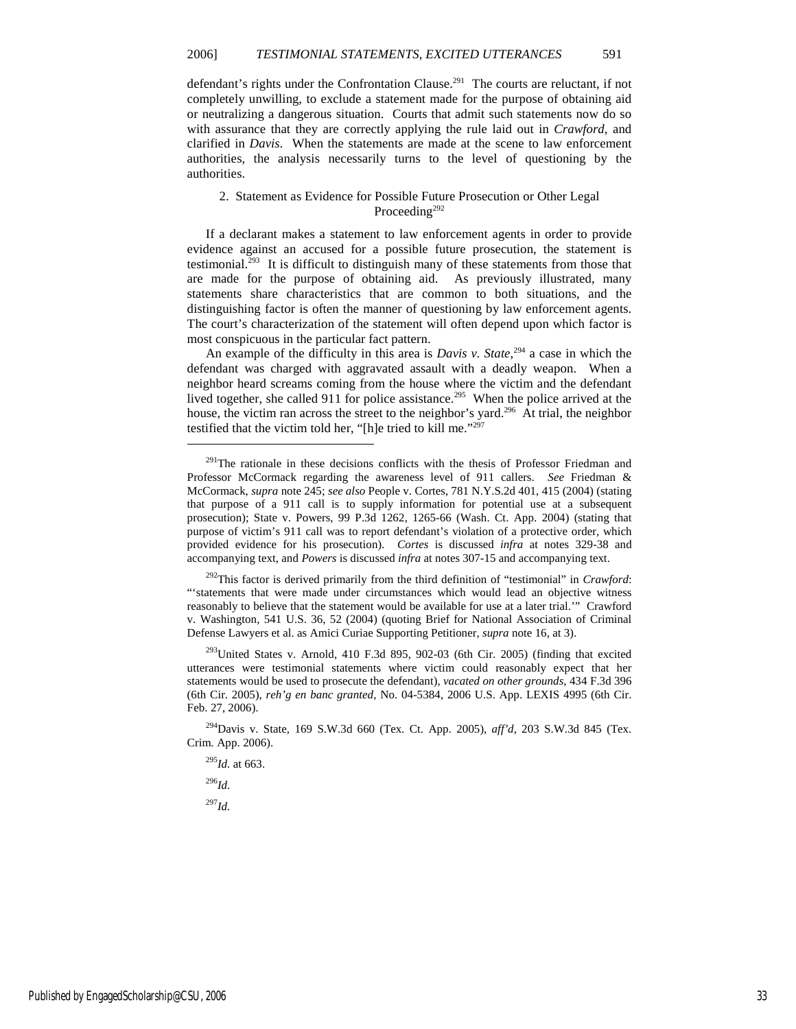defendant's rights under the Confrontation Clause.[291] The courts are reluctant, if not completely unwilling, to exclude a statement made for the purpose of obtaining aid or neutralizing a dangerous situation. Courts that admit such statements now do so with assurance that they are correctly applying the rule laid out in *Crawford*, and clarified in *Davis*. When the statements are made at the scene to law enforcement authorities, the analysis necessarily turns to the level of questioning by the authorities.

### 2. Statement as Evidence for Possible Future Prosecution or Other Legal Proceeding[292]

If a declarant makes a statement to law enforcement agents in order to provide evidence against an accused for a possible future prosecution, the statement is testimonial.[293] It is difficult to distinguish many of these statements from those that are made for the purpose of obtaining aid. As previously illustrated, many statements share characteristics that are common to both situations, and the distinguishing factor is often the manner of questioning by law enforcement agents. The court's characterization of the statement will often depend upon which factor is most conspicuous in the particular fact pattern.

An example of the difficulty in this area is *Davis v. State*,[294] a case in which the defendant was charged with aggravated assault with a deadly weapon. When a neighbor heard screams coming from the house where the victim and the defendant lived together, she called 911 for police assistance.[295] When the police arrived at the house, the victim ran across the street to the neighbor's yard.[296] At trial, the neighbor testified that the victim told her, "[h]e tried to kill me."[297]

---

[291] The rationale in these decisions conflicts with the thesis of Professor Friedman and Professor McCormack regarding the awareness level of 911 callers. *See* Friedman & McCormack, *supra* note 245; *see also* People v. Cortes, 781 N.Y.S.2d 401, 415 (2004) (stating that purpose of a 911 call is to supply information for potential use at a subsequent prosecution); State v. Powers, 99 P.3d 1262, 1265-66 (Wash. Ct. App. 2004) (stating that purpose of victim's 911 call was to report defendant's violation of a protective order, which provided evidence for his prosecution). *Cortes* is discussed *infra* at notes 329-38 and accompanying text, and *Powers* is discussed *infra* at notes 307-15 and accompanying text.

[292] This factor is derived primarily from the third definition of "testimonial" in *Crawford*: "'statements that were made under circumstances which would lead an objective witness reasonably to believe that the statement would be available for use at a later trial.'" Crawford v. Washington, 541 U.S. 36, 52 (2004) (quoting Brief for National Association of Criminal Defense Lawyers et al. as Amici Curiae Supporting Petitioner, *supra* note 16, at 3).

[293] United States v. Arnold, 410 F.3d 895, 902-03 (6th Cir. 2005) (finding that excited utterances were testimonial statements where victim could reasonably expect that her statements would be used to prosecute the defendant), *vacated on other grounds*, 434 F.3d 396 (6th Cir. 2005), *reh'g en banc granted*, No. 04-5384, 2006 U.S. App. LEXIS 4995 (6th Cir. Feb. 27, 2006).

[294] Davis v. State, 169 S.W.3d 660 (Tex. Ct. App. 2005), *aff'd*, 203 S.W.3d 845 (Tex. Crim. App. 2006).

[295] *Id.* at 663.

[296] *Id.*

[297] *Id.*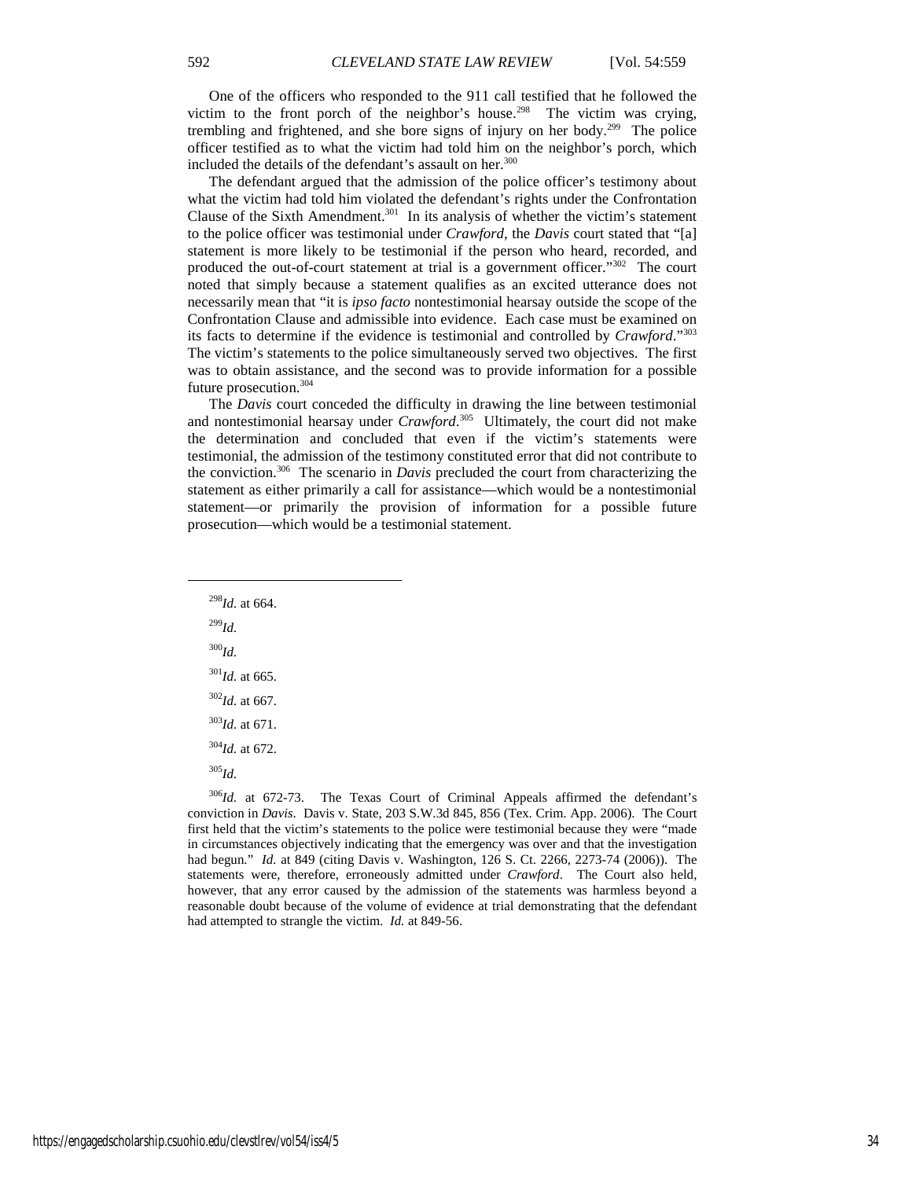One of the officers who responded to the 911 call testified that he followed the victim to the front porch of the neighbor's house.[298] The victim was crying, trembling and frightened, and she bore signs of injury on her body.[299] The police officer testified as to what the victim had told him on the neighbor's porch, which included the details of the defendant's assault on her.[300]

The defendant argued that the admission of the police officer's testimony about what the victim had told him violated the defendant's rights under the Confrontation Clause of the Sixth Amendment.[301] In its analysis of whether the victim's statement to the police officer was testimonial under *Crawford*, the *Davis* court stated that "[a] statement is more likely to be testimonial if the person who heard, recorded, and produced the out-of-court statement at trial is a government officer."[302] The court noted that simply because a statement qualifies as an excited utterance does not necessarily mean that "it is *ipso facto* nontestimonial hearsay outside the scope of the Confrontation Clause and admissible into evidence. Each case must be examined on its facts to determine if the evidence is testimonial and controlled by *Crawford*."[303] The victim's statements to the police simultaneously served two objectives. The first was to obtain assistance, and the second was to provide information for a possible future prosecution.[304]

The *Davis* court conceded the difficulty in drawing the line between testimonial and nontestimonial hearsay under *Crawford*.[305] Ultimately, the court did not make the determination and concluded that even if the victim's statements were testimonial, the admission of the testimony constituted error that did not contribute to the conviction.[306] The scenario in *Davis* precluded the court from characterizing the statement as either primarily a call for assistance—which would be a nontestimonial statement—or primarily the provision of information for a possible future prosecution—which would be a testimonial statement.

---

[298] *Id.* at 664.

[299] *Id.*

[300] *Id.*

[301] *Id.* at 665.

[302] *Id.* at 667.

[303] *Id.* at 671.

[304] *Id.* at 672.

[305] *Id.*

[306] *Id.* at 672-73. The Texas Court of Criminal Appeals affirmed the defendant's conviction in *Davis*. Davis v. State, 203 S.W.3d 845, 856 (Tex. Crim. App. 2006). The Court first held that the victim's statements to the police were testimonial because they were "made in circumstances objectively indicating that the emergency was over and that the investigation had begun." *Id.* at 849 (citing Davis v. Washington, 126 S. Ct. 2266, 2273-74 (2006)). The statements were, therefore, erroneously admitted under *Crawford*. The Court also held, however, that any error caused by the admission of the statements was harmless beyond a reasonable doubt because of the volume of evidence at trial demonstrating that the defendant had attempted to strangle the victim. *Id.* at 849-56.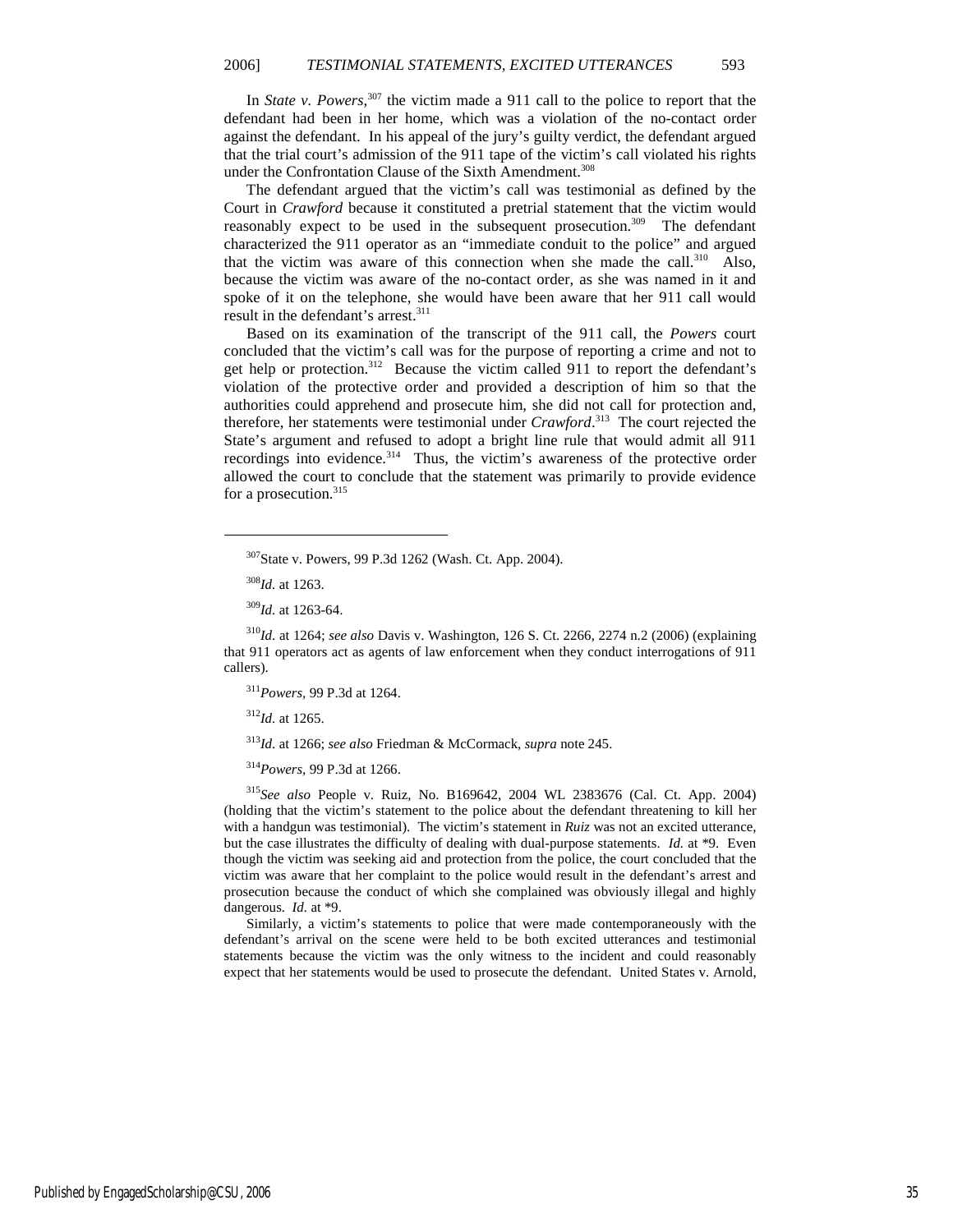In *State v. Powers*,[307] the victim made a 911 call to the police to report that the defendant had been in her home, which was a violation of the no-contact order against the defendant. In his appeal of the jury's guilty verdict, the defendant argued that the trial court's admission of the 911 tape of the victim's call violated his rights under the Confrontation Clause of the Sixth Amendment.[308]

The defendant argued that the victim's call was testimonial as defined by the Court in *Crawford* because it constituted a pretrial statement that the victim would reasonably expect to be used in the subsequent prosecution.[309] The defendant characterized the 911 operator as an "immediate conduit to the police" and argued that the victim was aware of this connection when she made the call.[310] Also, because the victim was aware of the no-contact order, as she was named in it and spoke of it on the telephone, she would have been aware that her 911 call would result in the defendant's arrest.[311]

Based on its examination of the transcript of the 911 call, the *Powers* court concluded that the victim's call was for the purpose of reporting a crime and not to get help or protection.[312] Because the victim called 911 to report the defendant's violation of the protective order and provided a description of him so that the authorities could apprehend and prosecute him, she did not call for protection and, therefore, her statements were testimonial under *Crawford*.[313] The court rejected the State's argument and refused to adopt a bright line rule that would admit all 911 recordings into evidence.[314] Thus, the victim's awareness of the protective order allowed the court to conclude that the statement was primarily to provide evidence for a prosecution.[315]

---

[307] State v. Powers, 99 P.3d 1262 (Wash. Ct. App. 2004).

[308] *Id.* at 1263.

[309] *Id.* at 1263-64.

[310] *Id.* at 1264; *see also* Davis v. Washington, 126 S. Ct. 2266, 2274 n.2 (2006) (explaining that 911 operators act as agents of law enforcement when they conduct interrogations of 911 callers).

[311] *Powers*, 99 P.3d at 1264.

[312] *Id.* at 1265.

[313] *Id.* at 1266; *see also* Friedman & McCormack, *supra* note 245.

[314] *Powers*, 99 P.3d at 1266.

[315] *See also* People v. Ruiz, No. B169642, 2004 WL 2383676 (Cal. Ct. App. 2004) (holding that the victim's statement to the police about the defendant threatening to kill her with a handgun was testimonial). The victim's statement in *Ruiz* was not an excited utterance, but the case illustrates the difficulty of dealing with dual-purpose statements. *Id.* at *9. Even though the victim was seeking aid and protection from the police, the court concluded that the victim was aware that her complaint to the police would result in the defendant's arrest and prosecution because the conduct of which she complained was obviously illegal and highly dangerous. *Id.* at *9.

Similarly, a victim's statements to police that were made contemporaneously with the defendant's arrival on the scene were held to be both excited utterances and testimonial statements because the victim was the only witness to the incident and could reasonably expect that her statements would be used to prosecute the defendant. United States v. Arnold,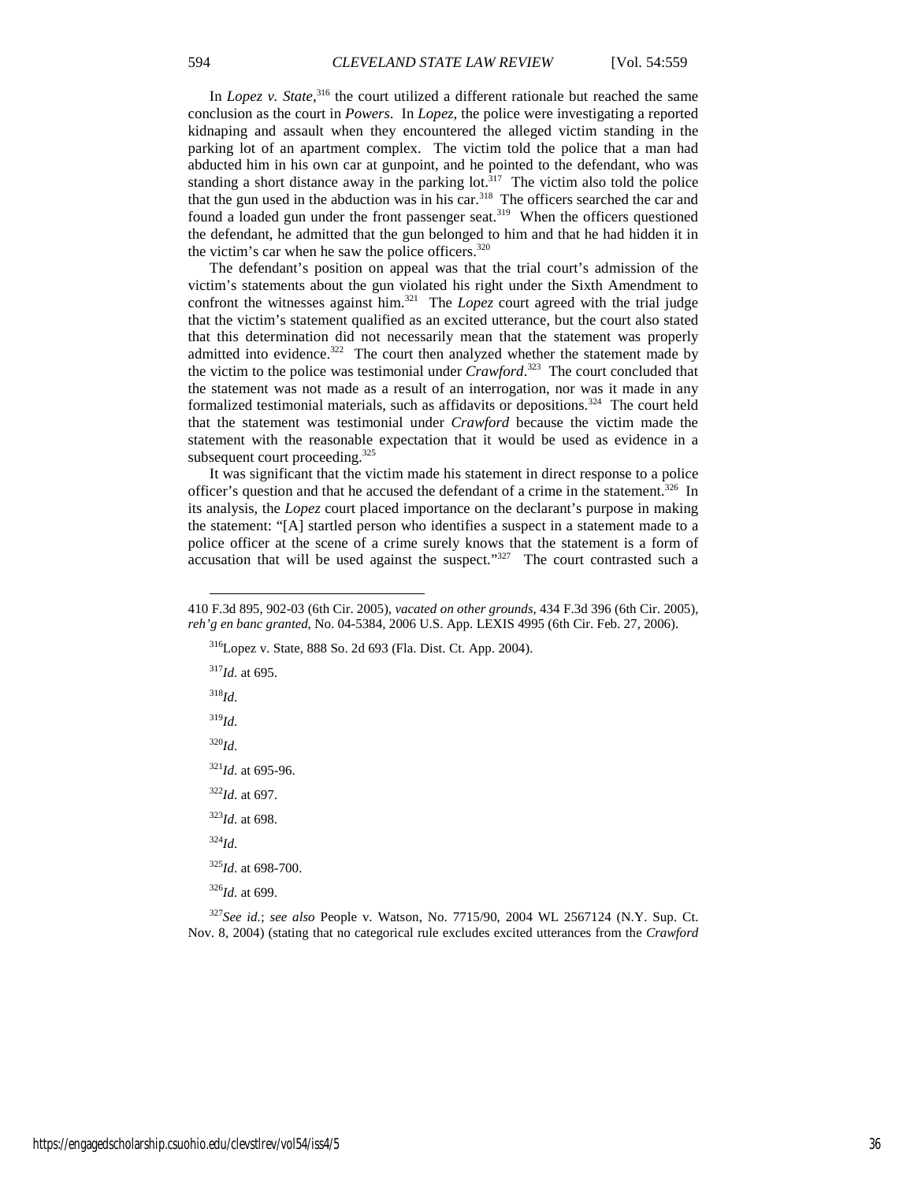In *Lopez v. State*,[316] the court utilized a different rationale but reached the same conclusion as the court in *Powers*. In *Lopez*, the police were investigating a reported kidnaping and assault when they encountered the alleged victim standing in the parking lot of an apartment complex. The victim told the police that a man had abducted him in his own car at gunpoint, and he pointed to the defendant, who was standing a short distance away in the parking lot.[317] The victim also told the police that the gun used in the abduction was in his car.[318] The officers searched the car and found a loaded gun under the front passenger seat.[319] When the officers questioned the defendant, he admitted that the gun belonged to him and that he had hidden it in the victim's car when he saw the police officers.[320]

The defendant's position on appeal was that the trial court's admission of the victim's statements about the gun violated his right under the Sixth Amendment to confront the witnesses against him.[321] The *Lopez* court agreed with the trial judge that the victim's statement qualified as an excited utterance, but the court also stated that this determination did not necessarily mean that the statement was properly admitted into evidence.[322] The court then analyzed whether the statement made by the victim to the police was testimonial under *Crawford*.[323] The court concluded that the statement was not made as a result of an interrogation, nor was it made in any formalized testimonial materials, such as affidavits or depositions.[324] The court held that the statement was testimonial under *Crawford* because the victim made the statement with the reasonable expectation that it would be used as evidence in a subsequent court proceeding.[325]

It was significant that the victim made his statement in direct response to a police officer's question and that he accused the defendant of a crime in the statement.[326] In its analysis, the *Lopez* court placed importance on the declarant's purpose in making the statement: "[A] startled person who identifies a suspect in a statement made to a police officer at the scene of a crime surely knows that the statement is a form of accusation that will be used against the suspect."[327] The court contrasted such a

---

410 F.3d 895, 902-03 (6th Cir. 2005), *vacated on other grounds*, 434 F.3d 396 (6th Cir. 2005), *reh'g en banc granted*, No. 04-5384, 2006 U.S. App. LEXIS 4995 (6th Cir. Feb. 27, 2006).

[316] Lopez v. State, 888 So. 2d 693 (Fla. Dist. Ct. App. 2004).

[317] *Id.* at 695.

[318] *Id.*

[319] *Id.*

[320] *Id.*

[321] *Id.* at 695-96.

[322] *Id.* at 697.

[323] *Id.* at 698.

[324] *Id.*

[325] *Id.* at 698-700.

[326] *Id.* at 699.

[327] *See id.*; *see also* People v. Watson, No. 7715/90, 2004 WL 2567124 (N.Y. Sup. Ct. Nov. 8, 2004) (stating that no categorical rule excludes excited utterances from the *Crawford*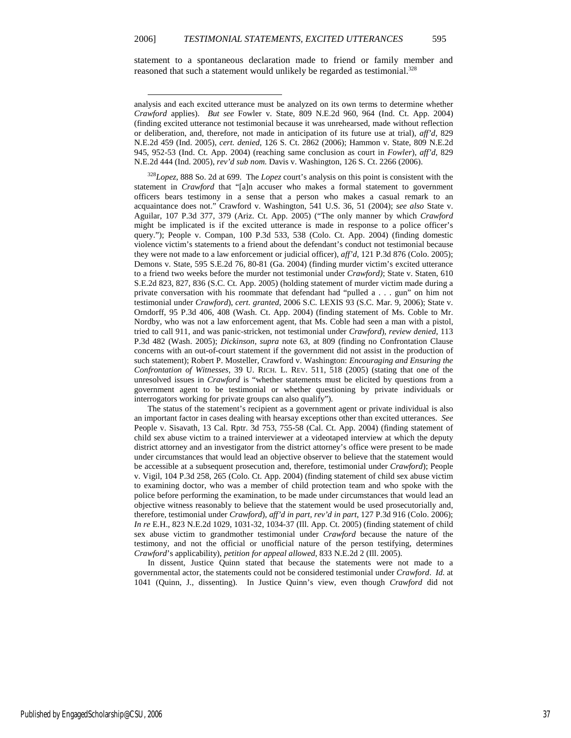statement to a spontaneous declaration made to friend or family member and reasoned that such a statement would unlikely be regarded as testimonial.[328]

---

analysis and each excited utterance must be analyzed on its own terms to determine whether *Crawford* applies). *But see* Fowler v. State, 809 N.E.2d 960, 964 (Ind. Ct. App. 2004) (finding excited utterance not testimonial because it was unrehearsed, made without reflection or deliberation, and, therefore, not made in anticipation of its future use at trial), *aff'd*, 829 N.E.2d 459 (Ind. 2005), *cert. denied*, 126 S. Ct. 2862 (2006); Hammon v. State, 809 N.E.2d 945, 952-53 (Ind. Ct. App. 2004) (reaching same conclusion as court in *Fowler*), *aff'd*, 829 N.E.2d 444 (Ind. 2005), *rev'd sub nom.* Davis v. Washington, 126 S. Ct. 2266 (2006).

[328]*Lopez*, 888 So. 2d at 699. The *Lopez* court's analysis on this point is consistent with the statement in *Crawford* that "[a]n accuser who makes a formal statement to government officers bears testimony in a sense that a person who makes a casual remark to an acquaintance does not." Crawford v. Washington, 541 U.S. 36, 51 (2004); *see also* State v. Aguilar, 107 P.3d 377, 379 (Ariz. Ct. App. 2005) ("The only manner by which *Crawford* might be implicated is if the excited utterance is made in response to a police officer's query."); People v. Compan, 100 P.3d 533, 538 (Colo. Ct. App. 2004) (finding domestic violence victim's statements to a friend about the defendant's conduct not testimonial because they were not made to a law enforcement or judicial officer), *aff'd*, 121 P.3d 876 (Colo. 2005); Demons v. State, 595 S.E.2d 76, 80-81 (Ga. 2004) (finding murder victim's excited utterance to a friend two weeks before the murder not testimonial under *Crawford)*; State v. Staten, 610 S.E.2d 823, 827, 836 (S.C. Ct. App. 2005) (holding statement of murder victim made during a private conversation with his roommate that defendant had "pulled a . . . gun" on him not testimonial under *Crawford*), *cert. granted*, 2006 S.C. LEXIS 93 (S.C. Mar. 9, 2006); State v. Orndorff, 95 P.3d 406, 408 (Wash. Ct. App. 2004) (finding statement of Ms. Coble to Mr. Nordby, who was not a law enforcement agent, that Ms. Coble had seen a man with a pistol, tried to call 911, and was panic-stricken, not testimonial under *Crawford*), *review denied*, 113 P.3d 482 (Wash. 2005); *Dickinson*, *supra* note 63, at 809 (finding no Confrontation Clause concerns with an out-of-court statement if the government did not assist in the production of such statement); Robert P. Mosteller, Crawford v. Washington: *Encouraging and Ensuring the Confrontation of Witnesses*, 39 U. RICH. L. REV. 511, 518 (2005) (stating that one of the unresolved issues in *Crawford* is "whether statements must be elicited by questions from a government agent to be testimonial or whether questioning by private individuals or interrogators working for private groups can also qualify").

The status of the statement's recipient as a government agent or private individual is also an important factor in cases dealing with hearsay exceptions other than excited utterances. *See* People v. Sisavath, 13 Cal. Rptr. 3d 753, 755-58 (Cal. Ct. App. 2004) (finding statement of child sex abuse victim to a trained interviewer at a videotaped interview at which the deputy district attorney and an investigator from the district attorney's office were present to be made under circumstances that would lead an objective observer to believe that the statement would be accessible at a subsequent prosecution and, therefore, testimonial under *Crawford*); People v. Vigil, 104 P.3d 258, 265 (Colo. Ct. App. 2004) (finding statement of child sex abuse victim to examining doctor, who was a member of child protection team and who spoke with the police before performing the examination, to be made under circumstances that would lead an objective witness reasonably to believe that the statement would be used prosecutorially and, therefore, testimonial under *Crawford*), *aff'd in part, rev'd in part*, 127 P.3d 916 (Colo. 2006); *In re* E.H., 823 N.E.2d 1029, 1031-32, 1034-37 (Ill. App. Ct. 2005) (finding statement of child sex abuse victim to grandmother testimonial under *Crawford* because the nature of the testimony, and not the official or unofficial nature of the person testifying, determines *Crawford*'s applicability), *petition for appeal allowed*, 833 N.E.2d 2 (Ill. 2005).

In dissent, Justice Quinn stated that because the statements were not made to a governmental actor, the statements could not be considered testimonial under *Crawford*. *Id.* at 1041 (Quinn, J., dissenting). In Justice Quinn's view, even though *Crawford* did not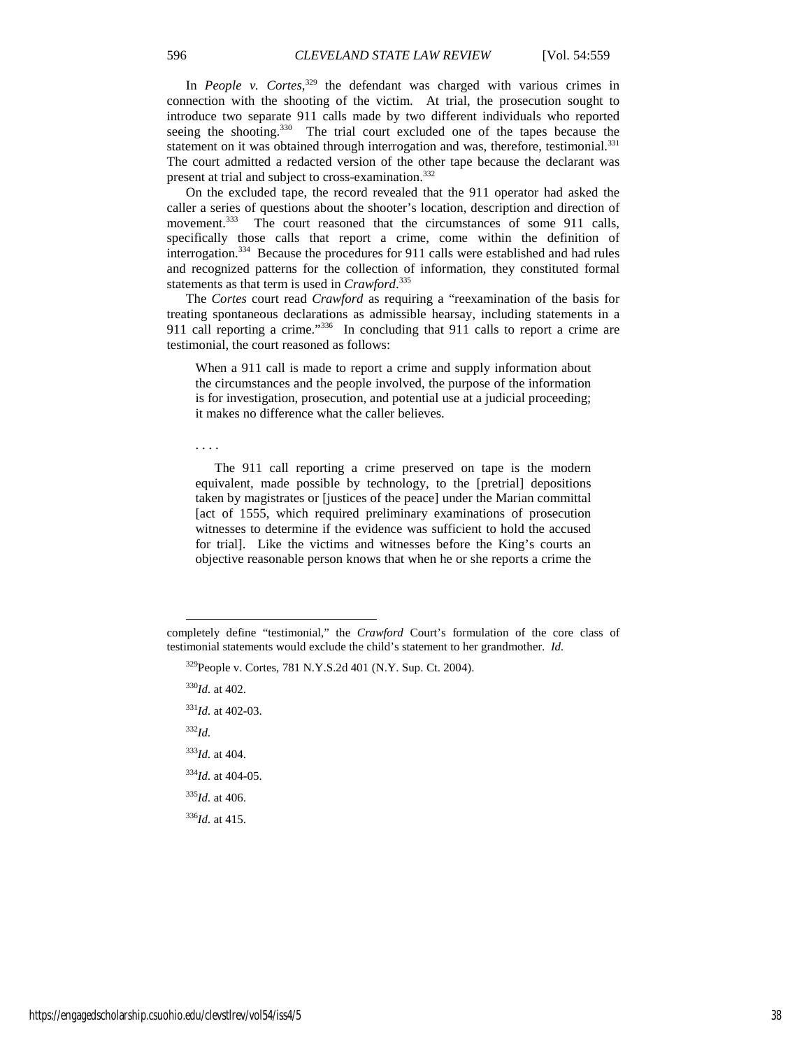In *People v. Cortes*,[329] the defendant was charged with various crimes in connection with the shooting of the victim. At trial, the prosecution sought to introduce two separate 911 calls made by two different individuals who reported seeing the shooting.[330] The trial court excluded one of the tapes because the statement on it was obtained through interrogation and was, therefore, testimonial.[331] The court admitted a redacted version of the other tape because the declarant was present at trial and subject to cross-examination.[332]

On the excluded tape, the record revealed that the 911 operator had asked the caller a series of questions about the shooter's location, description and direction of movement.[333] The court reasoned that the circumstances of some 911 calls, specifically those calls that report a crime, come within the definition of interrogation.[334] Because the procedures for 911 calls were established and had rules and recognized patterns for the collection of information, they constituted formal statements as that term is used in *Crawford*.[335]

The *Cortes* court read *Crawford* as requiring a "reexamination of the basis for treating spontaneous declarations as admissible hearsay, including statements in a 911 call reporting a crime."[336] In concluding that 911 calls to report a crime are testimonial, the court reasoned as follows:

> When a 911 call is made to report a crime and supply information about the circumstances and the people involved, the purpose of the information is for investigation, prosecution, and potential use at a judicial proceeding; it makes no difference what the caller believes.
>
> . . . .
>
> The 911 call reporting a crime preserved on tape is the modern equivalent, made possible by technology, to the [pretrial] depositions taken by magistrates or [justices of the peace] under the Marian committal [act of 1555, which required preliminary examinations of prosecution witnesses to determine if the evidence was sufficient to hold the accused for trial]. Like the victims and witnesses before the King's courts an objective reasonable person knows that when he or she reports a crime the

---

completely define "testimonial," the *Crawford* Court's formulation of the core class of testimonial statements would exclude the child's statement to her grandmother. *Id.*

[329] People v. Cortes, 781 N.Y.S.2d 401 (N.Y. Sup. Ct. 2004).

[330] *Id.* at 402.

[331] *Id.* at 402-03.

[332] *Id.*

[333] *Id.* at 404.

[334] *Id.* at 404-05.

[335] *Id.* at 406.

[336] *Id.* at 415.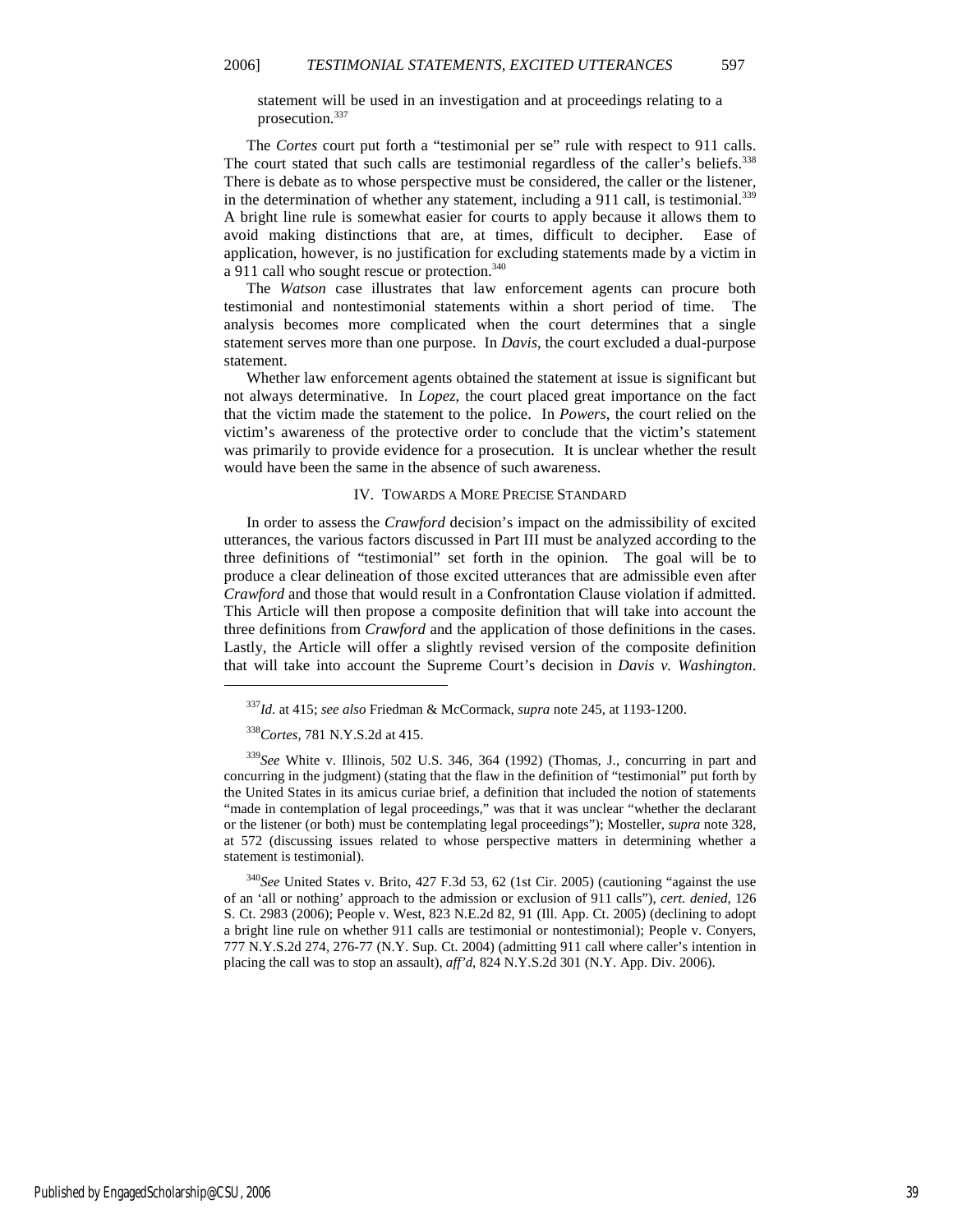statement will be used in an investigation and at proceedings relating to a prosecution.[337]

The *Cortes* court put forth a "testimonial per se" rule with respect to 911 calls. The court stated that such calls are testimonial regardless of the caller's beliefs.[338] There is debate as to whose perspective must be considered, the caller or the listener, in the determination of whether any statement, including a 911 call, is testimonial.[339] A bright line rule is somewhat easier for courts to apply because it allows them to avoid making distinctions that are, at times, difficult to decipher. Ease of application, however, is no justification for excluding statements made by a victim in a 911 call who sought rescue or protection.[340]

The *Watson* case illustrates that law enforcement agents can procure both testimonial and nontestimonial statements within a short period of time. The analysis becomes more complicated when the court determines that a single statement serves more than one purpose. In *Davis*, the court excluded a dual-purpose statement.

Whether law enforcement agents obtained the statement at issue is significant but not always determinative. In *Lopez*, the court placed great importance on the fact that the victim made the statement to the police. In *Powers*, the court relied on the victim's awareness of the protective order to conclude that the victim's statement was primarily to provide evidence for a prosecution. It is unclear whether the result would have been the same in the absence of such awareness.

## IV. Towards a More Precise Standard

In order to assess the *Crawford* decision's impact on the admissibility of excited utterances, the various factors discussed in Part III must be analyzed according to the three definitions of "testimonial" set forth in the opinion. The goal will be to produce a clear delineation of those excited utterances that are admissible even after *Crawford* and those that would result in a Confrontation Clause violation if admitted. This Article will then propose a composite definition that will take into account the three definitions from *Crawford* and the application of those definitions in the cases. Lastly, the Article will offer a slightly revised version of the composite definition that will take into account the Supreme Court's decision in *Davis v. Washington*.

---

[337] *Id.* at 415; *see also* Friedman & McCormack, *supra* note 245, at 1193-1200.

[338] *Cortes*, 781 N.Y.S.2d at 415.

[339] *See* White v. Illinois, 502 U.S. 346, 364 (1992) (Thomas, J., concurring in part and concurring in the judgment) (stating that the flaw in the definition of "testimonial" put forth by the United States in its amicus curiae brief, a definition that included the notion of statements "made in contemplation of legal proceedings," was that it was unclear "whether the declarant or the listener (or both) must be contemplating legal proceedings"); Mosteller, *supra* note 328, at 572 (discussing issues related to whose perspective matters in determining whether a statement is testimonial).

[340] *See* United States v. Brito, 427 F.3d 53, 62 (1st Cir. 2005) (cautioning "against the use of an 'all or nothing' approach to the admission or exclusion of 911 calls"), *cert. denied*, 126 S. Ct. 2983 (2006); People v. West, 823 N.E.2d 82, 91 (Ill. App. Ct. 2005) (declining to adopt a bright line rule on whether 911 calls are testimonial or nontestimonial); People v. Conyers, 777 N.Y.S.2d 274, 276-77 (N.Y. Sup. Ct. 2004) (admitting 911 call where caller's intention in placing the call was to stop an assault), *aff'd*, 824 N.Y.S.2d 301 (N.Y. App. Div. 2006).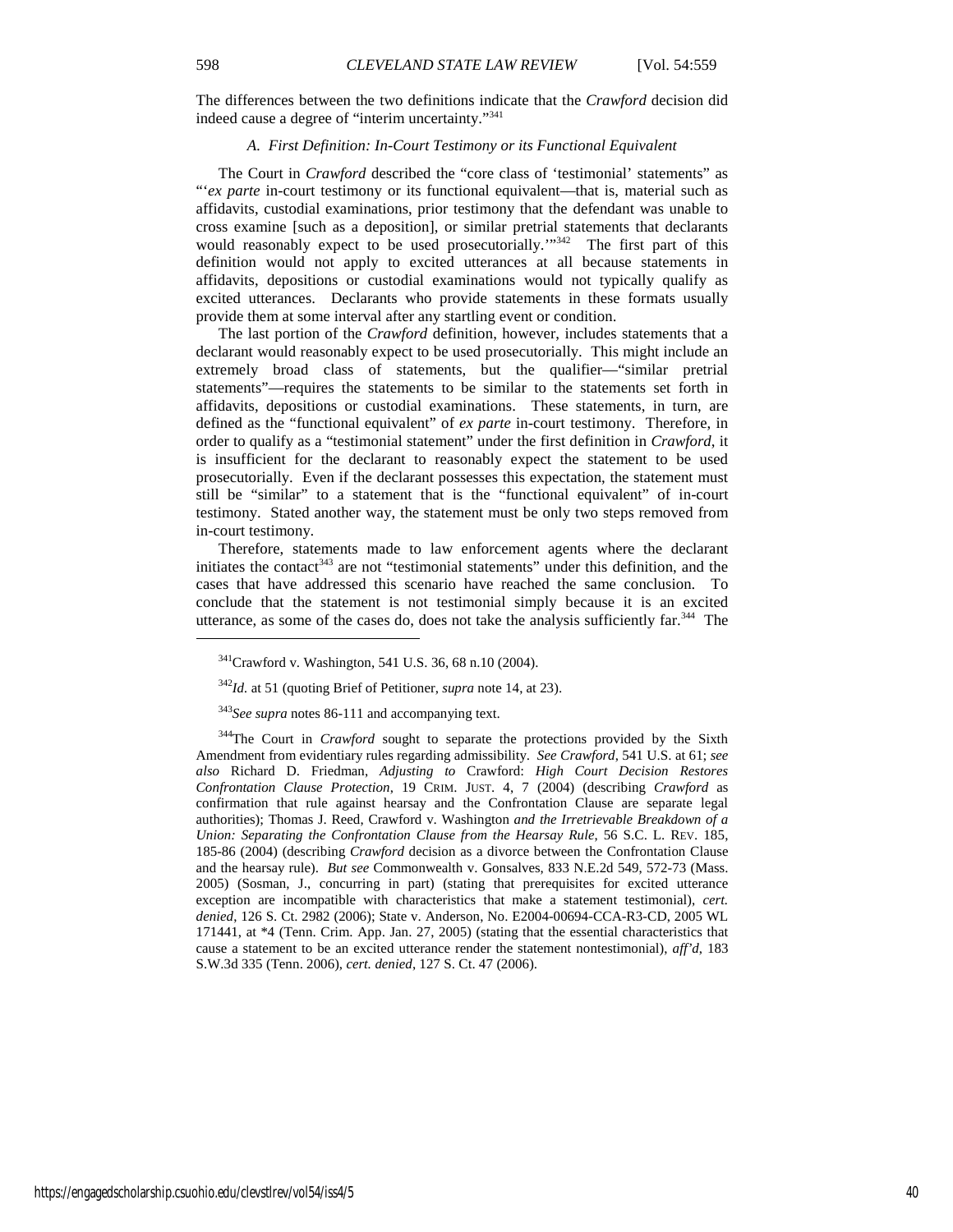The differences between the two definitions indicate that the *Crawford* decision did indeed cause a degree of "interim uncertainty."[341]

### *A. First Definition: In-Court Testimony or its Functional Equivalent*

The Court in *Crawford* described the "core class of 'testimonial' statements" as "'*ex parte* in-court testimony or its functional equivalent—that is, material such as affidavits, custodial examinations, prior testimony that the defendant was unable to cross examine [such as a deposition], or similar pretrial statements that declarants would reasonably expect to be used prosecutorially.'"[342] The first part of this definition would not apply to excited utterances at all because statements in affidavits, depositions or custodial examinations would not typically qualify as excited utterances. Declarants who provide statements in these formats usually provide them at some interval after any startling event or condition.

The last portion of the *Crawford* definition, however, includes statements that a declarant would reasonably expect to be used prosecutorially. This might include an extremely broad class of statements, but the qualifier—"similar pretrial statements"—requires the statements to be similar to the statements set forth in affidavits, depositions or custodial examinations. These statements, in turn, are defined as the "functional equivalent" of *ex parte* in-court testimony. Therefore, in order to qualify as a "testimonial statement" under the first definition in *Crawford*, it is insufficient for the declarant to reasonably expect the statement to be used prosecutorially. Even if the declarant possesses this expectation, the statement must still be "similar" to a statement that is the "functional equivalent" of in-court testimony. Stated another way, the statement must be only two steps removed from in-court testimony.

Therefore, statements made to law enforcement agents where the declarant initiates the contact[343] are not "testimonial statements" under this definition, and the cases that have addressed this scenario have reached the same conclusion. To conclude that the statement is not testimonial simply because it is an excited utterance, as some of the cases do, does not take the analysis sufficiently far.[344] The

---

[341]Crawford v. Washington, 541 U.S. 36, 68 n.10 (2004).

[342]*Id.* at 51 (quoting Brief of Petitioner, *supra* note 14, at 23).

[343]*See supra* notes 86-111 and accompanying text.

[344]The Court in *Crawford* sought to separate the protections provided by the Sixth Amendment from evidentiary rules regarding admissibility. *See Crawford*, 541 U.S. at 61; *see also* Richard D. Friedman, *Adjusting to* Crawford: *High Court Decision Restores Confrontation Clause Protection*, 19 CRIM. JUST. 4, 7 (2004) (describing *Crawford* as confirmation that rule against hearsay and the Confrontation Clause are separate legal authorities); Thomas J. Reed, Crawford v. Washington *and the Irretrievable Breakdown of a Union: Separating the Confrontation Clause from the Hearsay Rule*, 56 S.C. L. REV. 185, 185-86 (2004) (describing *Crawford* decision as a divorce between the Confrontation Clause and the hearsay rule). *But see* Commonwealth v. Gonsalves, 833 N.E.2d 549, 572-73 (Mass. 2005) (Sosman, J., concurring in part) (stating that prerequisites for excited utterance exception are incompatible with characteristics that make a statement testimonial), *cert. denied*, 126 S. Ct. 2982 (2006); State v. Anderson, No. E2004-00694-CCA-R3-CD, 2005 WL 171441, at \*4 (Tenn. Crim. App. Jan. 27, 2005) (stating that the essential characteristics that cause a statement to be an excited utterance render the statement nontestimonial), *aff'd*, 183 S.W.3d 335 (Tenn. 2006), *cert. denied*, 127 S. Ct. 47 (2006).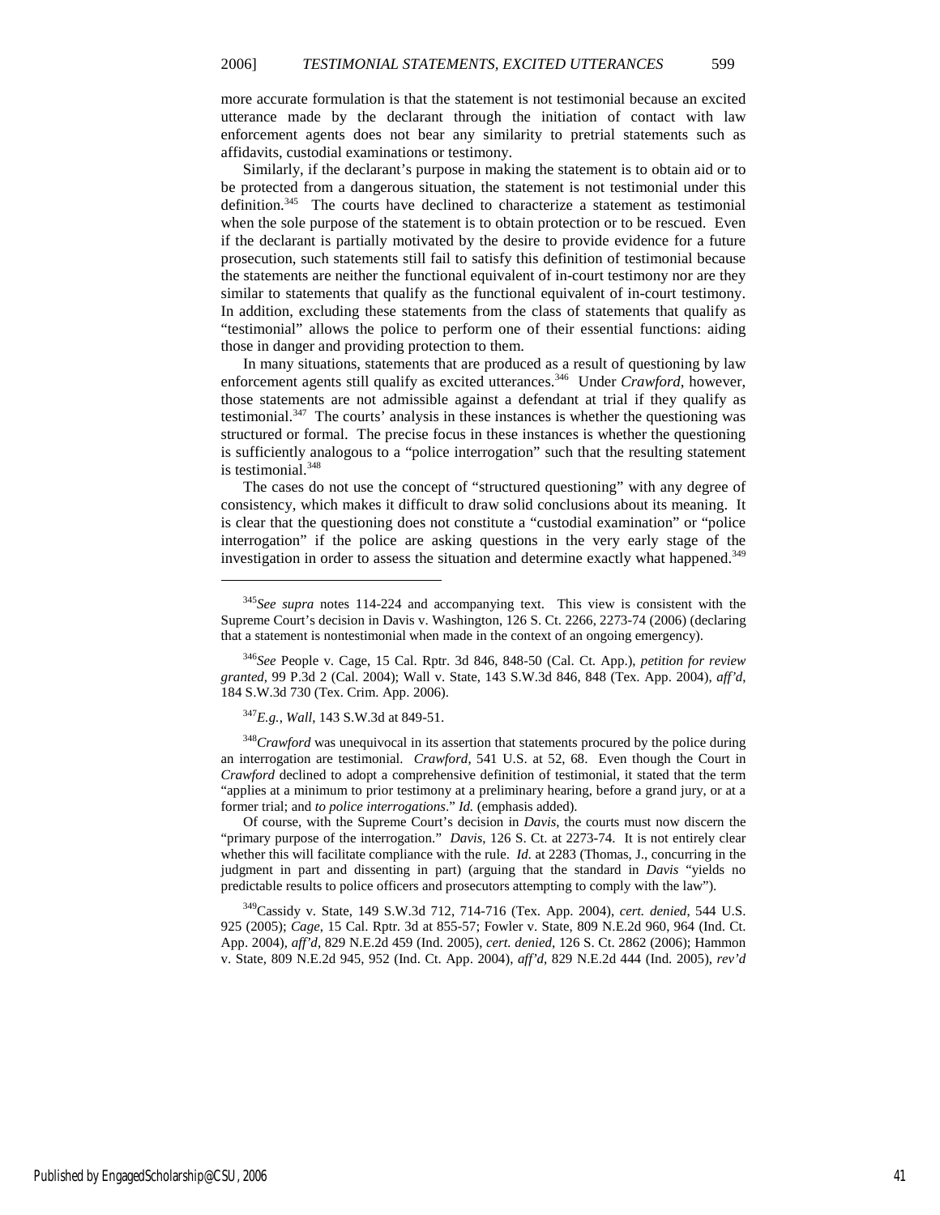more accurate formulation is that the statement is not testimonial because an excited utterance made by the declarant through the initiation of contact with law enforcement agents does not bear any similarity to pretrial statements such as affidavits, custodial examinations or testimony.

Similarly, if the declarant's purpose in making the statement is to obtain aid or to be protected from a dangerous situation, the statement is not testimonial under this definition.[345] The courts have declined to characterize a statement as testimonial when the sole purpose of the statement is to obtain protection or to be rescued. Even if the declarant is partially motivated by the desire to provide evidence for a future prosecution, such statements still fail to satisfy this definition of testimonial because the statements are neither the functional equivalent of in-court testimony nor are they similar to statements that qualify as the functional equivalent of in-court testimony. In addition, excluding these statements from the class of statements that qualify as "testimonial" allows the police to perform one of their essential functions: aiding those in danger and providing protection to them.

In many situations, statements that are produced as a result of questioning by law enforcement agents still qualify as excited utterances.[346] Under *Crawford*, however, those statements are not admissible against a defendant at trial if they qualify as testimonial.[347] The courts' analysis in these instances is whether the questioning was structured or formal. The precise focus in these instances is whether the questioning is sufficiently analogous to a "police interrogation" such that the resulting statement is testimonial.[348]

The cases do not use the concept of "structured questioning" with any degree of consistency, which makes it difficult to draw solid conclusions about its meaning. It is clear that the questioning does not constitute a "custodial examination" or "police interrogation" if the police are asking questions in the very early stage of the investigation in order to assess the situation and determine exactly what happened.[349]

---

[345]*See supra* notes 114-224 and accompanying text. This view is consistent with the Supreme Court's decision in Davis v. Washington, 126 S. Ct. 2266, 2273-74 (2006) (declaring that a statement is nontestimonial when made in the context of an ongoing emergency).

[346]*See* People v. Cage, 15 Cal. Rptr. 3d 846, 848-50 (Cal. Ct. App.), *petition for review granted*, 99 P.3d 2 (Cal. 2004); Wall v. State, 143 S.W.3d 846, 848 (Tex. App. 2004), *aff'd*, 184 S.W.3d 730 (Tex. Crim. App. 2006).

[347]*E.g.*, *Wall*, 143 S.W.3d at 849-51.

[348]*Crawford* was unequivocal in its assertion that statements procured by the police during an interrogation are testimonial. *Crawford*, 541 U.S. at 52, 68. Even though the Court in *Crawford* declined to adopt a comprehensive definition of testimonial, it stated that the term "applies at a minimum to prior testimony at a preliminary hearing, before a grand jury, or at a former trial; and *to police interrogations*." *Id.* (emphasis added).

Of course, with the Supreme Court's decision in *Davis*, the courts must now discern the "primary purpose of the interrogation." *Davis*, 126 S. Ct. at 2273-74. It is not entirely clear whether this will facilitate compliance with the rule. *Id*. at 2283 (Thomas, J., concurring in the judgment in part and dissenting in part) (arguing that the standard in *Davis* "yields no predictable results to police officers and prosecutors attempting to comply with the law").

[349]Cassidy v. State, 149 S.W.3d 712, 714-716 (Tex. App. 2004), *cert. denied*, 544 U.S. 925 (2005); *Cage*, 15 Cal. Rptr. 3d at 855-57; Fowler v. State, 809 N.E.2d 960, 964 (Ind. Ct. App. 2004), *aff'd*, 829 N.E.2d 459 (Ind. 2005), *cert. denied*, 126 S. Ct. 2862 (2006); Hammon v. State, 809 N.E.2d 945, 952 (Ind. Ct. App. 2004), *aff'd*, 829 N.E.2d 444 (Ind. 2005), *rev'd*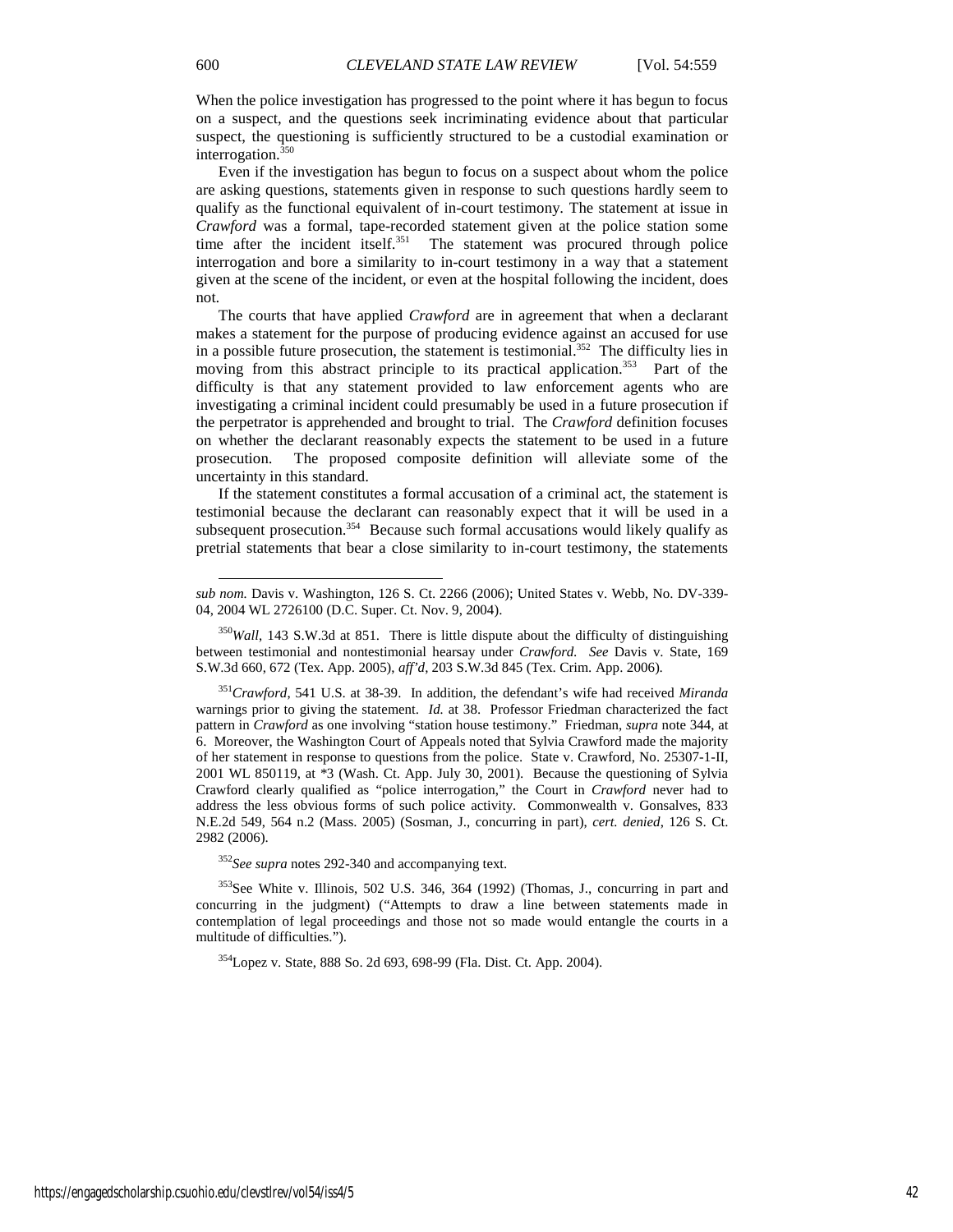When the police investigation has progressed to the point where it has begun to focus on a suspect, and the questions seek incriminating evidence about that particular suspect, the questioning is sufficiently structured to be a custodial examination or interrogation.[350]

Even if the investigation has begun to focus on a suspect about whom the police are asking questions, statements given in response to such questions hardly seem to qualify as the functional equivalent of in-court testimony. The statement at issue in *Crawford* was a formal, tape-recorded statement given at the police station some time after the incident itself.[351] The statement was procured through police interrogation and bore a similarity to in-court testimony in a way that a statement given at the scene of the incident, or even at the hospital following the incident, does not.

The courts that have applied *Crawford* are in agreement that when a declarant makes a statement for the purpose of producing evidence against an accused for use in a possible future prosecution, the statement is testimonial.[352] The difficulty lies in moving from this abstract principle to its practical application.[353] Part of the difficulty is that any statement provided to law enforcement agents who are investigating a criminal incident could presumably be used in a future prosecution if the perpetrator is apprehended and brought to trial. The *Crawford* definition focuses on whether the declarant reasonably expects the statement to be used in a future prosecution. The proposed composite definition will alleviate some of the uncertainty in this standard.

If the statement constitutes a formal accusation of a criminal act, the statement is testimonial because the declarant can reasonably expect that it will be used in a subsequent prosecution.[354] Because such formal accusations would likely qualify as pretrial statements that bear a close similarity to in-court testimony, the statements

---

*sub nom.* Davis v. Washington, 126 S. Ct. 2266 (2006); United States v. Webb, No. DV-339-04, 2004 WL 2726100 (D.C. Super. Ct. Nov. 9, 2004).

[350]*Wall*, 143 S.W.3d at 851. There is little dispute about the difficulty of distinguishing between testimonial and nontestimonial hearsay under *Crawford*. *See* Davis v. State, 169 S.W.3d 660, 672 (Tex. App. 2005), *aff'd*, 203 S.W.3d 845 (Tex. Crim. App. 2006).

[351]*Crawford*, 541 U.S. at 38-39. In addition, the defendant's wife had received *Miranda* warnings prior to giving the statement. *Id.* at 38. Professor Friedman characterized the fact pattern in *Crawford* as one involving "station house testimony." Friedman, *supra* note 344, at 6. Moreover, the Washington Court of Appeals noted that Sylvia Crawford made the majority of her statement in response to questions from the police. State v. Crawford, No. 25307-1-II, 2001 WL 850119, at *3 (Wash. Ct. App. July 30, 2001). Because the questioning of Sylvia Crawford clearly qualified as "police interrogation," the Court in *Crawford* never had to address the less obvious forms of such police activity. Commonwealth v. Gonsalves, 833 N.E.2d 549, 564 n.2 (Mass. 2005) (Sosman, J., concurring in part), *cert. denied*, 126 S. Ct. 2982 (2006).

[352]*See supra* notes 292-340 and accompanying text.

[353]See White v. Illinois, 502 U.S. 346, 364 (1992) (Thomas, J., concurring in part and concurring in the judgment) ("Attempts to draw a line between statements made in contemplation of legal proceedings and those not so made would entangle the courts in a multitude of difficulties.").

[354]Lopez v. State, 888 So. 2d 693, 698-99 (Fla. Dist. Ct. App. 2004).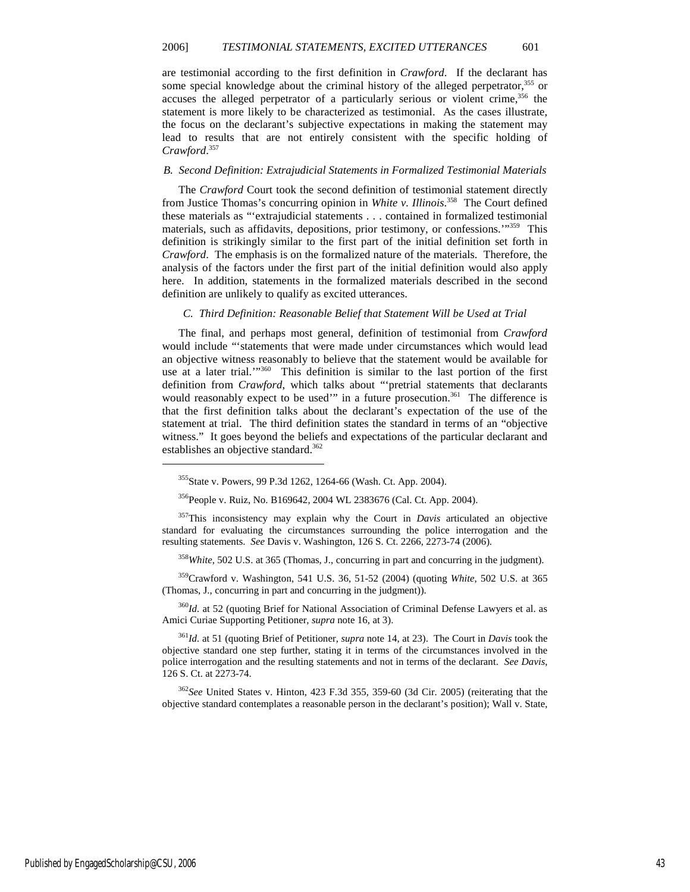are testimonial according to the first definition in *Crawford*. If the declarant has some special knowledge about the criminal history of the alleged perpetrator,[355] or accuses the alleged perpetrator of a particularly serious or violent crime,[356] the statement is more likely to be characterized as testimonial. As the cases illustrate, the focus on the declarant's subjective expectations in making the statement may lead to results that are not entirely consistent with the specific holding of *Crawford*.[357]

### *B. Second Definition: Extrajudicial Statements in Formalized Testimonial Materials*

The *Crawford* Court took the second definition of testimonial statement directly from Justice Thomas's concurring opinion in *White v. Illinois*.[358] The Court defined these materials as "'extrajudicial statements . . . contained in formalized testimonial materials, such as affidavits, depositions, prior testimony, or confessions.'"[359] This definition is strikingly similar to the first part of the initial definition set forth in *Crawford*. The emphasis is on the formalized nature of the materials. Therefore, the analysis of the factors under the first part of the initial definition would also apply here. In addition, statements in the formalized materials described in the second definition are unlikely to qualify as excited utterances.

### *C. Third Definition: Reasonable Belief that Statement Will be Used at Trial*

The final, and perhaps most general, definition of testimonial from *Crawford* would include "'statements that were made under circumstances which would lead an objective witness reasonably to believe that the statement would be available for use at a later trial.'"[360] This definition is similar to the last portion of the first definition from *Crawford*, which talks about "'pretrial statements that declarants would reasonably expect to be used'" in a future prosecution.[361] The difference is that the first definition talks about the declarant's expectation of the use of the statement at trial. The third definition states the standard in terms of an "objective witness." It goes beyond the beliefs and expectations of the particular declarant and establishes an objective standard.[362]

---

[355] State v. Powers, 99 P.3d 1262, 1264-66 (Wash. Ct. App. 2004).

[356] People v. Ruiz, No. B169642, 2004 WL 2383676 (Cal. Ct. App. 2004).

[357] This inconsistency may explain why the Court in *Davis* articulated an objective standard for evaluating the circumstances surrounding the police interrogation and the resulting statements. *See* Davis v. Washington, 126 S. Ct. 2266, 2273-74 (2006).

[358] *White*, 502 U.S. at 365 (Thomas, J., concurring in part and concurring in the judgment).

[359] Crawford v. Washington, 541 U.S. 36, 51-52 (2004) (quoting *White*, 502 U.S. at 365 (Thomas, J., concurring in part and concurring in the judgment)).

[360] *Id.* at 52 (quoting Brief for National Association of Criminal Defense Lawyers et al. as Amici Curiae Supporting Petitioner, *supra* note 16, at 3).

[361] *Id.* at 51 (quoting Brief of Petitioner, *supra* note 14, at 23). The Court in *Davis* took the objective standard one step further, stating it in terms of the circumstances involved in the police interrogation and the resulting statements and not in terms of the declarant. *See Davis*, 126 S. Ct. at 2273-74.

[362] *See* United States v. Hinton, 423 F.3d 355, 359-60 (3d Cir. 2005) (reiterating that the objective standard contemplates a reasonable person in the declarant's position); Wall v. State,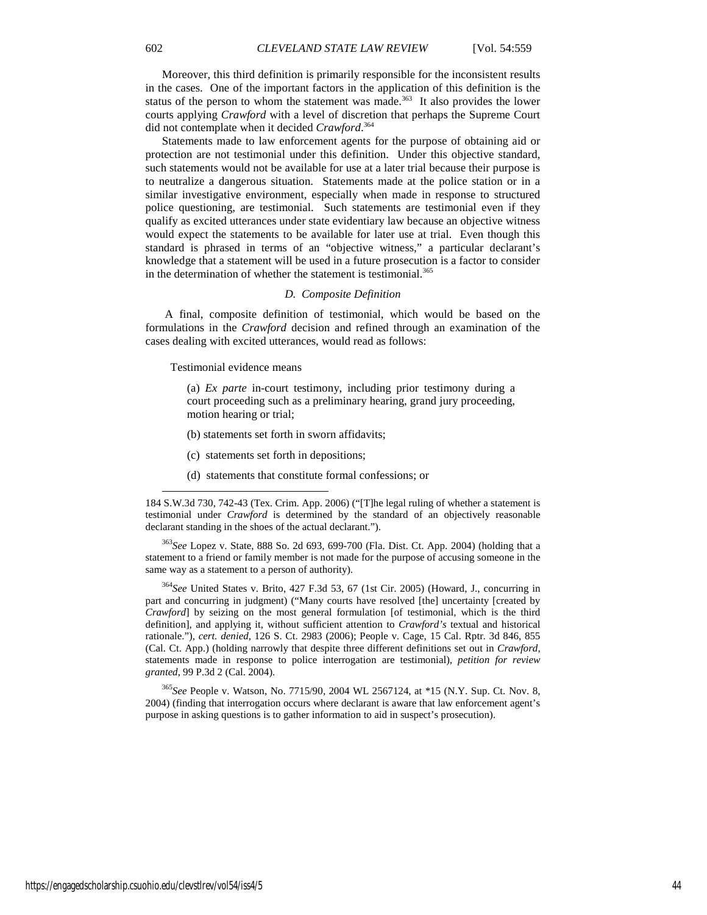Moreover, this third definition is primarily responsible for the inconsistent results in the cases. One of the important factors in the application of this definition is the status of the person to whom the statement was made.[363] It also provides the lower courts applying *Crawford* with a level of discretion that perhaps the Supreme Court did not contemplate when it decided *Crawford*.[364]

Statements made to law enforcement agents for the purpose of obtaining aid or protection are not testimonial under this definition. Under this objective standard, such statements would not be available for use at a later trial because their purpose is to neutralize a dangerous situation. Statements made at the police station or in a similar investigative environment, especially when made in response to structured police questioning, are testimonial. Such statements are testimonial even if they qualify as excited utterances under state evidentiary law because an objective witness would expect the statements to be available for later use at trial. Even though this standard is phrased in terms of an "objective witness," a particular declarant's knowledge that a statement will be used in a future prosecution is a factor to consider in the determination of whether the statement is testimonial.[365]

### *D. Composite Definition*

A final, composite definition of testimonial, which would be based on the formulations in the *Crawford* decision and refined through an examination of the cases dealing with excited utterances, would read as follows:

> Testimonial evidence means
>
> (a) *Ex parte* in-court testimony, including prior testimony during a court proceeding such as a preliminary hearing, grand jury proceeding, motion hearing or trial;
>
> (b) statements set forth in sworn affidavits;
>
> (c) statements set forth in depositions;
>
> (d) statements that constitute formal confessions; or

---

184 S.W.3d 730, 742-43 (Tex. Crim. App. 2006) ("[T]he legal ruling of whether a statement is testimonial under *Crawford* is determined by the standard of an objectively reasonable declarant standing in the shoes of the actual declarant.").

[363] *See* Lopez v. State, 888 So. 2d 693, 699-700 (Fla. Dist. Ct. App. 2004) (holding that a statement to a friend or family member is not made for the purpose of accusing someone in the same way as a statement to a person of authority).

[364] *See* United States v. Brito, 427 F.3d 53, 67 (1st Cir. 2005) (Howard, J., concurring in part and concurring in judgment) ("Many courts have resolved [the] uncertainty [created by *Crawford*] by seizing on the most general formulation [of testimonial, which is the third definition], and applying it, without sufficient attention to *Crawford's* textual and historical rationale."), *cert. denied*, 126 S. Ct. 2983 (2006); People v. Cage, 15 Cal. Rptr. 3d 846, 855 (Cal. Ct. App.) (holding narrowly that despite three different definitions set out in *Crawford*, statements made in response to police interrogation are testimonial), *petition for review granted*, 99 P.3d 2 (Cal. 2004).

[365] *See* People v. Watson, No. 7715/90, 2004 WL 2567124, at *15 (N.Y. Sup. Ct. Nov. 8, 2004) (finding that interrogation occurs where declarant is aware that law enforcement agent's purpose in asking questions is to gather information to aid in suspect's prosecution).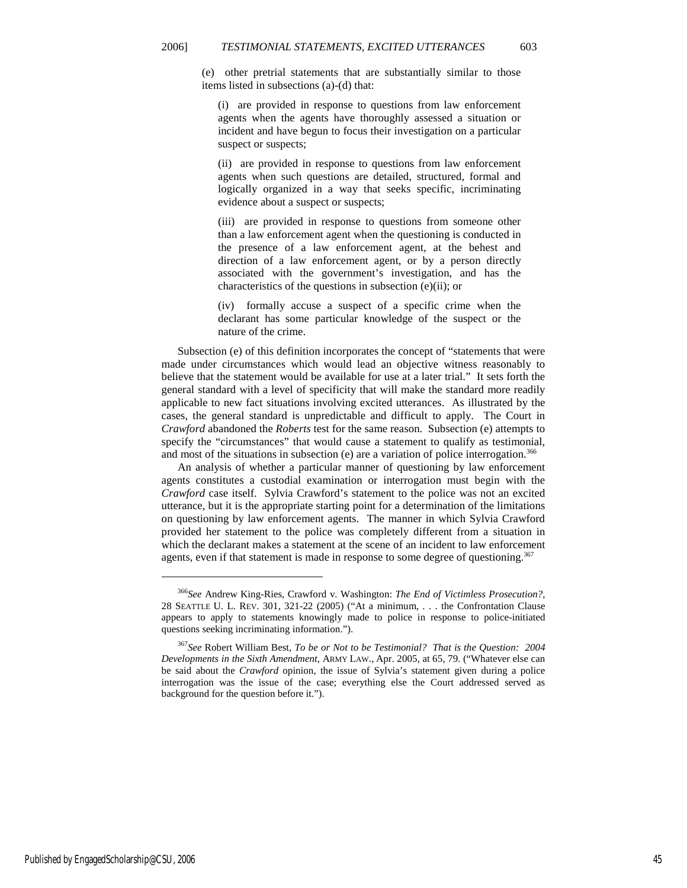(e) other pretrial statements that are substantially similar to those items listed in subsections (a)-(d) that:

(i) are provided in response to questions from law enforcement agents when the agents have thoroughly assessed a situation or incident and have begun to focus their investigation on a particular suspect or suspects;

(ii) are provided in response to questions from law enforcement agents when such questions are detailed, structured, formal and logically organized in a way that seeks specific, incriminating evidence about a suspect or suspects;

(iii) are provided in response to questions from someone other than a law enforcement agent when the questioning is conducted in the presence of a law enforcement agent, at the behest and direction of a law enforcement agent, or by a person directly associated with the government's investigation, and has the characteristics of the questions in subsection (e)(ii); or

(iv) formally accuse a suspect of a specific crime when the declarant has some particular knowledge of the suspect or the nature of the crime.

Subsection (e) of this definition incorporates the concept of "statements that were made under circumstances which would lead an objective witness reasonably to believe that the statement would be available for use at a later trial." It sets forth the general standard with a level of specificity that will make the standard more readily applicable to new fact situations involving excited utterances. As illustrated by the cases, the general standard is unpredictable and difficult to apply. The Court in *Crawford* abandoned the *Roberts* test for the same reason. Subsection (e) attempts to specify the "circumstances" that would cause a statement to qualify as testimonial, and most of the situations in subsection (e) are a variation of police interrogation.[366]

An analysis of whether a particular manner of questioning by law enforcement agents constitutes a custodial examination or interrogation must begin with the *Crawford* case itself. Sylvia Crawford's statement to the police was not an excited utterance, but it is the appropriate starting point for a determination of the limitations on questioning by law enforcement agents. The manner in which Sylvia Crawford provided her statement to the police was completely different from a situation in which the declarant makes a statement at the scene of an incident to law enforcement agents, even if that statement is made in response to some degree of questioning.[367]

---

[366]*See* Andrew King-Ries, Crawford v. Washington: *The End of Victimless Prosecution?*, 28 SEATTLE U. L. REV. 301, 321-22 (2005) ("At a minimum, . . . the Confrontation Clause appears to apply to statements knowingly made to police in response to police-initiated questions seeking incriminating information.").

[367]*See* Robert William Best, *To be or Not to be Testimonial? That is the Question: 2004 Developments in the Sixth Amendment*, ARMY LAW., Apr. 2005, at 65, 79. ("Whatever else can be said about the *Crawford* opinion, the issue of Sylvia's statement given during a police interrogation was the issue of the case; everything else the Court addressed served as background for the question before it.").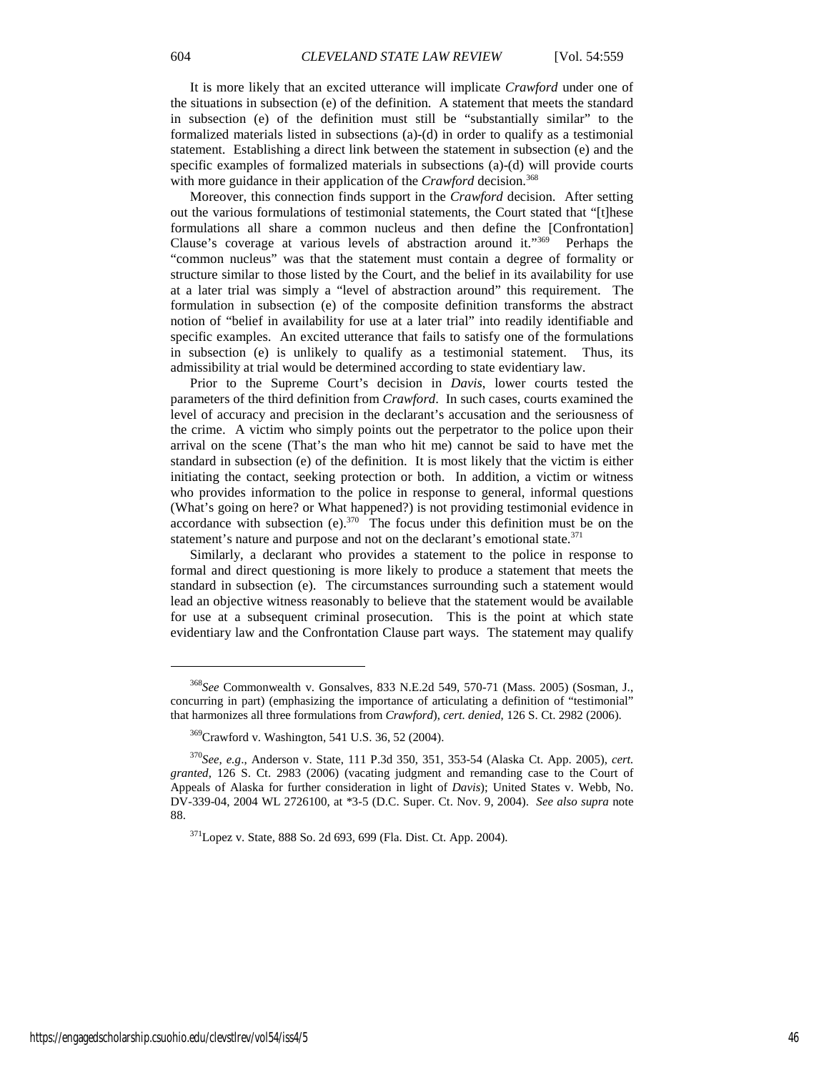It is more likely that an excited utterance will implicate *Crawford* under one of the situations in subsection (e) of the definition. A statement that meets the standard in subsection (e) of the definition must still be "substantially similar" to the formalized materials listed in subsections (a)-(d) in order to qualify as a testimonial statement. Establishing a direct link between the statement in subsection (e) and the specific examples of formalized materials in subsections (a)-(d) will provide courts with more guidance in their application of the *Crawford* decision.[368]

Moreover, this connection finds support in the *Crawford* decision. After setting out the various formulations of testimonial statements, the Court stated that "[t]hese formulations all share a common nucleus and then define the [Confrontation] Clause's coverage at various levels of abstraction around it."[369] Perhaps the "common nucleus" was that the statement must contain a degree of formality or structure similar to those listed by the Court, and the belief in its availability for use at a later trial was simply a "level of abstraction around" this requirement. The formulation in subsection (e) of the composite definition transforms the abstract notion of "belief in availability for use at a later trial" into readily identifiable and specific examples. An excited utterance that fails to satisfy one of the formulations in subsection (e) is unlikely to qualify as a testimonial statement. Thus, its admissibility at trial would be determined according to state evidentiary law.

Prior to the Supreme Court's decision in *Davis*, lower courts tested the parameters of the third definition from *Crawford*. In such cases, courts examined the level of accuracy and precision in the declarant's accusation and the seriousness of the crime. A victim who simply points out the perpetrator to the police upon their arrival on the scene (That's the man who hit me) cannot be said to have met the standard in subsection (e) of the definition. It is most likely that the victim is either initiating the contact, seeking protection or both. In addition, a victim or witness who provides information to the police in response to general, informal questions (What's going on here? or What happened?) is not providing testimonial evidence in accordance with subsection (e).[370] The focus under this definition must be on the statement's nature and purpose and not on the declarant's emotional state.[371]

Similarly, a declarant who provides a statement to the police in response to formal and direct questioning is more likely to produce a statement that meets the standard in subsection (e). The circumstances surrounding such a statement would lead an objective witness reasonably to believe that the statement would be available for use at a subsequent criminal prosecution. This is the point at which state evidentiary law and the Confrontation Clause part ways. The statement may qualify

---

[368] *See* Commonwealth v. Gonsalves, 833 N.E.2d 549, 570-71 (Mass. 2005) (Sosman, J., concurring in part) (emphasizing the importance of articulating a definition of "testimonial" that harmonizes all three formulations from *Crawford*), *cert. denied*, 126 S. Ct. 2982 (2006).

[369] Crawford v. Washington, 541 U.S. 36, 52 (2004).

[370] *See, e.g*., Anderson v. State, 111 P.3d 350, 351, 353-54 (Alaska Ct. App. 2005), *cert. granted*, 126 S. Ct. 2983 (2006) (vacating judgment and remanding case to the Court of Appeals of Alaska for further consideration in light of *Davis*); United States v. Webb, No. DV-339-04, 2004 WL 2726100, at *3-5 (D.C. Super. Ct. Nov. 9, 2004). *See also supra* note 88.

[371] Lopez v. State, 888 So. 2d 693, 699 (Fla. Dist. Ct. App. 2004).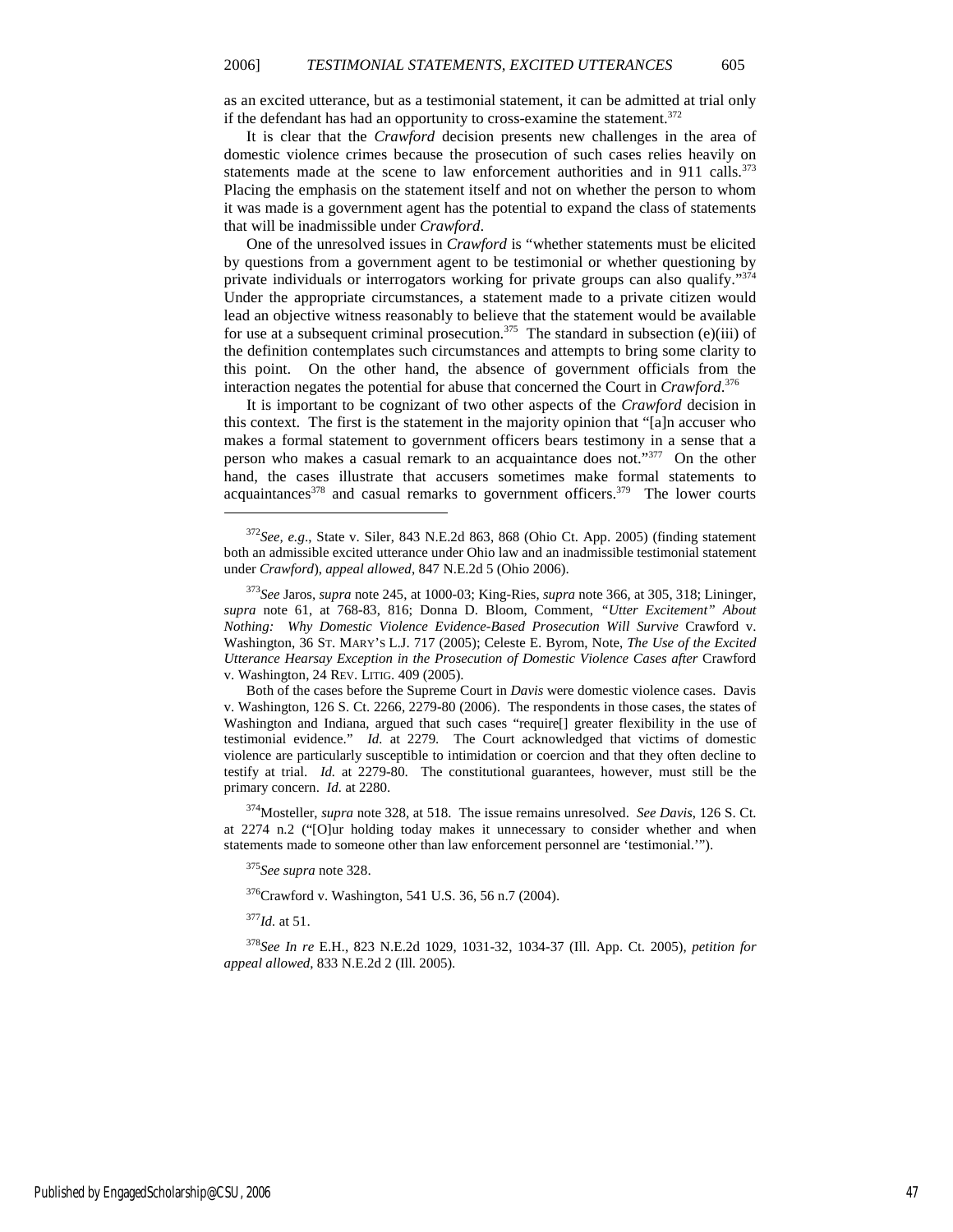as an excited utterance, but as a testimonial statement, it can be admitted at trial only if the defendant has had an opportunity to cross-examine the statement.[372]

It is clear that the *Crawford* decision presents new challenges in the area of domestic violence crimes because the prosecution of such cases relies heavily on statements made at the scene to law enforcement authorities and in 911 calls.[373] Placing the emphasis on the statement itself and not on whether the person to whom it was made is a government agent has the potential to expand the class of statements that will be inadmissible under *Crawford*.

One of the unresolved issues in *Crawford* is "whether statements must be elicited by questions from a government agent to be testimonial or whether questioning by private individuals or interrogators working for private groups can also qualify."[374] Under the appropriate circumstances, a statement made to a private citizen would lead an objective witness reasonably to believe that the statement would be available for use at a subsequent criminal prosecution.[375] The standard in subsection (e)(iii) of the definition contemplates such circumstances and attempts to bring some clarity to this point. On the other hand, the absence of government officials from the interaction negates the potential for abuse that concerned the Court in *Crawford*.[376]

It is important to be cognizant of two other aspects of the *Crawford* decision in this context. The first is the statement in the majority opinion that "[a]n accuser who makes a formal statement to government officers bears testimony in a sense that a person who makes a casual remark to an acquaintance does not."[377] On the other hand, the cases illustrate that accusers sometimes make formal statements to acquaintances[378] and casual remarks to government officers.[379] The lower courts

---

[372] *See, e.g.*, State v. Siler, 843 N.E.2d 863, 868 (Ohio Ct. App. 2005) (finding statement both an admissible excited utterance under Ohio law and an inadmissible testimonial statement under *Crawford*), *appeal allowed*, 847 N.E.2d 5 (Ohio 2006).

[373] *See* Jaros, *supra* note 245, at 1000-03; King-Ries, *supra* note 366, at 305, 318; Lininger, *supra* note 61, at 768-83, 816; Donna D. Bloom, Comment, *"Utter Excitement" About Nothing: Why Domestic Violence Evidence-Based Prosecution Will Survive* Crawford v. Washington, 36 ST. MARY'S L.J. 717 (2005); Celeste E. Byrom, Note, *The Use of the Excited Utterance Hearsay Exception in the Prosecution of Domestic Violence Cases after* Crawford v. Washington, 24 REV. LITIG. 409 (2005).

Both of the cases before the Supreme Court in *Davis* were domestic violence cases. Davis v. Washington, 126 S. Ct. 2266, 2279-80 (2006). The respondents in those cases, the states of Washington and Indiana, argued that such cases "require[] greater flexibility in the use of testimonial evidence." *Id.* at 2279. The Court acknowledged that victims of domestic violence are particularly susceptible to intimidation or coercion and that they often decline to testify at trial. *Id.* at 2279-80. The constitutional guarantees, however, must still be the primary concern. *Id.* at 2280.

[374] Mosteller, *supra* note 328, at 518. The issue remains unresolved. *See Davis*, 126 S. Ct. at 2274 n.2 ("[O]ur holding today makes it unnecessary to consider whether and when statements made to someone other than law enforcement personnel are 'testimonial.'").

[375] *See supra* note 328.

[376] Crawford v. Washington, 541 U.S. 36, 56 n.7 (2004).

[377] *Id.* at 51.

[378] *See In re* E.H., 823 N.E.2d 1029, 1031-32, 1034-37 (Ill. App. Ct. 2005), *petition for appeal allowed*, 833 N.E.2d 2 (Ill. 2005).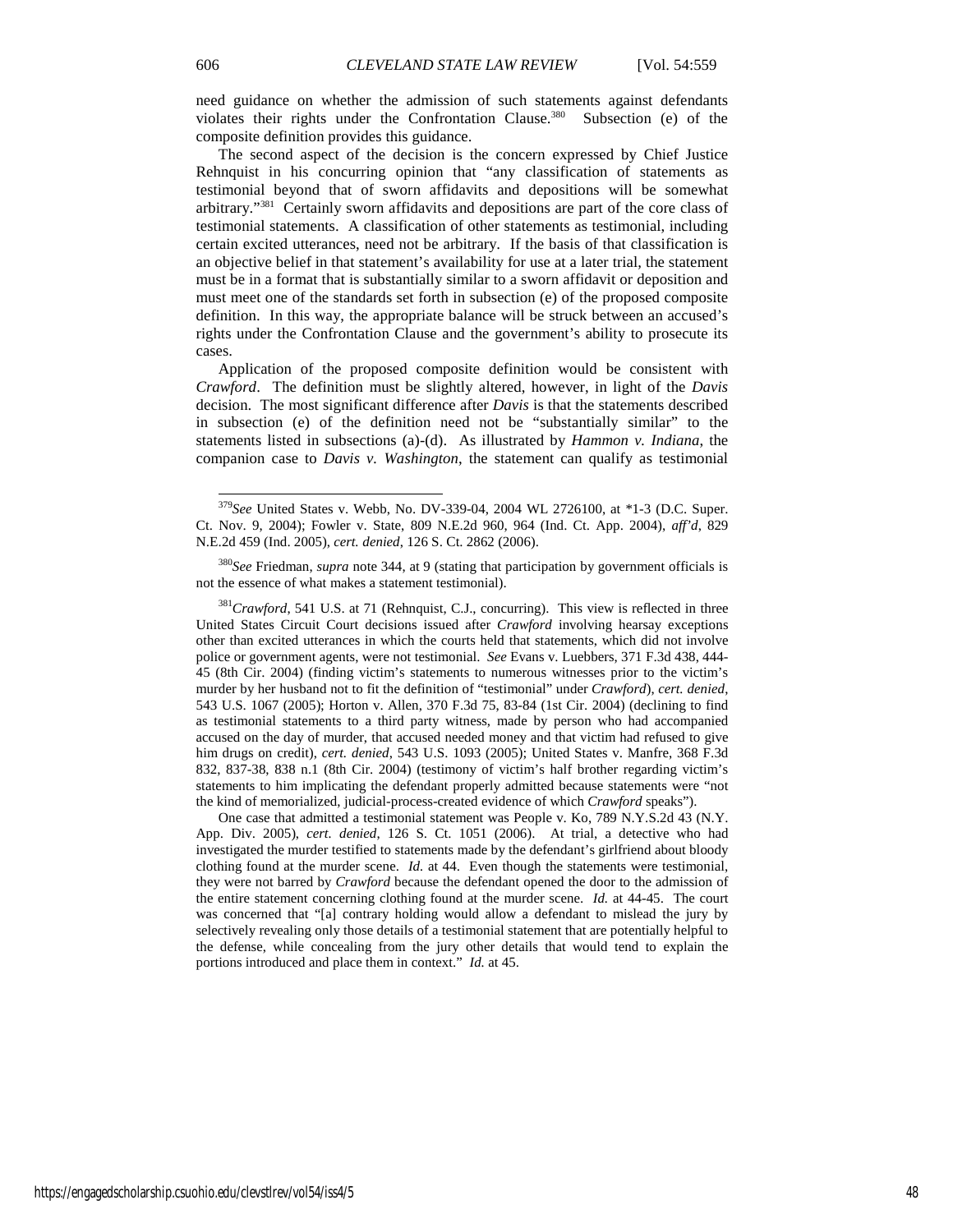need guidance on whether the admission of such statements against defendants violates their rights under the Confrontation Clause.[380] Subsection (e) of the composite definition provides this guidance.

The second aspect of the decision is the concern expressed by Chief Justice Rehnquist in his concurring opinion that "any classification of statements as testimonial beyond that of sworn affidavits and depositions will be somewhat arbitrary."[381] Certainly sworn affidavits and depositions are part of the core class of testimonial statements. A classification of other statements as testimonial, including certain excited utterances, need not be arbitrary. If the basis of that classification is an objective belief in that statement's availability for use at a later trial, the statement must be in a format that is substantially similar to a sworn affidavit or deposition and must meet one of the standards set forth in subsection (e) of the proposed composite definition. In this way, the appropriate balance will be struck between an accused's rights under the Confrontation Clause and the government's ability to prosecute its cases.

Application of the proposed composite definition would be consistent with *Crawford*. The definition must be slightly altered, however, in light of the *Davis* decision. The most significant difference after *Davis* is that the statements described in subsection (e) of the definition need not be "substantially similar" to the statements listed in subsections (a)-(d). As illustrated by ***Hammon v. Indiana***, the companion case to *Davis v. Washington*, the statement can qualify as testimonial

---

[379]*See* United States v. Webb, No. DV-339-04, 2004 WL 2726100, at *1-3 (D.C. Super. Ct. Nov. 9, 2004); Fowler v. State, 809 N.E.2d 960, 964 (Ind. Ct. App. 2004), *aff'd*, 829 N.E.2d 459 (Ind. 2005), *cert. denied*, 126 S. Ct. 2862 (2006).

[380]*See* Friedman, *supra* note 344, at 9 (stating that participation by government officials is not the essence of what makes a statement testimonial).

[381]*Crawford*, 541 U.S. at 71 (Rehnquist, C.J., concurring). This view is reflected in three United States Circuit Court decisions issued after *Crawford* involving hearsay exceptions other than excited utterances in which the courts held that statements, which did not involve police or government agents, were not testimonial. *See* Evans v. Luebbers, 371 F.3d 438, 444-45 (8th Cir. 2004) (finding victim's statements to numerous witnesses prior to the victim's murder by her husband not to fit the definition of "testimonial" under *Crawford*), *cert. denied*, 543 U.S. 1067 (2005); Horton v. Allen, 370 F.3d 75, 83-84 (1st Cir. 2004) (declining to find as testimonial statements to a third party witness, made by person who had accompanied accused on the day of murder, that accused needed money and that victim had refused to give him drugs on credit), *cert. denied*, 543 U.S. 1093 (2005); United States v. Manfre, 368 F.3d 832, 837-38, 838 n.1 (8th Cir. 2004) (testimony of victim's half brother regarding victim's statements to him implicating the defendant properly admitted because statements were "not the kind of memorialized, judicial-process-created evidence of which *Crawford* speaks").

One case that admitted a testimonial statement was People v. Ko, 789 N.Y.S.2d 43 (N.Y. App. Div. 2005), *cert. denied*, 126 S. Ct. 1051 (2006). At trial, a detective who had investigated the murder testified to statements made by the defendant's girlfriend about bloody clothing found at the murder scene. *Id.* at 44. Even though the statements were testimonial, they were not barred by *Crawford* because the defendant opened the door to the admission of the entire statement concerning clothing found at the murder scene. *Id.* at 44-45. The court was concerned that "[a] contrary holding would allow a defendant to mislead the jury by selectively revealing only those details of a testimonial statement that are potentially helpful to the defense, while concealing from the jury other details that would tend to explain the portions introduced and place them in context." *Id.* at 45.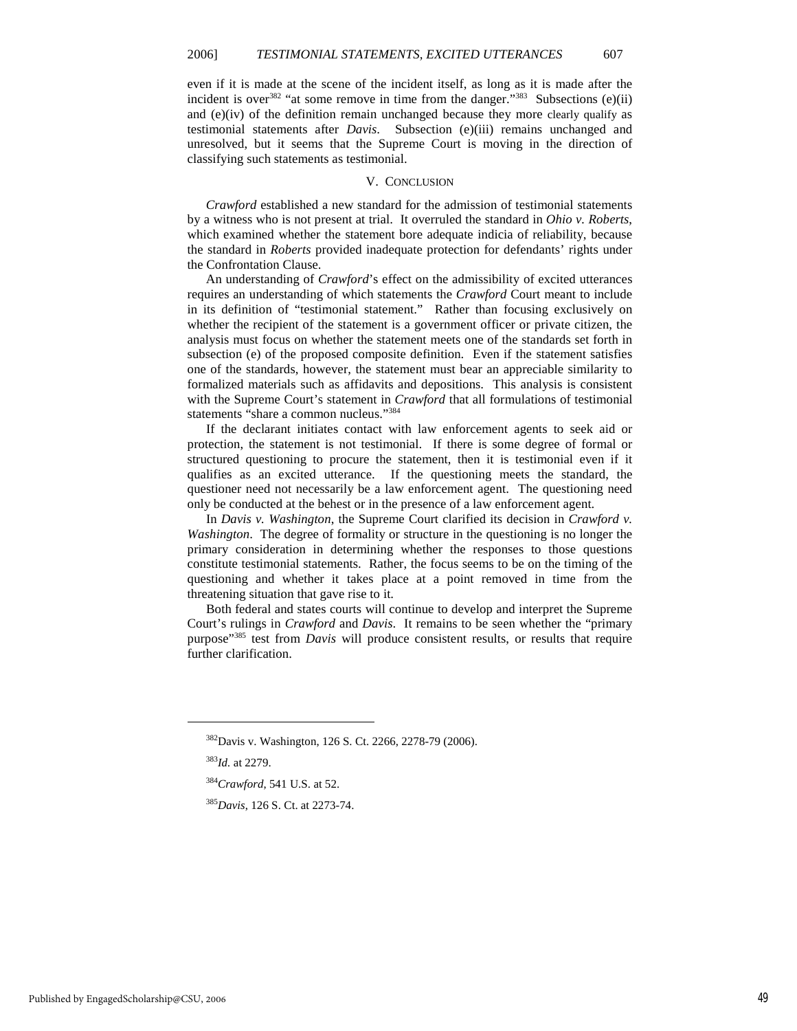even if it is made at the scene of the incident itself, as long as it is made after the incident is over[382] "at some remove in time from the danger."[383] Subsections (e)(ii) and (e)(iv) of the definition remain unchanged because they more clearly qualify as testimonial statements after *Davis*. Subsection (e)(iii) remains unchanged and unresolved, but it seems that the Supreme Court is moving in the direction of classifying such statements as testimonial.

## V. CONCLUSION

*Crawford* established a new standard for the admission of testimonial statements by a witness who is not present at trial. It overruled the standard in *Ohio v. Roberts*, which examined whether the statement bore adequate indicia of reliability, because the standard in *Roberts* provided inadequate protection for defendants' rights under the Confrontation Clause.

An understanding of *Crawford*'s effect on the admissibility of excited utterances requires an understanding of which statements the *Crawford* Court meant to include in its definition of "testimonial statement." Rather than focusing exclusively on whether the recipient of the statement is a government officer or private citizen, the analysis must focus on whether the statement meets one of the standards set forth in subsection (e) of the proposed composite definition. Even if the statement satisfies one of the standards, however, the statement must bear an appreciable similarity to formalized materials such as affidavits and depositions. This analysis is consistent with the Supreme Court's statement in *Crawford* that all formulations of testimonial statements "share a common nucleus."[384]

If the declarant initiates contact with law enforcement agents to seek aid or protection, the statement is not testimonial. If there is some degree of formal or structured questioning to procure the statement, then it is testimonial even if it qualifies as an excited utterance. If the questioning meets the standard, the questioner need not necessarily be a law enforcement agent. The questioning need only be conducted at the behest or in the presence of a law enforcement agent.

In *Davis v. Washington*, the Supreme Court clarified its decision in *Crawford v. Washington*. The degree of formality or structure in the questioning is no longer the primary consideration in determining whether the responses to those questions constitute testimonial statements. Rather, the focus seems to be on the timing of the questioning and whether it takes place at a point removed in time from the threatening situation that gave rise to it.

Both federal and states courts will continue to develop and interpret the Supreme Court's rulings in *Crawford* and *Davis*. It remains to be seen whether the "primary purpose"[385] test from *Davis* will produce consistent results, or results that require further clarification.

---

[382] Davis v. Washington, 126 S. Ct. 2266, 2278-79 (2006).

[383] *Id*. at 2279.

[384] *Crawford*, 541 U.S. at 52.

[385] *Davis*, 126 S. Ct. at 2273-74.